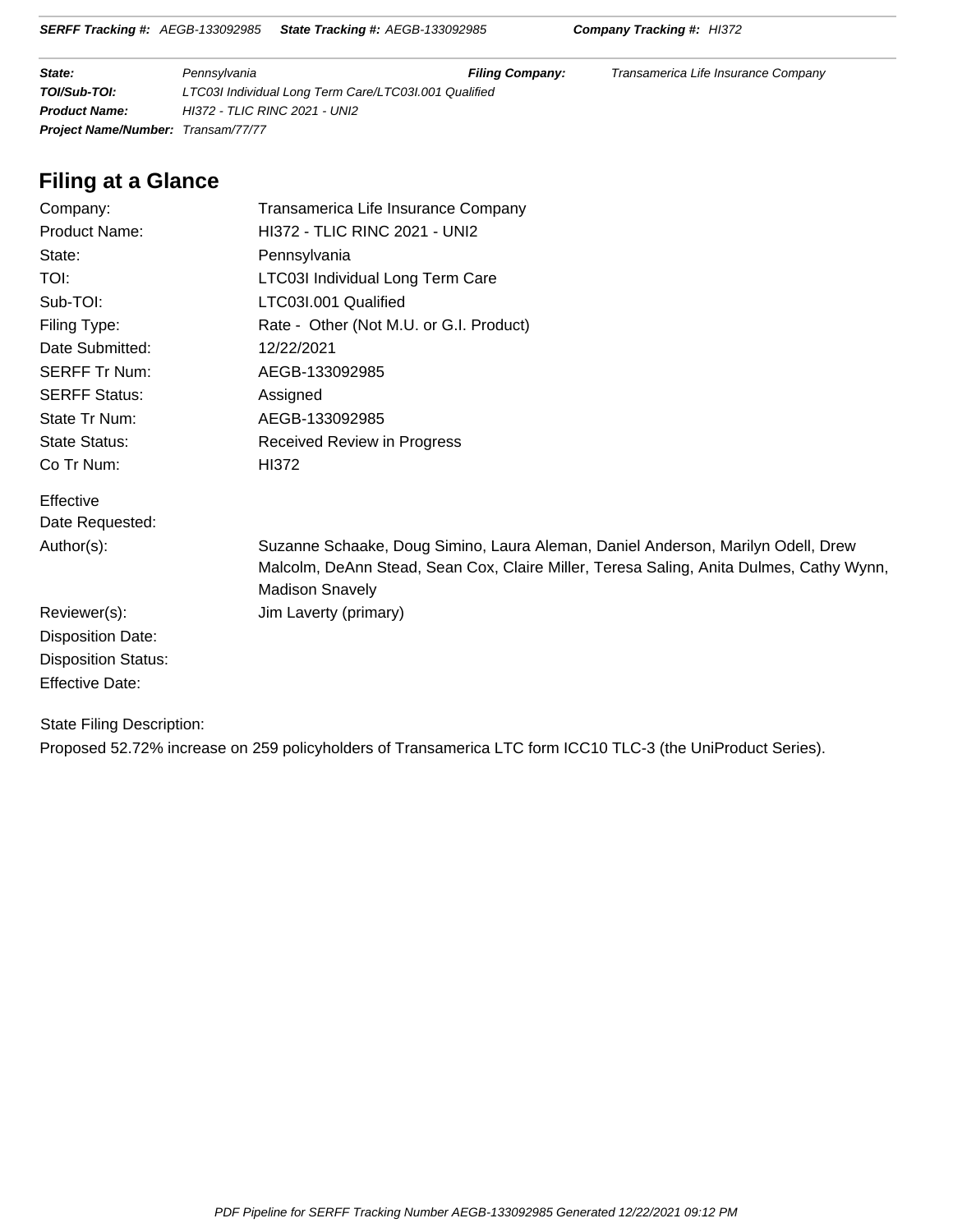**SERFF Tracking #:** AEGB-133092985 **State Tracking #:** AEGB-133092985 **Company Tracking #:** HI372

| | | | |
|---|---|---|---|
| **State:** | Pennsylvania | **Filing Company:** | Transamerica Life Insurance Company |
| **TOI/Sub-TOI:** | LTC03I Individual Long Term Care/LTC03I.001 Qualified | | |
| **Product Name:** | HI372 - TLIC RINC 2021 - UNI2 | | |
| **Project Name/Number:** | Transam/77/77 | | |

## Filing at a Glance

| | |
|---|---|
| Company: | Transamerica Life Insurance Company |
| Product Name: | HI372 - TLIC RINC 2021 - UNI2 |
| State: | Pennsylvania |
| TOI: | LTC03I Individual Long Term Care |
| Sub-TOI: | LTC03I.001 Qualified |
| Filing Type: | Rate - Other (Not M.U. or G.I. Product) |
| Date Submitted: | 12/22/2021 |
| SERFF Tr Num: | AEGB-133092985 |
| SERFF Status: | Assigned |
| State Tr Num: | AEGB-133092985 |
| State Status: | Received Review in Progress |
| Co Tr Num: | HI372 |
| Effective Date Requested: | |
| Author(s): | Suzanne Schaake, Doug Simino, Laura Aleman, Daniel Anderson, Marilyn Odell, Drew Malcolm, DeAnn Stead, Sean Cox, Claire Miller, Teresa Saling, Anita Dulmes, Cathy Wynn, Madison Snavely |
| Reviewer(s): | Jim Laverty (primary) |
| Disposition Date: | |
| Disposition Status: | |
| Effective Date: | |

State Filing Description:

Proposed 52.72% increase on 259 policyholders of Transamerica LTC form ICC10 TLC-3 (the UniProduct Series).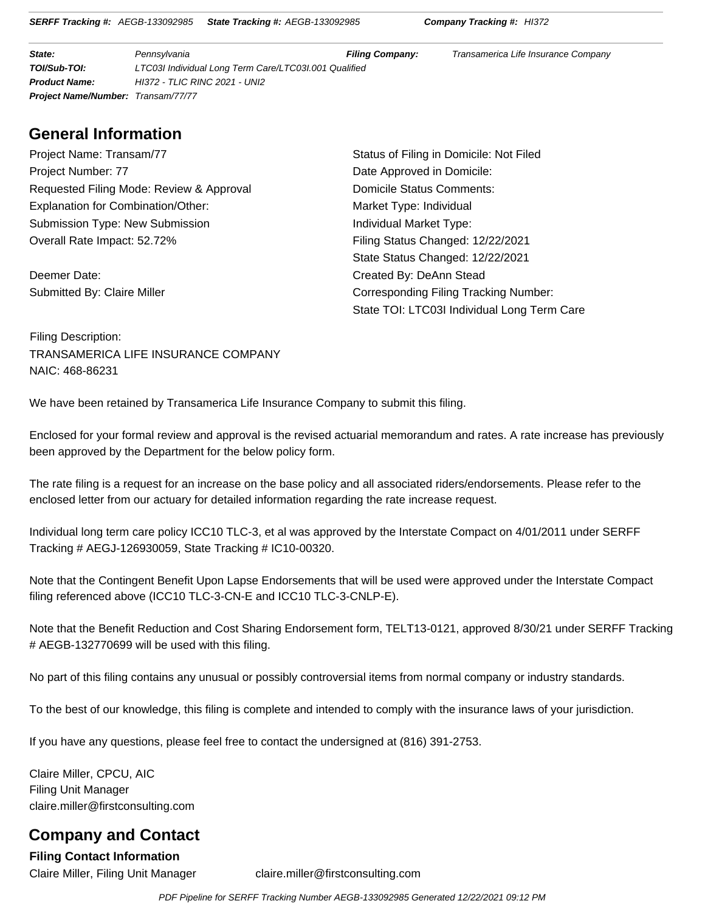**SERFF Tracking #:** AEGB-133092985 **State Tracking #:** AEGB-133092985 **Company Tracking #:** HI372

| | | | |
|---|---|---|---|
| **State:** | Pennsylvania | **Filing Company:** | Transamerica Life Insurance Company |
| **TOI/Sub-TOI:** | LTC03I Individual Long Term Care/LTC03I.001 Qualified | | |
| **Product Name:** | HI372 - TLIC RINC 2021 - UNI2 | | |
| **Project Name/Number:** | Transam/77/77 | | |

## General Information

Project Name: Transam/77
Project Number: 77
Requested Filing Mode: Review & Approval
Explanation for Combination/Other:
Submission Type: New Submission
Overall Rate Impact: 52.72%

Deemer Date:
Submitted By: Claire Miller

Status of Filing in Domicile: Not Filed
Date Approved in Domicile:
Domicile Status Comments:
Market Type: Individual
Individual Market Type:
Filing Status Changed: 12/22/2021
State Status Changed: 12/22/2021
Created By: DeAnn Stead
Corresponding Filing Tracking Number:
State TOI: LTC03I Individual Long Term Care

Filing Description:
TRANSAMERICA LIFE INSURANCE COMPANY
NAIC: 468-86231

We have been retained by Transamerica Life Insurance Company to submit this filing.

Enclosed for your formal review and approval is the revised actuarial memorandum and rates. A rate increase has previously been approved by the Department for the below policy form.

The rate filing is a request for an increase on the base policy and all associated riders/endorsements. Please refer to the enclosed letter from our actuary for detailed information regarding the rate increase request.

Individual long term care policy ICC10 TLC-3, et al was approved by the Interstate Compact on 4/01/2011 under SERFF Tracking # AEGJ-126930059, State Tracking # IC10-00320.

Note that the Contingent Benefit Upon Lapse Endorsements that will be used were approved under the Interstate Compact filing referenced above (ICC10 TLC-3-CN-E and ICC10 TLC-3-CNLP-E).

Note that the Benefit Reduction and Cost Sharing Endorsement form, TELT13-0121, approved 8/30/21 under SERFF Tracking # AEGB-132770699 will be used with this filing.

No part of this filing contains any unusual or possibly controversial items from normal company or industry standards.

To the best of our knowledge, this filing is complete and intended to comply with the insurance laws of your jurisdiction.

If you have any questions, please feel free to contact the undersigned at (816) 391-2753.

Claire Miller, CPCU, AIC
Filing Unit Manager
claire.miller@firstconsulting.com

## Company and Contact

### Filing Contact Information

Claire Miller, Filing Unit Manager claire.miller@firstconsulting.com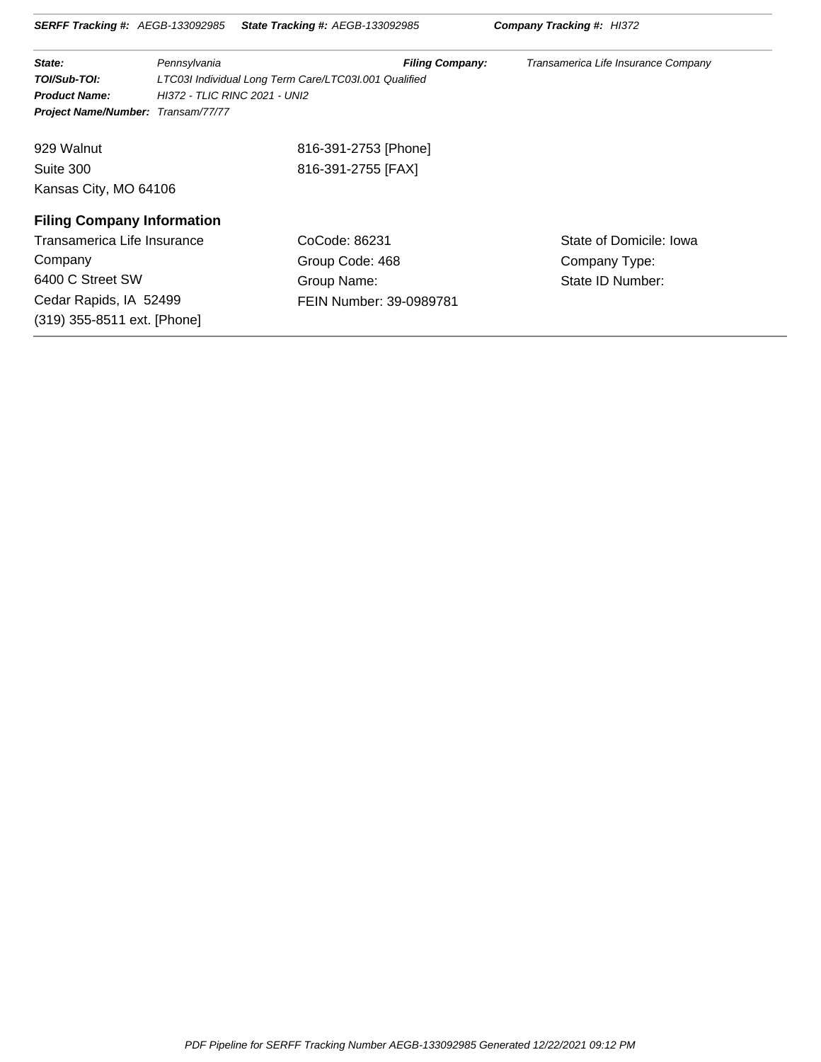929 Walnut
Suite 300
Kansas City, MO 64106

816-391-2753 [Phone]
816-391-2755 [FAX]

## Filing Company Information

| | | |
|---|---|---|
| Transamerica Life Insurance Company | CoCode: 86231 | State of Domicile: Iowa |
| 6400 C Street SW | Group Code: 468 | Company Type: |
| Cedar Rapids, IA 52499 | Group Name: | State ID Number: |
| (319) 355-8511 ext. [Phone] | FEIN Number: 39-0989781 | |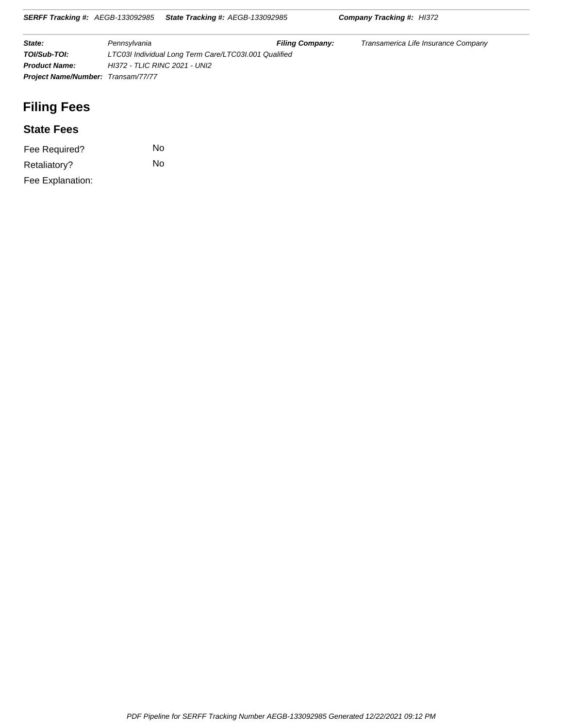**State:** Pennsylvania **Filing Company:** Transamerica Life Insurance Company
**TOI/Sub-TOI:** LTC03I Individual Long Term Care/LTC03I.001 Qualified
**Product Name:** HI372 - TLIC RINC 2021 - UNI2
**Project Name/Number:** Transam/77/77

# Filing Fees

## State Fees

| | |
|---|---|
| Fee Required? | No |
| Retaliatory? | No |
| Fee Explanation: | |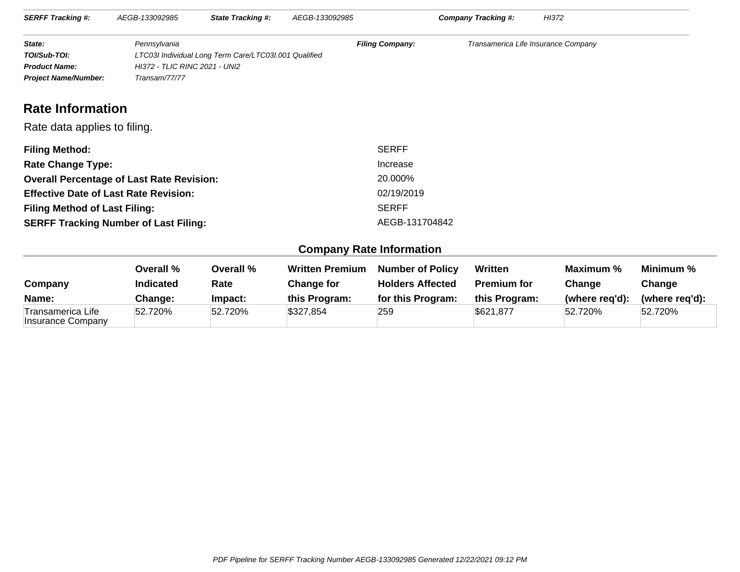| | | | | | |
|---|---|---|---|---|---|
| ***SERFF Tracking #:*** | *AEGB-133092985* | ***State Tracking #:*** | *AEGB-133092985* | ***Company Tracking #:*** | *HI372* |

| | | | |
|---|---|---|---|
| ***State:*** | *Pennsylvania* | ***Filing Company:*** | *Transamerica Life Insurance Company* |
| ***TOI/Sub-TOI:*** | *LTC03I Individual Long Term Care/LTC03I.001 Qualified* | | |
| ***Product Name:*** | *HI372 - TLIC RINC 2021 - UNI2* | | |
| ***Project Name/Number:*** | *Transam/77/77* | | |

## Rate Information

Rate data applies to filing.

| | |
|---|---|
| **Filing Method:** | SERFF |
| **Rate Change Type:** | Increase |
| **Overall Percentage of Last Rate Revision:** | 20.000% |
| **Effective Date of Last Rate Revision:** | 02/19/2019 |
| **Filing Method of Last Filing:** | SERFF |
| **SERFF Tracking Number of Last Filing:** | AEGB-131704842 |

### Company Rate Information

| Company Name: | Overall % Indicated Change: | Overall % Rate Impact: | Written Premium Change for this Program: | Number of Policy Holders Affected for this Program: | Written Premium for this Program: | Maximum % Change (where req'd): | Minimum % Change (where req'd): |
|---|---|---|---|---|---|---|---|
| Transamerica Life Insurance Company | 52.720% | 52.720% | $327,854 | 259 | $621,877 | 52.720% | 52.720% |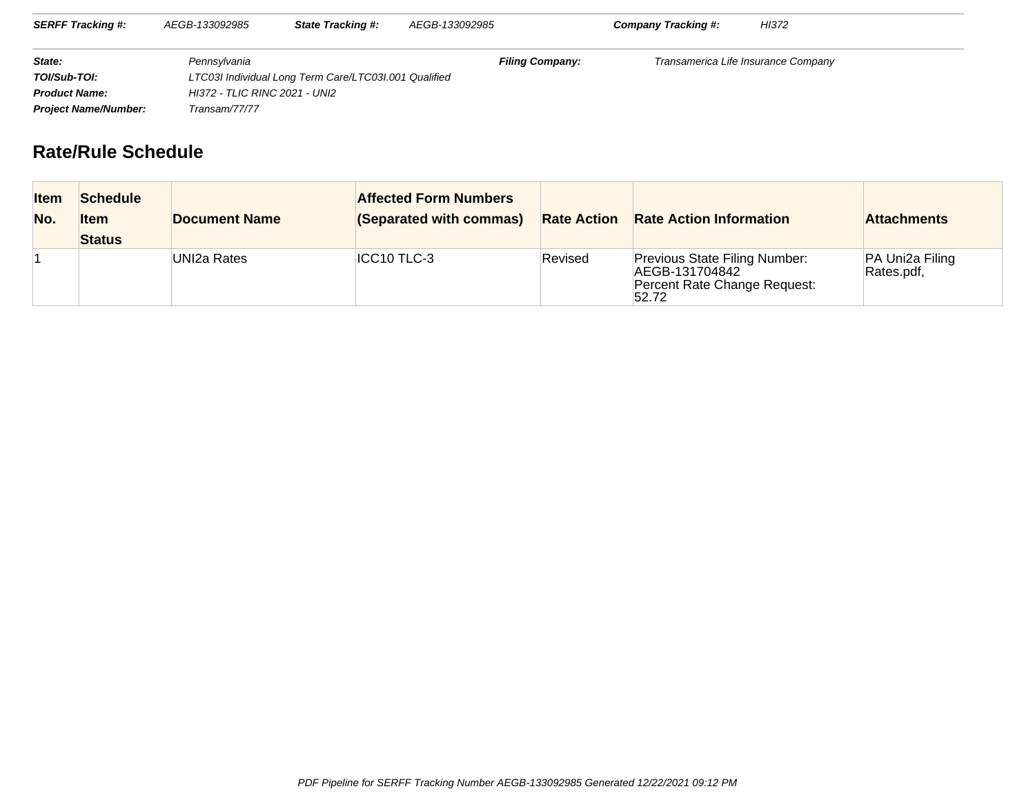| **SERFF Tracking #:** | AEGB-133092985 | **State Tracking #:** | AEGB-133092985 | **Company Tracking #:** | HI372 |
|---|---|---|---|---|---|

| | | | |
|---|---|---|---|
| **State:** | Pennsylvania | **Filing Company:** | Transamerica Life Insurance Company |
| **TOI/Sub-TOI:** | LTC03I Individual Long Term Care/LTC03I.001 Qualified | | |
| **Product Name:** | HI372 - TLIC RINC 2021 - UNI2 | | |
| **Project Name/Number:** | Transam/77/77 | | |

## Rate/Rule Schedule

| Item No. | Schedule Item Status | Document Name | Affected Form Numbers (Separated with commas) | Rate Action | Rate Action Information | Attachments |
|---|---|---|---|---|---|---|
| 1 | | UNI2a Rates | ICC10 TLC-3 | Revised | Previous State Filing Number: AEGB-131704842<br>Percent Rate Change Request: 52.72 | PA Uni2a Filing Rates.pdf, |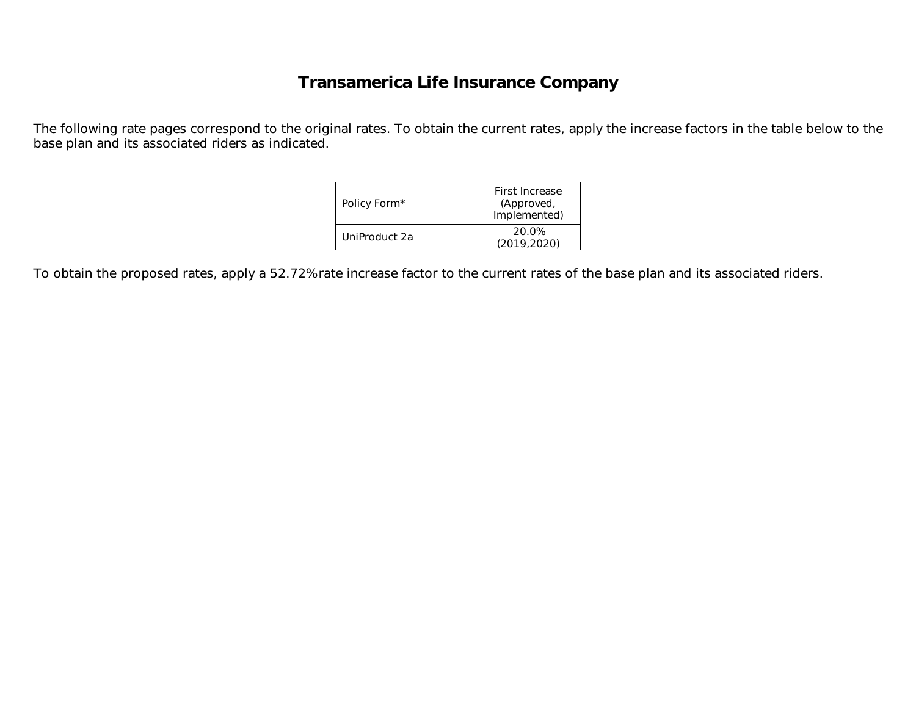# Transamerica Life Insurance Company

The following rate pages correspond to the original rates. To obtain the current rates, apply the increase factors in the table below to the base plan and its associated riders as indicated.

| Policy Form* | First Increase (Approved, Implemented) |
| --- | --- |
| UniProduct 2a | 20.0% (2019,2020) |

To obtain the proposed rates, apply a 52.72% rate increase factor to the current rates of the base plan and its associated riders.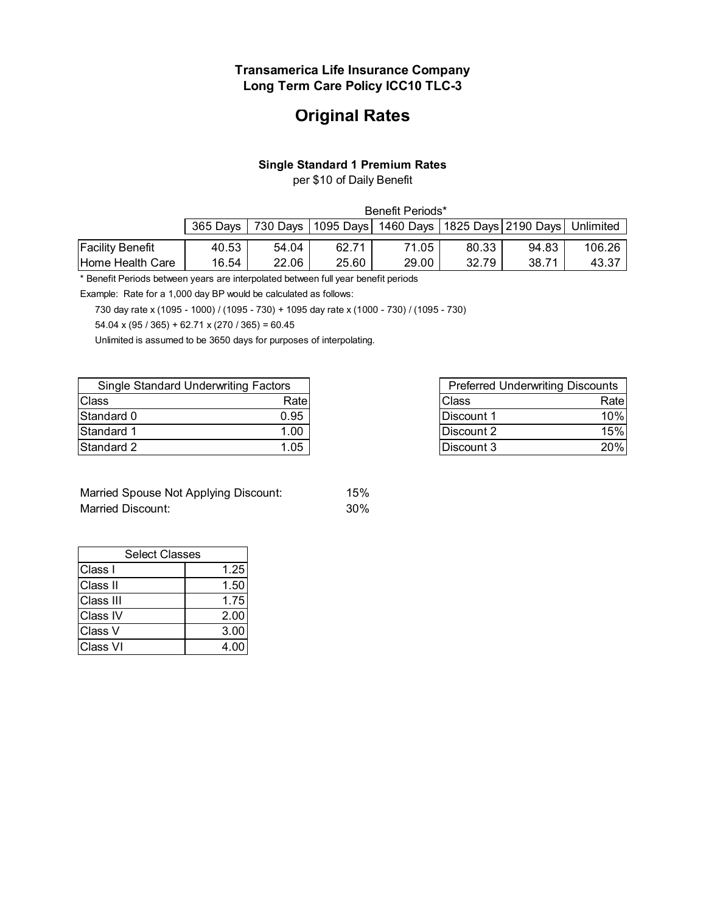**Transamerica Life Insurance Company**
**Long Term Care Policy ICC10 TLC-3**

# Original Rates

### Single Standard 1 Premium Rates

per $10 of Daily Benefit

| | Benefit Periods* | | | | | | |
|---|---|---|---|---|---|---|---|
| | 365 Days | 730 Days | 1095 Days | 1460 Days | 1825 Days | 2190 Days | Unlimited |
| Facility Benefit | 40.53 | 54.04 | 62.71 | 71.05 | 80.33 | 94.83 | 106.26 |
| Home Health Care | 16.54 | 22.06 | 25.60 | 29.00 | 32.79 | 38.71 | 43.37 |

* Benefit Periods between years are interpolated between full year benefit periods

Example: Rate for a 1,000 day BP would be calculated as follows:

730 day rate x (1095 - 1000) / (1095 - 730) + 1095 day rate x (1000 - 730) / (1095 - 730)

54.04 x (95 / 365) + 62.71 x (270 / 365) = 60.45

Unlimited is assumed to be 3650 days for purposes of interpolating.

| Single Standard Underwriting Factors | |
|---|---|
| Class | Rate |
| Standard 0 | 0.95 |
| Standard 1 | 1.00 |
| Standard 2 | 1.05 |

| Preferred Underwriting Discounts | |
|---|---|
| Class | Rate |
| Discount 1 | 10% |
| Discount 2 | 15% |
| Discount 3 | 20% |

Married Spouse Not Applying Discount: 15%

Married Discount: 30%

| Select Classes | |
|---|---|
| Class I | 1.25 |
| Class II | 1.50 |
| Class III | 1.75 |
| Class IV | 2.00 |
| Class V | 3.00 |
| Class VI | 4.00 |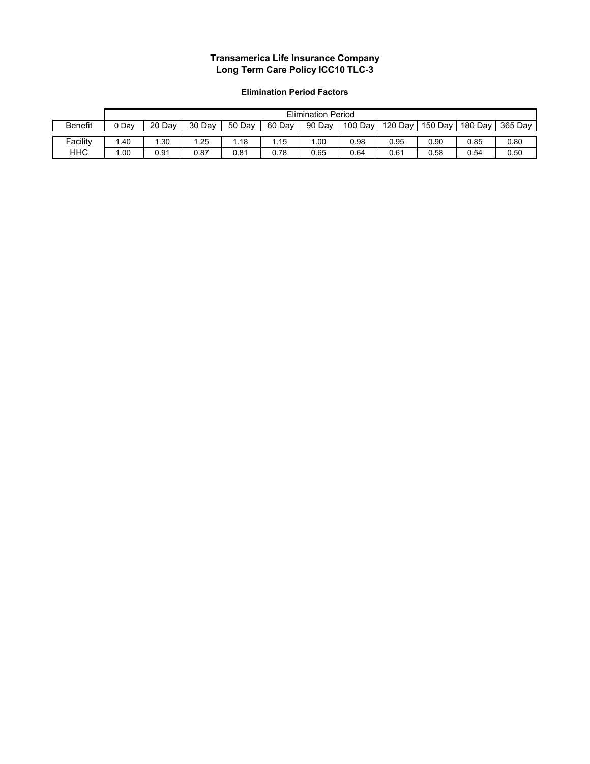**Transamerica Life Insurance Company**
**Long Term Care Policy ICC10 TLC-3**

**Elimination Period Factors**

| | Elimination Period | | | | | | | | | | |
|---|---|---|---|---|---|---|---|---|---|---|---|
| Benefit | 0 Day | 20 Day | 30 Day | 50 Day | 60 Day | 90 Day | 100 Day | 120 Day | 150 Day | 180 Day | 365 Day |
| Facility | 1.40 | 1.30 | 1.25 | 1.18 | 1.15 | 1.00 | 0.98 | 0.95 | 0.90 | 0.85 | 0.80 |
| HHC | 1.00 | 0.91 | 0.87 | 0.81 | 0.78 | 0.65 | 0.64 | 0.61 | 0.58 | 0.54 | 0.50 |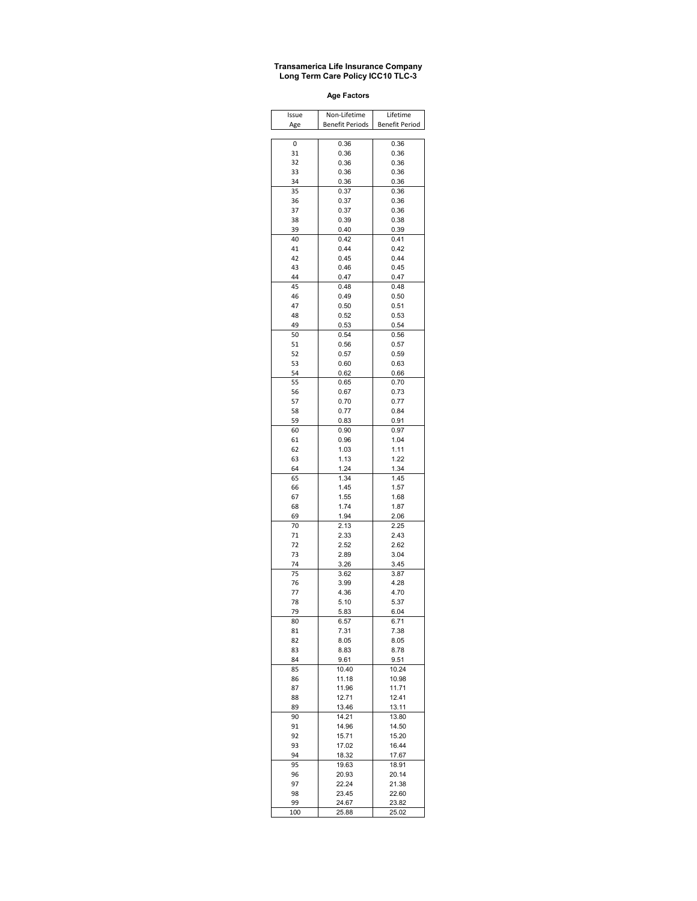**Transamerica Life Insurance Company**
**Long Term Care Policy ICC10 TLC-3**

**Age Factors**

| Issue Age | Non-Lifetime Benefit Periods | Lifetime Benefit Period |
|---|---|---|
| 0 | 0.36 | 0.36 |
| 31 | 0.36 | 0.36 |
| 32 | 0.36 | 0.36 |
| 33 | 0.36 | 0.36 |
| 34 | 0.36 | 0.36 |
| 35 | 0.37 | 0.36 |
| 36 | 0.37 | 0.36 |
| 37 | 0.37 | 0.36 |
| 38 | 0.39 | 0.38 |
| 39 | 0.40 | 0.39 |
| 40 | 0.42 | 0.41 |
| 41 | 0.44 | 0.42 |
| 42 | 0.45 | 0.44 |
| 43 | 0.46 | 0.45 |
| 44 | 0.47 | 0.47 |
| 45 | 0.48 | 0.48 |
| 46 | 0.49 | 0.50 |
| 47 | 0.50 | 0.51 |
| 48 | 0.52 | 0.53 |
| 49 | 0.53 | 0.54 |
| 50 | 0.54 | 0.56 |
| 51 | 0.56 | 0.57 |
| 52 | 0.57 | 0.59 |
| 53 | 0.60 | 0.63 |
| 54 | 0.62 | 0.66 |
| 55 | 0.65 | 0.70 |
| 56 | 0.67 | 0.73 |
| 57 | 0.70 | 0.77 |
| 58 | 0.77 | 0.84 |
| 59 | 0.83 | 0.91 |
| 60 | 0.90 | 0.97 |
| 61 | 0.96 | 1.04 |
| 62 | 1.03 | 1.11 |
| 63 | 1.13 | 1.22 |
| 64 | 1.24 | 1.34 |
| 65 | 1.34 | 1.45 |
| 66 | 1.45 | 1.57 |
| 67 | 1.55 | 1.68 |
| 68 | 1.74 | 1.87 |
| 69 | 1.94 | 2.06 |
| 70 | 2.13 | 2.25 |
| 71 | 2.33 | 2.43 |
| 72 | 2.52 | 2.62 |
| 73 | 2.89 | 3.04 |
| 74 | 3.26 | 3.45 |
| 75 | 3.62 | 3.87 |
| 76 | 3.99 | 4.28 |
| 77 | 4.36 | 4.70 |
| 78 | 5.10 | 5.37 |
| 79 | 5.83 | 6.04 |
| 80 | 6.57 | 6.71 |
| 81 | 7.31 | 7.38 |
| 82 | 8.05 | 8.05 |
| 83 | 8.83 | 8.78 |
| 84 | 9.61 | 9.51 |
| 85 | 10.40 | 10.24 |
| 86 | 11.18 | 10.98 |
| 87 | 11.96 | 11.71 |
| 88 | 12.71 | 12.41 |
| 89 | 13.46 | 13.11 |
| 90 | 14.21 | 13.80 |
| 91 | 14.96 | 14.50 |
| 92 | 15.71 | 15.20 |
| 93 | 17.02 | 16.44 |
| 94 | 18.32 | 17.67 |
| 95 | 19.63 | 18.91 |
| 96 | 20.93 | 20.14 |
| 97 | 22.24 | 21.38 |
| 98 | 23.45 | 22.60 |
| 99 | 24.67 | 23.82 |
| 100 | 25.88 | 25.02 |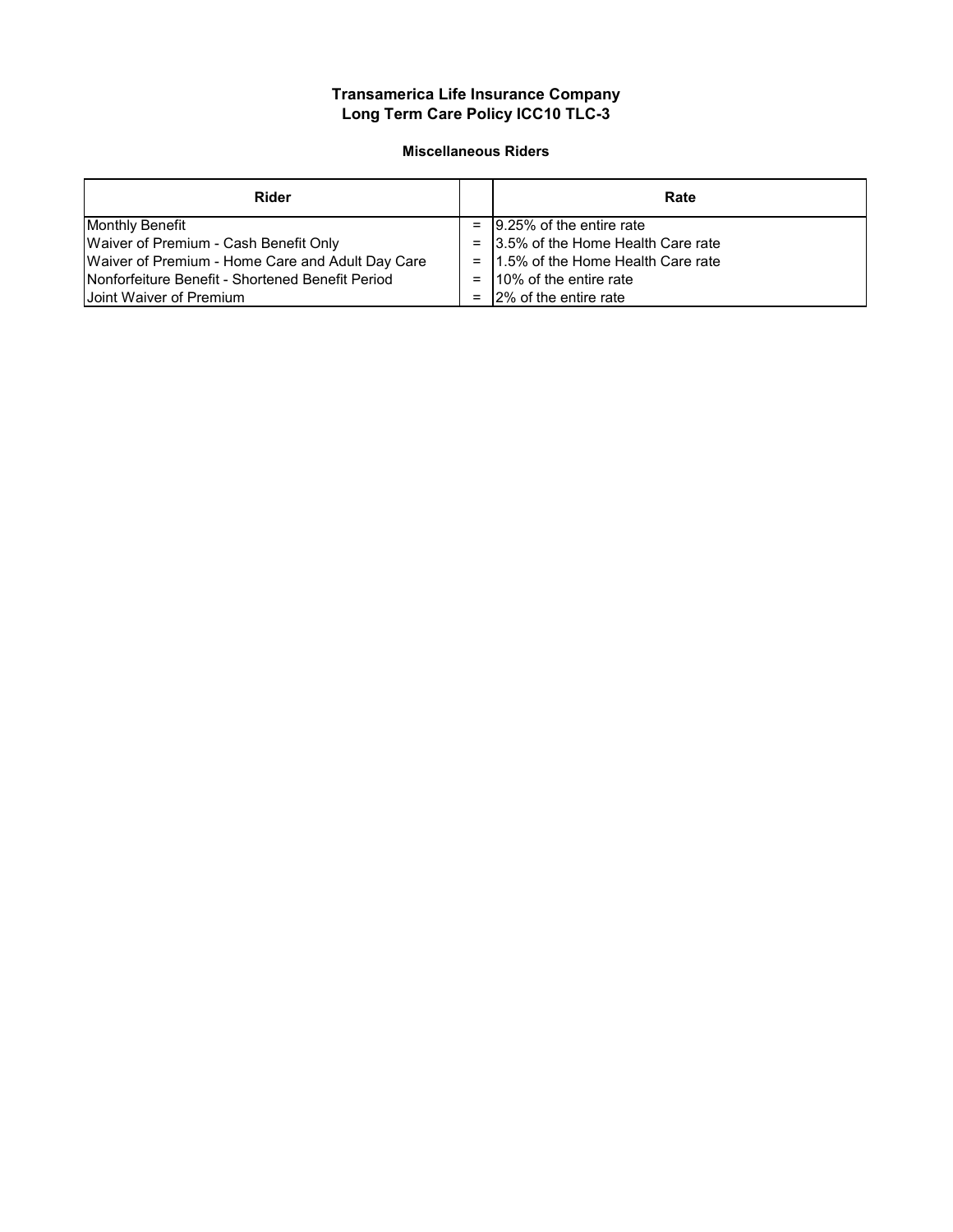### Transamerica Life Insurance Company
### Long Term Care Policy ICC10 TLC-3

#### Miscellaneous Riders

| Rider | | Rate |
|---|---|---|
| Monthly Benefit | = | 9.25% of the entire rate |
| Waiver of Premium - Cash Benefit Only | = | 3.5% of the Home Health Care rate |
| Waiver of Premium - Home Care and Adult Day Care | = | 1.5% of the Home Health Care rate |
| Nonforfeiture Benefit - Shortened Benefit Period | = | 10% of the entire rate |
| Joint Waiver of Premium | = | 2% of the entire rate |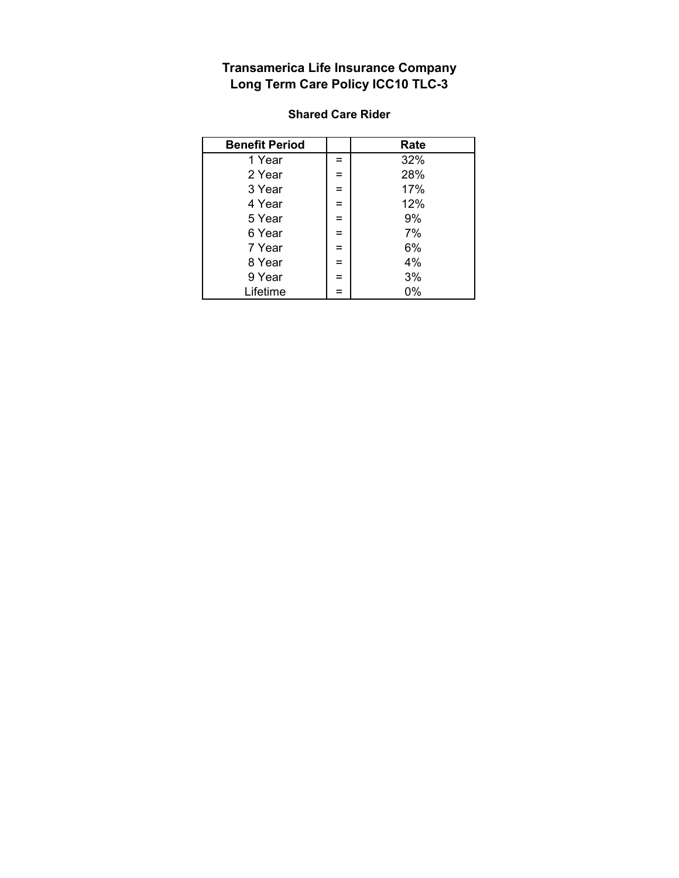# Transamerica Life Insurance Company
# Long Term Care Policy ICC10 TLC-3

### Shared Care Rider

| Benefit Period | | Rate |
|---|---|---|
| 1 Year | = | 32% |
| 2 Year | = | 28% |
| 3 Year | = | 17% |
| 4 Year | = | 12% |
| 5 Year | = | 9% |
| 6 Year | = | 7% |
| 7 Year | = | 6% |
| 8 Year | = | 4% |
| 9 Year | = | 3% |
| Lifetime | = | 0% |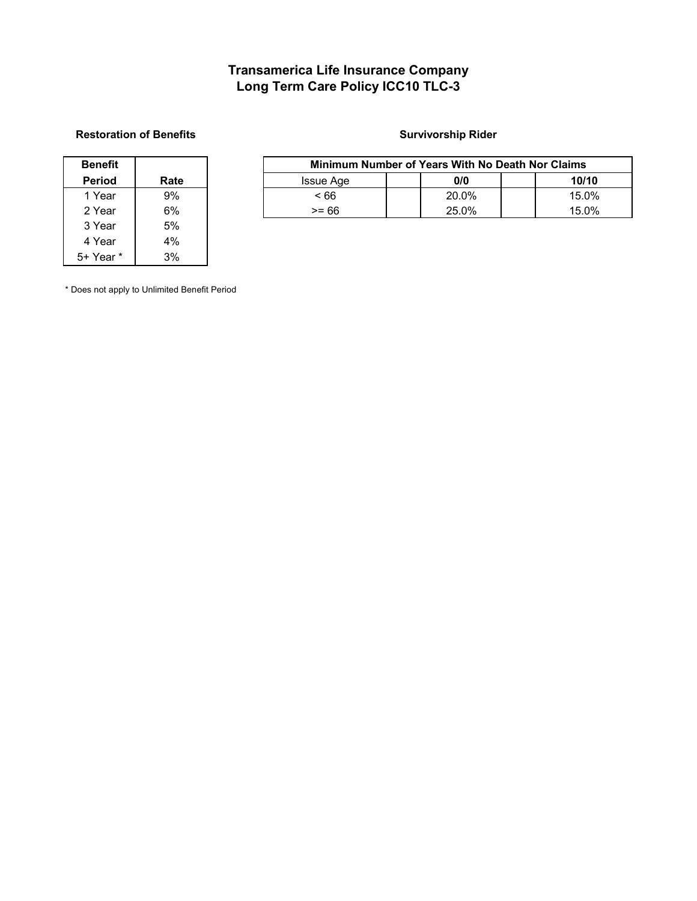# Transamerica Life Insurance Company
# Long Term Care Policy ICC10 TLC-3

### Restoration of Benefits

| Benefit Period | Rate |
|---|---|
| 1 Year | 9% |
| 2 Year | 6% |
| 3 Year | 5% |
| 4 Year | 4% |
| 5+ Year * | 3% |

\* Does not apply to Unlimited Benefit Period

### Survivorship Rider

| Minimum Number of Years With No Death Nor Claims | | | | |
|---|---|---|---|---|
| Issue Age | | **0/0** | | **10/10** |
| < 66 | | 20.0% | | 15.0% |
| >= 66 | | 25.0% | | 15.0% |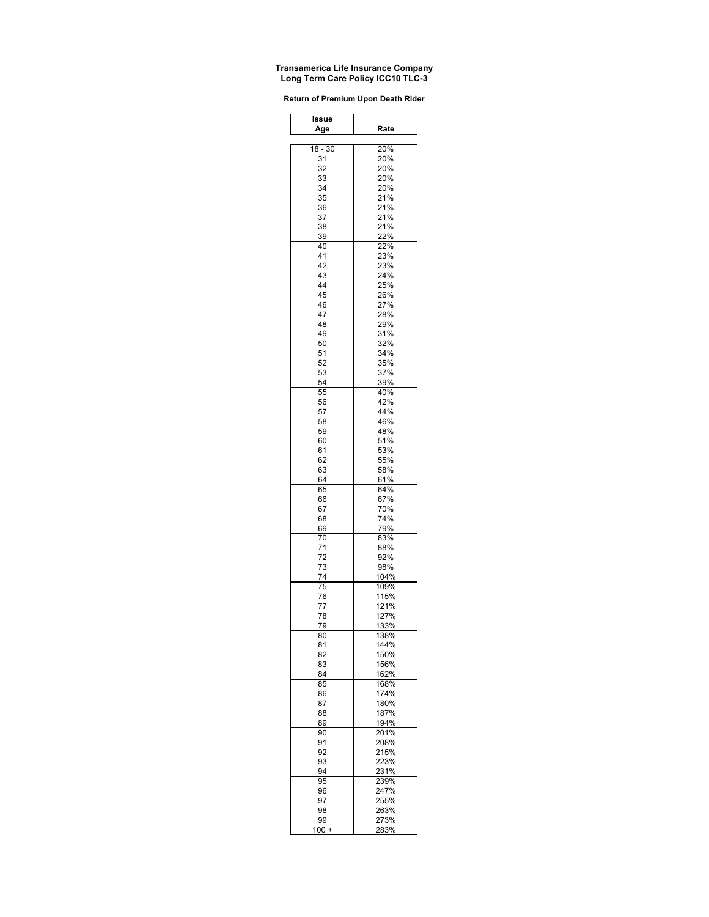**Transamerica Life Insurance Company**
**Long Term Care Policy ICC10 TLC-3**

**Return of Premium Upon Death Rider**

| Issue Age | Rate |
|---|---|
| 18 - 30 | 20% |
| 31 | 20% |
| 32 | 20% |
| 33 | 20% |
| 34 | 20% |
| 35 | 21% |
| 36 | 21% |
| 37 | 21% |
| 38 | 21% |
| 39 | 22% |
| 40 | 22% |
| 41 | 23% |
| 42 | 23% |
| 43 | 24% |
| 44 | 25% |
| 45 | 26% |
| 46 | 27% |
| 47 | 28% |
| 48 | 29% |
| 49 | 31% |
| 50 | 32% |
| 51 | 34% |
| 52 | 35% |
| 53 | 37% |
| 54 | 39% |
| 55 | 40% |
| 56 | 42% |
| 57 | 44% |
| 58 | 46% |
| 59 | 48% |
| 60 | 51% |
| 61 | 53% |
| 62 | 55% |
| 63 | 58% |
| 64 | 61% |
| 65 | 64% |
| 66 | 67% |
| 67 | 70% |
| 68 | 74% |
| 69 | 79% |
| 70 | 83% |
| 71 | 88% |
| 72 | 92% |
| 73 | 98% |
| 74 | 104% |
| 75 | 109% |
| 76 | 115% |
| 77 | 121% |
| 78 | 127% |
| 79 | 133% |
| 80 | 138% |
| 81 | 144% |
| 82 | 150% |
| 83 | 156% |
| 84 | 162% |
| 85 | 168% |
| 86 | 174% |
| 87 | 180% |
| 88 | 187% |
| 89 | 194% |
| 90 | 201% |
| 91 | 208% |
| 92 | 215% |
| 93 | 223% |
| 94 | 231% |
| 95 | 239% |
| 96 | 247% |
| 97 | 255% |
| 98 | 263% |
| 99 | 273% |
| 100 + | 283% |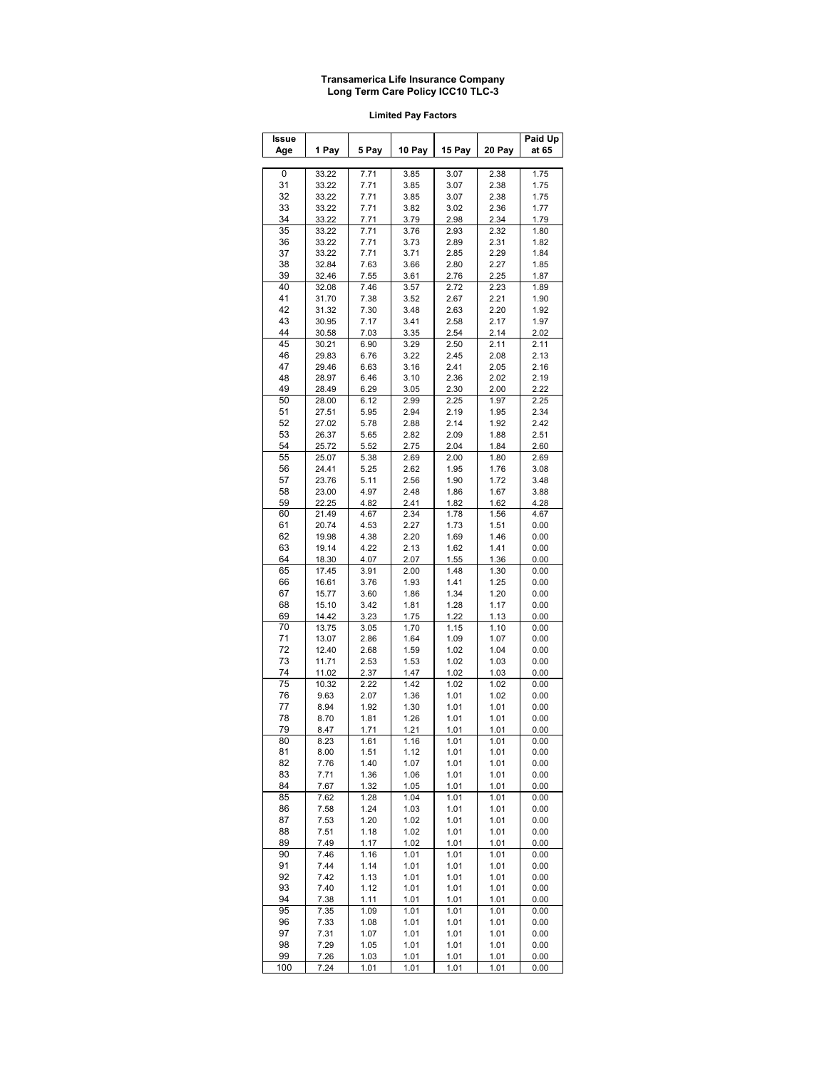**Transamerica Life Insurance Company**
**Long Term Care Policy ICC10 TLC-3**

**Limited Pay Factors**

| Issue Age | 1 Pay | 5 Pay | 10 Pay | 15 Pay | 20 Pay | Paid Up at 65 |
|---|---|---|---|---|---|---|
| 0 | 33.22 | 7.71 | 3.85 | 3.07 | 2.38 | 1.75 |
| 31 | 33.22 | 7.71 | 3.85 | 3.07 | 2.38 | 1.75 |
| 32 | 33.22 | 7.71 | 3.85 | 3.07 | 2.38 | 1.75 |
| 33 | 33.22 | 7.71 | 3.82 | 3.02 | 2.36 | 1.77 |
| 34 | 33.22 | 7.71 | 3.79 | 2.98 | 2.34 | 1.79 |
| 35 | 33.22 | 7.71 | 3.76 | 2.93 | 2.32 | 1.80 |
| 36 | 33.22 | 7.71 | 3.73 | 2.89 | 2.31 | 1.82 |
| 37 | 33.22 | 7.71 | 3.71 | 2.85 | 2.29 | 1.84 |
| 38 | 32.84 | 7.63 | 3.66 | 2.80 | 2.27 | 1.85 |
| 39 | 32.46 | 7.55 | 3.61 | 2.76 | 2.25 | 1.87 |
| 40 | 32.08 | 7.46 | 3.57 | 2.72 | 2.23 | 1.89 |
| 41 | 31.70 | 7.38 | 3.52 | 2.67 | 2.21 | 1.90 |
| 42 | 31.32 | 7.30 | 3.48 | 2.63 | 2.20 | 1.92 |
| 43 | 30.95 | 7.17 | 3.41 | 2.58 | 2.17 | 1.97 |
| 44 | 30.58 | 7.03 | 3.35 | 2.54 | 2.14 | 2.02 |
| 45 | 30.21 | 6.90 | 3.29 | 2.50 | 2.11 | 2.11 |
| 46 | 29.83 | 6.76 | 3.22 | 2.45 | 2.08 | 2.13 |
| 47 | 29.46 | 6.63 | 3.16 | 2.41 | 2.05 | 2.16 |
| 48 | 28.97 | 6.46 | 3.10 | 2.36 | 2.02 | 2.19 |
| 49 | 28.49 | 6.29 | 3.05 | 2.30 | 2.00 | 2.22 |
| 50 | 28.00 | 6.12 | 2.99 | 2.25 | 1.97 | 2.25 |
| 51 | 27.51 | 5.95 | 2.94 | 2.19 | 1.95 | 2.34 |
| 52 | 27.02 | 5.78 | 2.88 | 2.14 | 1.92 | 2.42 |
| 53 | 26.37 | 5.65 | 2.82 | 2.09 | 1.88 | 2.51 |
| 54 | 25.72 | 5.52 | 2.75 | 2.04 | 1.84 | 2.60 |
| 55 | 25.07 | 5.38 | 2.69 | 2.00 | 1.80 | 2.69 |
| 56 | 24.41 | 5.25 | 2.62 | 1.95 | 1.76 | 3.08 |
| 57 | 23.76 | 5.11 | 2.56 | 1.90 | 1.72 | 3.48 |
| 58 | 23.00 | 4.97 | 2.48 | 1.86 | 1.67 | 3.88 |
| 59 | 22.25 | 4.82 | 2.41 | 1.82 | 1.62 | 4.28 |
| 60 | 21.49 | 4.67 | 2.34 | 1.78 | 1.56 | 4.67 |
| 61 | 20.74 | 4.53 | 2.27 | 1.73 | 1.51 | 0.00 |
| 62 | 19.98 | 4.38 | 2.20 | 1.69 | 1.46 | 0.00 |
| 63 | 19.14 | 4.22 | 2.13 | 1.62 | 1.41 | 0.00 |
| 64 | 18.30 | 4.07 | 2.07 | 1.55 | 1.36 | 0.00 |
| 65 | 17.45 | 3.91 | 2.00 | 1.48 | 1.30 | 0.00 |
| 66 | 16.61 | 3.76 | 1.93 | 1.41 | 1.25 | 0.00 |
| 67 | 15.77 | 3.60 | 1.86 | 1.34 | 1.20 | 0.00 |
| 68 | 15.10 | 3.42 | 1.81 | 1.28 | 1.17 | 0.00 |
| 69 | 14.42 | 3.23 | 1.75 | 1.22 | 1.13 | 0.00 |
| 70 | 13.75 | 3.05 | 1.70 | 1.15 | 1.10 | 0.00 |
| 71 | 13.07 | 2.86 | 1.64 | 1.09 | 1.07 | 0.00 |
| 72 | 12.40 | 2.68 | 1.59 | 1.02 | 1.04 | 0.00 |
| 73 | 11.71 | 2.53 | 1.53 | 1.02 | 1.03 | 0.00 |
| 74 | 11.02 | 2.37 | 1.47 | 1.02 | 1.03 | 0.00 |
| 75 | 10.32 | 2.22 | 1.42 | 1.02 | 1.02 | 0.00 |
| 76 | 9.63 | 2.07 | 1.36 | 1.01 | 1.02 | 0.00 |
| 77 | 8.94 | 1.92 | 1.30 | 1.01 | 1.01 | 0.00 |
| 78 | 8.70 | 1.81 | 1.26 | 1.01 | 1.01 | 0.00 |
| 79 | 8.47 | 1.71 | 1.21 | 1.01 | 1.01 | 0.00 |
| 80 | 8.23 | 1.61 | 1.16 | 1.01 | 1.01 | 0.00 |
| 81 | 8.00 | 1.51 | 1.12 | 1.01 | 1.01 | 0.00 |
| 82 | 7.76 | 1.40 | 1.07 | 1.01 | 1.01 | 0.00 |
| 83 | 7.71 | 1.36 | 1.06 | 1.01 | 1.01 | 0.00 |
| 84 | 7.67 | 1.32 | 1.05 | 1.01 | 1.01 | 0.00 |
| 85 | 7.62 | 1.28 | 1.04 | 1.01 | 1.01 | 0.00 |
| 86 | 7.58 | 1.24 | 1.03 | 1.01 | 1.01 | 0.00 |
| 87 | 7.53 | 1.20 | 1.02 | 1.01 | 1.01 | 0.00 |
| 88 | 7.51 | 1.18 | 1.02 | 1.01 | 1.01 | 0.00 |
| 89 | 7.49 | 1.17 | 1.02 | 1.01 | 1.01 | 0.00 |
| 90 | 7.46 | 1.16 | 1.01 | 1.01 | 1.01 | 0.00 |
| 91 | 7.44 | 1.14 | 1.01 | 1.01 | 1.01 | 0.00 |
| 92 | 7.42 | 1.13 | 1.01 | 1.01 | 1.01 | 0.00 |
| 93 | 7.40 | 1.12 | 1.01 | 1.01 | 1.01 | 0.00 |
| 94 | 7.38 | 1.11 | 1.01 | 1.01 | 1.01 | 0.00 |
| 95 | 7.35 | 1.09 | 1.01 | 1.01 | 1.01 | 0.00 |
| 96 | 7.33 | 1.08 | 1.01 | 1.01 | 1.01 | 0.00 |
| 97 | 7.31 | 1.07 | 1.01 | 1.01 | 1.01 | 0.00 |
| 98 | 7.29 | 1.05 | 1.01 | 1.01 | 1.01 | 0.00 |
| 99 | 7.26 | 1.03 | 1.01 | 1.01 | 1.01 | 0.00 |
| 100 | 7.24 | 1.01 | 1.01 | 1.01 | 1.01 | 0.00 |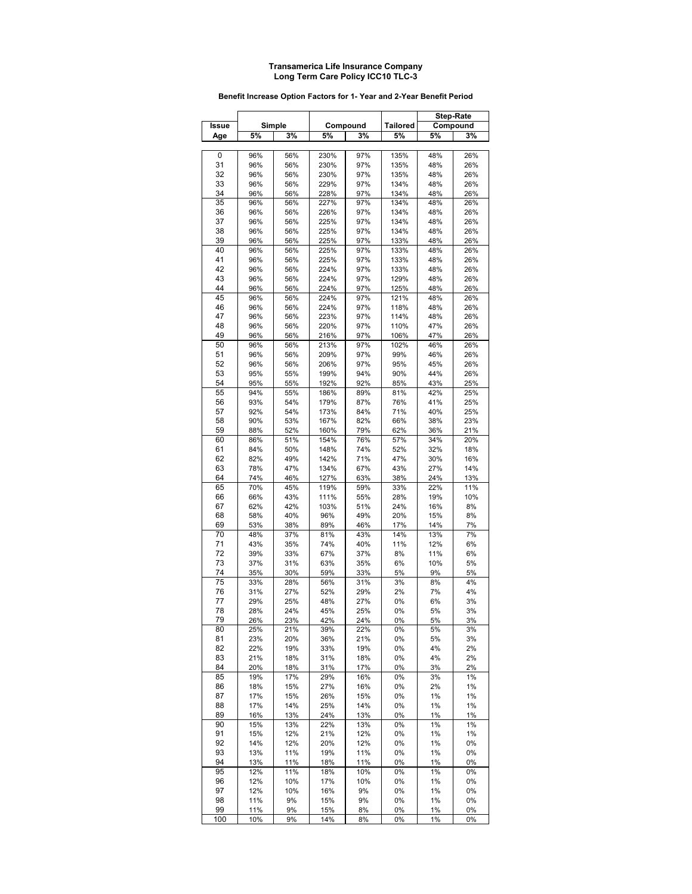**Transamerica Life Insurance Company**
**Long Term Care Policy ICC10 TLC-3**

**Benefit Increase Option Factors for 1- Year and 2-Year Benefit Period**

| Issue | Simple | | Compound | | Tailored | Step-Rate Compound | |
|---|---|---|---|---|---|---|---|
| Age | 5% | 3% | 5% | 3% | 5% | 5% | 3% |
| 0 | 96% | 56% | 230% | 97% | 135% | 48% | 26% |
| 31 | 96% | 56% | 230% | 97% | 135% | 48% | 26% |
| 32 | 96% | 56% | 230% | 97% | 135% | 48% | 26% |
| 33 | 96% | 56% | 229% | 97% | 134% | 48% | 26% |
| 34 | 96% | 56% | 228% | 97% | 134% | 48% | 26% |
| 35 | 96% | 56% | 227% | 97% | 134% | 48% | 26% |
| 36 | 96% | 56% | 226% | 97% | 134% | 48% | 26% |
| 37 | 96% | 56% | 225% | 97% | 134% | 48% | 26% |
| 38 | 96% | 56% | 225% | 97% | 134% | 48% | 26% |
| 39 | 96% | 56% | 225% | 97% | 133% | 48% | 26% |
| 40 | 96% | 56% | 225% | 97% | 133% | 48% | 26% |
| 41 | 96% | 56% | 225% | 97% | 133% | 48% | 26% |
| 42 | 96% | 56% | 224% | 97% | 133% | 48% | 26% |
| 43 | 96% | 56% | 224% | 97% | 129% | 48% | 26% |
| 44 | 96% | 56% | 224% | 97% | 125% | 48% | 26% |
| 45 | 96% | 56% | 224% | 97% | 121% | 48% | 26% |
| 46 | 96% | 56% | 224% | 97% | 118% | 48% | 26% |
| 47 | 96% | 56% | 223% | 97% | 114% | 48% | 26% |
| 48 | 96% | 56% | 220% | 97% | 110% | 47% | 26% |
| 49 | 96% | 56% | 216% | 97% | 106% | 47% | 26% |
| 50 | 96% | 56% | 213% | 97% | 102% | 46% | 26% |
| 51 | 96% | 56% | 209% | 97% | 99% | 46% | 26% |
| 52 | 96% | 56% | 206% | 97% | 95% | 45% | 26% |
| 53 | 95% | 55% | 199% | 94% | 90% | 44% | 26% |
| 54 | 95% | 55% | 192% | 92% | 85% | 43% | 25% |
| 55 | 94% | 55% | 186% | 89% | 81% | 42% | 25% |
| 56 | 93% | 54% | 179% | 87% | 76% | 41% | 25% |
| 57 | 92% | 54% | 173% | 84% | 71% | 40% | 25% |
| 58 | 90% | 53% | 167% | 82% | 66% | 38% | 23% |
| 59 | 88% | 52% | 160% | 79% | 62% | 36% | 21% |
| 60 | 86% | 51% | 154% | 76% | 57% | 34% | 20% |
| 61 | 84% | 50% | 148% | 74% | 52% | 32% | 18% |
| 62 | 82% | 49% | 142% | 71% | 47% | 30% | 16% |
| 63 | 78% | 47% | 134% | 67% | 43% | 27% | 14% |
| 64 | 74% | 46% | 127% | 63% | 38% | 24% | 13% |
| 65 | 70% | 45% | 119% | 59% | 33% | 22% | 11% |
| 66 | 66% | 43% | 111% | 55% | 28% | 19% | 10% |
| 67 | 62% | 42% | 103% | 51% | 24% | 16% | 8% |
| 68 | 58% | 40% | 96% | 49% | 20% | 15% | 8% |
| 69 | 53% | 38% | 89% | 46% | 17% | 14% | 7% |
| 70 | 48% | 37% | 81% | 43% | 14% | 13% | 7% |
| 71 | 43% | 35% | 74% | 40% | 11% | 12% | 6% |
| 72 | 39% | 33% | 67% | 37% | 8% | 11% | 6% |
| 73 | 37% | 31% | 63% | 35% | 6% | 10% | 5% |
| 74 | 35% | 30% | 59% | 33% | 5% | 9% | 5% |
| 75 | 33% | 28% | 56% | 31% | 3% | 8% | 4% |
| 76 | 31% | 27% | 52% | 29% | 2% | 7% | 4% |
| 77 | 29% | 25% | 48% | 27% | 0% | 6% | 3% |
| 78 | 28% | 24% | 45% | 25% | 0% | 5% | 3% |
| 79 | 26% | 23% | 42% | 24% | 0% | 5% | 3% |
| 80 | 25% | 21% | 39% | 22% | 0% | 5% | 3% |
| 81 | 23% | 20% | 36% | 21% | 0% | 5% | 3% |
| 82 | 22% | 19% | 33% | 19% | 0% | 4% | 2% |
| 83 | 21% | 18% | 31% | 18% | 0% | 4% | 2% |
| 84 | 20% | 18% | 31% | 17% | 0% | 3% | 2% |
| 85 | 19% | 17% | 29% | 16% | 0% | 3% | 1% |
| 86 | 18% | 15% | 27% | 16% | 0% | 2% | 1% |
| 87 | 17% | 15% | 26% | 15% | 0% | 1% | 1% |
| 88 | 17% | 14% | 25% | 14% | 0% | 1% | 1% |
| 89 | 16% | 13% | 24% | 13% | 0% | 1% | 1% |
| 90 | 15% | 13% | 22% | 13% | 0% | 1% | 1% |
| 91 | 15% | 12% | 21% | 12% | 0% | 1% | 1% |
| 92 | 14% | 12% | 20% | 12% | 0% | 1% | 0% |
| 93 | 13% | 11% | 19% | 11% | 0% | 1% | 0% |
| 94 | 13% | 11% | 18% | 11% | 0% | 1% | 0% |
| 95 | 12% | 11% | 18% | 10% | 0% | 1% | 0% |
| 96 | 12% | 10% | 17% | 10% | 0% | 1% | 0% |
| 97 | 12% | 10% | 16% | 9% | 0% | 1% | 0% |
| 98 | 11% | 9% | 15% | 9% | 0% | 1% | 0% |
| 99 | 11% | 9% | 15% | 8% | 0% | 1% | 0% |
| 100 | 10% | 9% | 14% | 8% | 0% | 1% | 0% |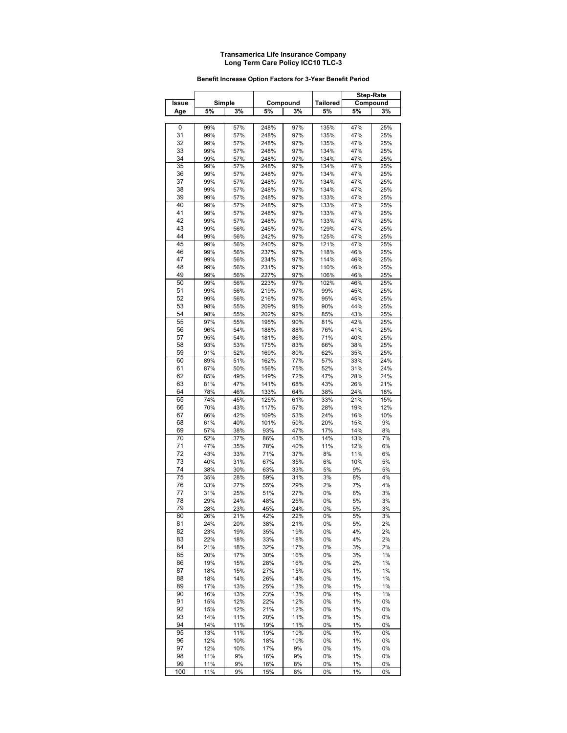**Transamerica Life Insurance Company**
**Long Term Care Policy ICC10 TLC-3**

**Benefit Increase Option Factors for 3-Year Benefit Period**

| Issue | Simple | | Compound | | Tailored | Step-Rate Compound | |
|---|---|---|---|---|---|---|---|
| Age | 5% | 3% | 5% | 3% | 5% | 5% | 3% |
| 0 | 99% | 57% | 248% | 97% | 135% | 47% | 25% |
| 31 | 99% | 57% | 248% | 97% | 135% | 47% | 25% |
| 32 | 99% | 57% | 248% | 97% | 135% | 47% | 25% |
| 33 | 99% | 57% | 248% | 97% | 134% | 47% | 25% |
| 34 | 99% | 57% | 248% | 97% | 134% | 47% | 25% |
| 35 | 99% | 57% | 248% | 97% | 134% | 47% | 25% |
| 36 | 99% | 57% | 248% | 97% | 134% | 47% | 25% |
| 37 | 99% | 57% | 248% | 97% | 134% | 47% | 25% |
| 38 | 99% | 57% | 248% | 97% | 134% | 47% | 25% |
| 39 | 99% | 57% | 248% | 97% | 133% | 47% | 25% |
| 40 | 99% | 57% | 248% | 97% | 133% | 47% | 25% |
| 41 | 99% | 57% | 248% | 97% | 133% | 47% | 25% |
| 42 | 99% | 57% | 248% | 97% | 133% | 47% | 25% |
| 43 | 99% | 56% | 245% | 97% | 129% | 47% | 25% |
| 44 | 99% | 56% | 242% | 97% | 125% | 47% | 25% |
| 45 | 99% | 56% | 240% | 97% | 121% | 47% | 25% |
| 46 | 99% | 56% | 237% | 97% | 118% | 46% | 25% |
| 47 | 99% | 56% | 234% | 97% | 114% | 46% | 25% |
| 48 | 99% | 56% | 231% | 97% | 110% | 46% | 25% |
| 49 | 99% | 56% | 227% | 97% | 106% | 46% | 25% |
| 50 | 99% | 56% | 223% | 97% | 102% | 46% | 25% |
| 51 | 99% | 56% | 219% | 97% | 99% | 45% | 25% |
| 52 | 99% | 56% | 216% | 97% | 95% | 45% | 25% |
| 53 | 98% | 55% | 209% | 95% | 90% | 44% | 25% |
| 54 | 98% | 55% | 202% | 92% | 85% | 43% | 25% |
| 55 | 97% | 55% | 195% | 90% | 81% | 42% | 25% |
| 56 | 96% | 54% | 188% | 88% | 76% | 41% | 25% |
| 57 | 95% | 54% | 181% | 86% | 71% | 40% | 25% |
| 58 | 93% | 53% | 175% | 83% | 66% | 38% | 25% |
| 59 | 91% | 52% | 169% | 80% | 62% | 35% | 25% |
| 60 | 89% | 51% | 162% | 77% | 57% | 33% | 24% |
| 61 | 87% | 50% | 156% | 75% | 52% | 31% | 24% |
| 62 | 85% | 49% | 149% | 72% | 47% | 28% | 24% |
| 63 | 81% | 47% | 141% | 68% | 43% | 26% | 21% |
| 64 | 78% | 46% | 133% | 64% | 38% | 24% | 18% |
| 65 | 74% | 45% | 125% | 61% | 33% | 21% | 15% |
| 66 | 70% | 43% | 117% | 57% | 28% | 19% | 12% |
| 67 | 66% | 42% | 109% | 53% | 24% | 16% | 10% |
| 68 | 61% | 40% | 101% | 50% | 20% | 15% | 9% |
| 69 | 57% | 38% | 93% | 47% | 17% | 14% | 8% |
| 70 | 52% | 37% | 86% | 43% | 14% | 13% | 7% |
| 71 | 47% | 35% | 78% | 40% | 11% | 12% | 6% |
| 72 | 43% | 33% | 71% | 37% | 8% | 11% | 6% |
| 73 | 40% | 31% | 67% | 35% | 6% | 10% | 5% |
| 74 | 38% | 30% | 63% | 33% | 5% | 9% | 5% |
| 75 | 35% | 28% | 59% | 31% | 3% | 8% | 4% |
| 76 | 33% | 27% | 55% | 29% | 2% | 7% | 4% |
| 77 | 31% | 25% | 51% | 27% | 0% | 6% | 3% |
| 78 | 29% | 24% | 48% | 25% | 0% | 5% | 3% |
| 79 | 28% | 23% | 45% | 24% | 0% | 5% | 3% |
| 80 | 26% | 21% | 42% | 22% | 0% | 5% | 3% |
| 81 | 24% | 20% | 38% | 21% | 0% | 5% | 2% |
| 82 | 23% | 19% | 35% | 19% | 0% | 4% | 2% |
| 83 | 22% | 18% | 33% | 18% | 0% | 4% | 2% |
| 84 | 21% | 18% | 32% | 17% | 0% | 3% | 2% |
| 85 | 20% | 17% | 30% | 16% | 0% | 3% | 1% |
| 86 | 19% | 15% | 28% | 16% | 0% | 2% | 1% |
| 87 | 18% | 15% | 27% | 15% | 0% | 1% | 1% |
| 88 | 18% | 14% | 26% | 14% | 0% | 1% | 1% |
| 89 | 17% | 13% | 25% | 13% | 0% | 1% | 1% |
| 90 | 16% | 13% | 23% | 13% | 0% | 1% | 1% |
| 91 | 15% | 12% | 22% | 12% | 0% | 1% | 0% |
| 92 | 15% | 12% | 21% | 12% | 0% | 1% | 0% |
| 93 | 14% | 11% | 20% | 11% | 0% | 1% | 0% |
| 94 | 14% | 11% | 19% | 11% | 0% | 1% | 0% |
| 95 | 13% | 11% | 19% | 10% | 0% | 1% | 0% |
| 96 | 12% | 10% | 18% | 10% | 0% | 1% | 0% |
| 97 | 12% | 10% | 17% | 9% | 0% | 1% | 0% |
| 98 | 11% | 9% | 16% | 9% | 0% | 1% | 0% |
| 99 | 11% | 9% | 16% | 8% | 0% | 1% | 0% |
| 100 | 11% | 9% | 15% | 8% | 0% | 1% | 0% |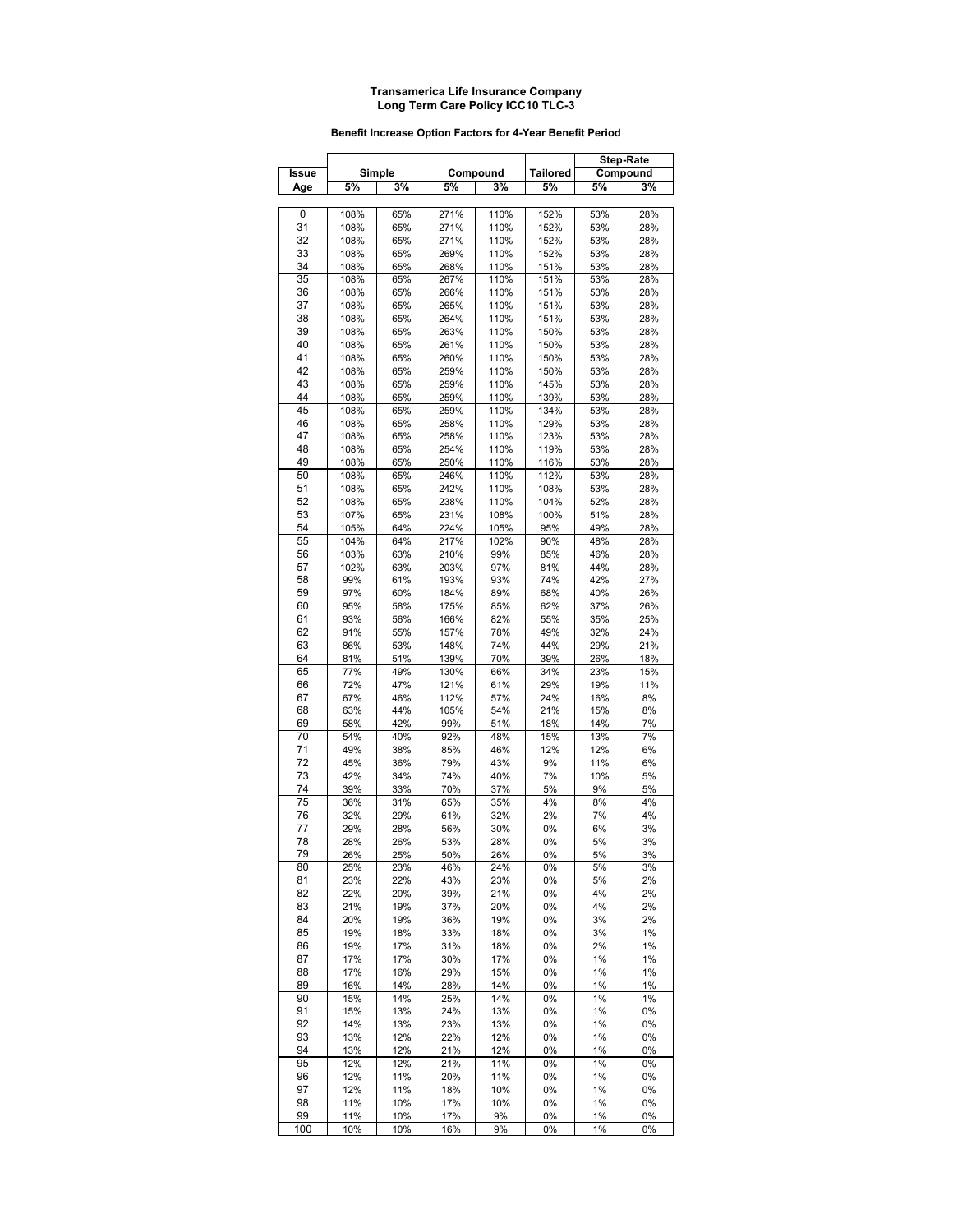**Transamerica Life Insurance Company**
**Long Term Care Policy ICC10 TLC-3**

**Benefit Increase Option Factors for 4-Year Benefit Period**

| Issue | Simple | | Compound | | Tailored | Step-Rate Compound | |
|---|---|---|---|---|---|---|---|
| Age | 5% | 3% | 5% | 3% | 5% | 5% | 3% |
| 0 | 108% | 65% | 271% | 110% | 152% | 53% | 28% |
| 31 | 108% | 65% | 271% | 110% | 152% | 53% | 28% |
| 32 | 108% | 65% | 271% | 110% | 152% | 53% | 28% |
| 33 | 108% | 65% | 269% | 110% | 152% | 53% | 28% |
| 34 | 108% | 65% | 268% | 110% | 151% | 53% | 28% |
| 35 | 108% | 65% | 267% | 110% | 151% | 53% | 28% |
| 36 | 108% | 65% | 266% | 110% | 151% | 53% | 28% |
| 37 | 108% | 65% | 265% | 110% | 151% | 53% | 28% |
| 38 | 108% | 65% | 264% | 110% | 151% | 53% | 28% |
| 39 | 108% | 65% | 263% | 110% | 150% | 53% | 28% |
| 40 | 108% | 65% | 261% | 110% | 150% | 53% | 28% |
| 41 | 108% | 65% | 260% | 110% | 150% | 53% | 28% |
| 42 | 108% | 65% | 259% | 110% | 150% | 53% | 28% |
| 43 | 108% | 65% | 259% | 110% | 145% | 53% | 28% |
| 44 | 108% | 65% | 259% | 110% | 139% | 53% | 28% |
| 45 | 108% | 65% | 259% | 110% | 134% | 53% | 28% |
| 46 | 108% | 65% | 258% | 110% | 129% | 53% | 28% |
| 47 | 108% | 65% | 258% | 110% | 123% | 53% | 28% |
| 48 | 108% | 65% | 254% | 110% | 119% | 53% | 28% |
| 49 | 108% | 65% | 250% | 110% | 116% | 53% | 28% |
| 50 | 108% | 65% | 246% | 110% | 112% | 53% | 28% |
| 51 | 108% | 65% | 242% | 110% | 108% | 53% | 28% |
| 52 | 108% | 65% | 238% | 110% | 104% | 52% | 28% |
| 53 | 107% | 65% | 231% | 108% | 100% | 51% | 28% |
| 54 | 105% | 64% | 224% | 105% | 95% | 49% | 28% |
| 55 | 104% | 64% | 217% | 102% | 90% | 48% | 28% |
| 56 | 103% | 63% | 210% | 99% | 85% | 46% | 28% |
| 57 | 102% | 63% | 203% | 97% | 81% | 44% | 28% |
| 58 | 99% | 61% | 193% | 93% | 74% | 42% | 27% |
| 59 | 97% | 60% | 184% | 89% | 68% | 40% | 26% |
| 60 | 95% | 58% | 175% | 85% | 62% | 37% | 26% |
| 61 | 93% | 56% | 166% | 82% | 55% | 35% | 25% |
| 62 | 91% | 55% | 157% | 78% | 49% | 32% | 24% |
| 63 | 86% | 53% | 148% | 74% | 44% | 29% | 21% |
| 64 | 81% | 51% | 139% | 70% | 39% | 26% | 18% |
| 65 | 77% | 49% | 130% | 66% | 34% | 23% | 15% |
| 66 | 72% | 47% | 121% | 61% | 29% | 19% | 11% |
| 67 | 67% | 46% | 112% | 57% | 24% | 16% | 8% |
| 68 | 63% | 44% | 105% | 54% | 21% | 15% | 8% |
| 69 | 58% | 42% | 99% | 51% | 18% | 14% | 7% |
| 70 | 54% | 40% | 92% | 48% | 15% | 13% | 7% |
| 71 | 49% | 38% | 85% | 46% | 12% | 12% | 6% |
| 72 | 45% | 36% | 79% | 43% | 9% | 11% | 6% |
| 73 | 42% | 34% | 74% | 40% | 7% | 10% | 5% |
| 74 | 39% | 33% | 70% | 37% | 5% | 9% | 5% |
| 75 | 36% | 31% | 65% | 35% | 4% | 8% | 4% |
| 76 | 32% | 29% | 61% | 32% | 2% | 7% | 4% |
| 77 | 29% | 28% | 56% | 30% | 0% | 6% | 3% |
| 78 | 28% | 26% | 53% | 28% | 0% | 5% | 3% |
| 79 | 26% | 25% | 50% | 26% | 0% | 5% | 3% |
| 80 | 25% | 23% | 46% | 24% | 0% | 5% | 3% |
| 81 | 23% | 22% | 43% | 23% | 0% | 5% | 2% |
| 82 | 22% | 20% | 39% | 21% | 0% | 4% | 2% |
| 83 | 21% | 19% | 37% | 20% | 0% | 4% | 2% |
| 84 | 20% | 19% | 36% | 19% | 0% | 3% | 2% |
| 85 | 19% | 18% | 33% | 18% | 0% | 3% | 1% |
| 86 | 19% | 17% | 31% | 18% | 0% | 2% | 1% |
| 87 | 17% | 17% | 30% | 17% | 0% | 1% | 1% |
| 88 | 17% | 16% | 29% | 15% | 0% | 1% | 1% |
| 89 | 16% | 14% | 28% | 14% | 0% | 1% | 1% |
| 90 | 15% | 14% | 25% | 14% | 0% | 1% | 1% |
| 91 | 15% | 13% | 24% | 13% | 0% | 1% | 0% |
| 92 | 14% | 13% | 23% | 13% | 0% | 1% | 0% |
| 93 | 13% | 12% | 22% | 12% | 0% | 1% | 0% |
| 94 | 13% | 12% | 21% | 12% | 0% | 1% | 0% |
| 95 | 12% | 12% | 21% | 11% | 0% | 1% | 0% |
| 96 | 12% | 11% | 20% | 11% | 0% | 1% | 0% |
| 97 | 12% | 11% | 18% | 10% | 0% | 1% | 0% |
| 98 | 11% | 10% | 17% | 10% | 0% | 1% | 0% |
| 99 | 11% | 10% | 17% | 9% | 0% | 1% | 0% |
| 100 | 10% | 10% | 16% | 9% | 0% | 1% | 0% |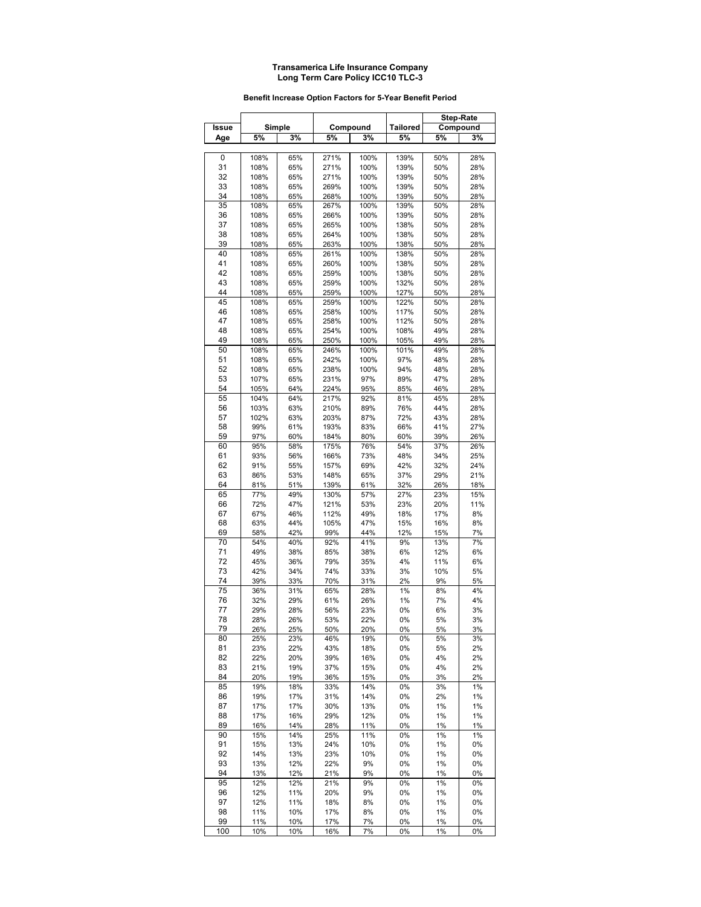**Transamerica Life Insurance Company**
**Long Term Care Policy ICC10 TLC-3**

**Benefit Increase Option Factors for 5-Year Benefit Period**

| Issue | Simple | | Compound | | Tailored | Step-Rate Compound | |
|---|---|---|---|---|---|---|---|
| Age | 5% | 3% | 5% | 3% | 5% | 5% | 3% |
| 0 | 108% | 65% | 271% | 100% | 139% | 50% | 28% |
| 31 | 108% | 65% | 271% | 100% | 139% | 50% | 28% |
| 32 | 108% | 65% | 271% | 100% | 139% | 50% | 28% |
| 33 | 108% | 65% | 269% | 100% | 139% | 50% | 28% |
| 34 | 108% | 65% | 268% | 100% | 139% | 50% | 28% |
| 35 | 108% | 65% | 267% | 100% | 139% | 50% | 28% |
| 36 | 108% | 65% | 266% | 100% | 139% | 50% | 28% |
| 37 | 108% | 65% | 265% | 100% | 138% | 50% | 28% |
| 38 | 108% | 65% | 264% | 100% | 138% | 50% | 28% |
| 39 | 108% | 65% | 263% | 100% | 138% | 50% | 28% |
| 40 | 108% | 65% | 261% | 100% | 138% | 50% | 28% |
| 41 | 108% | 65% | 260% | 100% | 138% | 50% | 28% |
| 42 | 108% | 65% | 259% | 100% | 138% | 50% | 28% |
| 43 | 108% | 65% | 259% | 100% | 132% | 50% | 28% |
| 44 | 108% | 65% | 259% | 100% | 127% | 50% | 28% |
| 45 | 108% | 65% | 259% | 100% | 122% | 50% | 28% |
| 46 | 108% | 65% | 258% | 100% | 117% | 50% | 28% |
| 47 | 108% | 65% | 258% | 100% | 112% | 50% | 28% |
| 48 | 108% | 65% | 254% | 100% | 108% | 49% | 28% |
| 49 | 108% | 65% | 250% | 100% | 105% | 49% | 28% |
| 50 | 108% | 65% | 246% | 100% | 101% | 49% | 28% |
| 51 | 108% | 65% | 242% | 100% | 97% | 48% | 28% |
| 52 | 108% | 65% | 238% | 100% | 94% | 48% | 28% |
| 53 | 107% | 65% | 231% | 97% | 89% | 47% | 28% |
| 54 | 105% | 64% | 224% | 95% | 85% | 46% | 28% |
| 55 | 104% | 64% | 217% | 92% | 81% | 45% | 28% |
| 56 | 103% | 63% | 210% | 89% | 76% | 44% | 28% |
| 57 | 102% | 63% | 203% | 87% | 72% | 43% | 28% |
| 58 | 99% | 61% | 193% | 83% | 66% | 41% | 27% |
| 59 | 97% | 60% | 184% | 80% | 60% | 39% | 26% |
| 60 | 95% | 58% | 175% | 76% | 54% | 37% | 26% |
| 61 | 93% | 56% | 166% | 73% | 48% | 34% | 25% |
| 62 | 91% | 55% | 157% | 69% | 42% | 32% | 24% |
| 63 | 86% | 53% | 148% | 65% | 37% | 29% | 21% |
| 64 | 81% | 51% | 139% | 61% | 32% | 26% | 18% |
| 65 | 77% | 49% | 130% | 57% | 27% | 23% | 15% |
| 66 | 72% | 47% | 121% | 53% | 23% | 20% | 11% |
| 67 | 67% | 46% | 112% | 49% | 18% | 17% | 8% |
| 68 | 63% | 44% | 105% | 47% | 15% | 16% | 8% |
| 69 | 58% | 42% | 99% | 44% | 12% | 15% | 7% |
| 70 | 54% | 40% | 92% | 41% | 9% | 13% | 7% |
| 71 | 49% | 38% | 85% | 38% | 6% | 12% | 6% |
| 72 | 45% | 36% | 79% | 35% | 4% | 11% | 6% |
| 73 | 42% | 34% | 74% | 33% | 3% | 10% | 5% |
| 74 | 39% | 33% | 70% | 31% | 2% | 9% | 5% |
| 75 | 36% | 31% | 65% | 28% | 1% | 8% | 4% |
| 76 | 32% | 29% | 61% | 26% | 1% | 7% | 4% |
| 77 | 29% | 28% | 56% | 23% | 0% | 6% | 3% |
| 78 | 28% | 26% | 53% | 22% | 0% | 5% | 3% |
| 79 | 26% | 25% | 50% | 20% | 0% | 5% | 3% |
| 80 | 25% | 23% | 46% | 19% | 0% | 5% | 3% |
| 81 | 23% | 22% | 43% | 18% | 0% | 5% | 2% |
| 82 | 22% | 20% | 39% | 16% | 0% | 4% | 2% |
| 83 | 21% | 19% | 37% | 15% | 0% | 4% | 2% |
| 84 | 20% | 19% | 36% | 15% | 0% | 3% | 2% |
| 85 | 19% | 18% | 33% | 14% | 0% | 3% | 1% |
| 86 | 19% | 17% | 31% | 14% | 0% | 2% | 1% |
| 87 | 17% | 17% | 30% | 13% | 0% | 1% | 1% |
| 88 | 17% | 16% | 29% | 12% | 0% | 1% | 1% |
| 89 | 16% | 14% | 28% | 11% | 0% | 1% | 1% |
| 90 | 15% | 14% | 25% | 11% | 0% | 1% | 1% |
| 91 | 15% | 13% | 24% | 10% | 0% | 1% | 0% |
| 92 | 14% | 13% | 23% | 10% | 0% | 1% | 0% |
| 93 | 13% | 12% | 22% | 9% | 0% | 1% | 0% |
| 94 | 13% | 12% | 21% | 9% | 0% | 1% | 0% |
| 95 | 12% | 12% | 21% | 9% | 0% | 1% | 0% |
| 96 | 12% | 11% | 20% | 9% | 0% | 1% | 0% |
| 97 | 12% | 11% | 18% | 8% | 0% | 1% | 0% |
| 98 | 11% | 10% | 17% | 8% | 0% | 1% | 0% |
| 99 | 11% | 10% | 17% | 7% | 0% | 1% | 0% |
| 100 | 10% | 10% | 16% | 7% | 0% | 1% | 0% |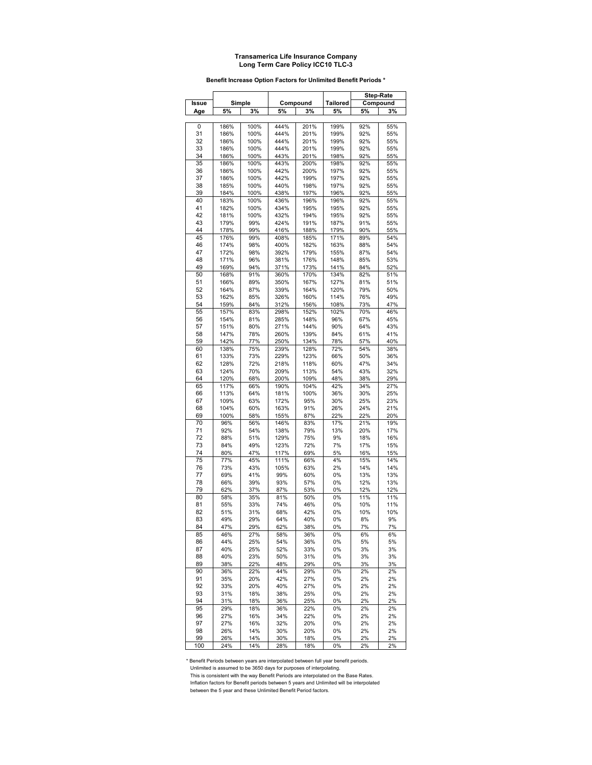**Transamerica Life Insurance Company**
**Long Term Care Policy ICC10 TLC-3**

**Benefit Increase Option Factors for Unlimited Benefit Periods \***

| Issue | Simple | | Compound | | Tailored | Step-Rate Compound | |
|---|---|---|---|---|---|---|---|
| Age | 5% | 3% | 5% | 3% | 5% | 5% | 3% |
| 0 | 186% | 100% | 444% | 201% | 199% | 92% | 55% |
| 31 | 186% | 100% | 444% | 201% | 199% | 92% | 55% |
| 32 | 186% | 100% | 444% | 201% | 199% | 92% | 55% |
| 33 | 186% | 100% | 444% | 201% | 199% | 92% | 55% |
| 34 | 186% | 100% | 443% | 201% | 198% | 92% | 55% |
| 35 | 186% | 100% | 443% | 200% | 198% | 92% | 55% |
| 36 | 186% | 100% | 442% | 200% | 197% | 92% | 55% |
| 37 | 186% | 100% | 442% | 199% | 197% | 92% | 55% |
| 38 | 185% | 100% | 440% | 198% | 197% | 92% | 55% |
| 39 | 184% | 100% | 438% | 197% | 196% | 92% | 55% |
| 40 | 183% | 100% | 436% | 196% | 196% | 92% | 55% |
| 41 | 182% | 100% | 434% | 195% | 195% | 92% | 55% |
| 42 | 181% | 100% | 432% | 194% | 195% | 92% | 55% |
| 43 | 179% | 99% | 424% | 191% | 187% | 91% | 55% |
| 44 | 178% | 99% | 416% | 188% | 179% | 90% | 55% |
| 45 | 176% | 99% | 408% | 185% | 171% | 89% | 54% |
| 46 | 174% | 98% | 400% | 182% | 163% | 88% | 54% |
| 47 | 172% | 98% | 392% | 179% | 155% | 87% | 54% |
| 48 | 171% | 96% | 381% | 176% | 148% | 85% | 53% |
| 49 | 169% | 94% | 371% | 173% | 141% | 84% | 52% |
| 50 | 168% | 91% | 360% | 170% | 134% | 82% | 51% |
| 51 | 166% | 89% | 350% | 167% | 127% | 81% | 51% |
| 52 | 164% | 87% | 339% | 164% | 120% | 79% | 50% |
| 53 | 162% | 85% | 326% | 160% | 114% | 76% | 49% |
| 54 | 159% | 84% | 312% | 156% | 108% | 73% | 47% |
| 55 | 157% | 83% | 298% | 152% | 102% | 70% | 46% |
| 56 | 154% | 81% | 285% | 148% | 96% | 67% | 45% |
| 57 | 151% | 80% | 271% | 144% | 90% | 64% | 43% |
| 58 | 147% | 78% | 260% | 139% | 84% | 61% | 41% |
| 59 | 142% | 77% | 250% | 134% | 78% | 57% | 40% |
| 60 | 138% | 75% | 239% | 128% | 72% | 54% | 38% |
| 61 | 133% | 73% | 229% | 123% | 66% | 50% | 36% |
| 62 | 128% | 72% | 218% | 118% | 60% | 47% | 34% |
| 63 | 124% | 70% | 209% | 113% | 54% | 43% | 32% |
| 64 | 120% | 68% | 200% | 109% | 48% | 38% | 29% |
| 65 | 117% | 66% | 190% | 104% | 42% | 34% | 27% |
| 66 | 113% | 64% | 181% | 100% | 36% | 30% | 25% |
| 67 | 109% | 63% | 172% | 95% | 30% | 25% | 23% |
| 68 | 104% | 60% | 163% | 91% | 26% | 24% | 21% |
| 69 | 100% | 58% | 155% | 87% | 22% | 22% | 20% |
| 70 | 96% | 56% | 146% | 83% | 17% | 21% | 19% |
| 71 | 92% | 54% | 138% | 79% | 13% | 20% | 17% |
| 72 | 88% | 51% | 129% | 75% | 9% | 18% | 16% |
| 73 | 84% | 49% | 123% | 72% | 7% | 17% | 15% |
| 74 | 80% | 47% | 117% | 69% | 5% | 16% | 15% |
| 75 | 77% | 45% | 111% | 66% | 4% | 15% | 14% |
| 76 | 73% | 43% | 105% | 63% | 2% | 14% | 14% |
| 77 | 69% | 41% | 99% | 60% | 0% | 13% | 13% |
| 78 | 66% | 39% | 93% | 57% | 0% | 12% | 13% |
| 79 | 62% | 37% | 87% | 53% | 0% | 12% | 12% |
| 80 | 58% | 35% | 81% | 50% | 0% | 11% | 11% |
| 81 | 55% | 33% | 74% | 46% | 0% | 10% | 11% |
| 82 | 51% | 31% | 68% | 42% | 0% | 10% | 10% |
| 83 | 49% | 29% | 64% | 40% | 0% | 8% | 9% |
| 84 | 47% | 29% | 62% | 38% | 0% | 7% | 7% |
| 85 | 46% | 27% | 58% | 36% | 0% | 6% | 6% |
| 86 | 44% | 25% | 54% | 36% | 0% | 5% | 5% |
| 87 | 40% | 25% | 52% | 33% | 0% | 3% | 3% |
| 88 | 40% | 23% | 50% | 31% | 0% | 3% | 3% |
| 89 | 38% | 22% | 48% | 29% | 0% | 3% | 3% |
| 90 | 36% | 22% | 44% | 29% | 0% | 2% | 2% |
| 91 | 35% | 20% | 42% | 27% | 0% | 2% | 2% |
| 92 | 33% | 20% | 40% | 27% | 0% | 2% | 2% |
| 93 | 31% | 18% | 38% | 25% | 0% | 2% | 2% |
| 94 | 31% | 18% | 36% | 25% | 0% | 2% | 2% |
| 95 | 29% | 18% | 36% | 22% | 0% | 2% | 2% |
| 96 | 27% | 16% | 34% | 22% | 0% | 2% | 2% |
| 97 | 27% | 16% | 32% | 20% | 0% | 2% | 2% |
| 98 | 26% | 14% | 30% | 20% | 0% | 2% | 2% |
| 99 | 26% | 14% | 30% | 18% | 0% | 2% | 2% |
| 100 | 24% | 14% | 28% | 18% | 0% | 2% | 2% |

\* Benefit Periods between years are interpolated between full year benefit periods.
Unlimited is assumed to be 3650 days for purposes of interpolating.
This is consistent with the way Benefit Periods are interpolated on the Base Rates.
Inflation factors for Benefit periods between 5 years and Unlimited will be interpolated between the 5 year and these Unlimited Benefit Period factors.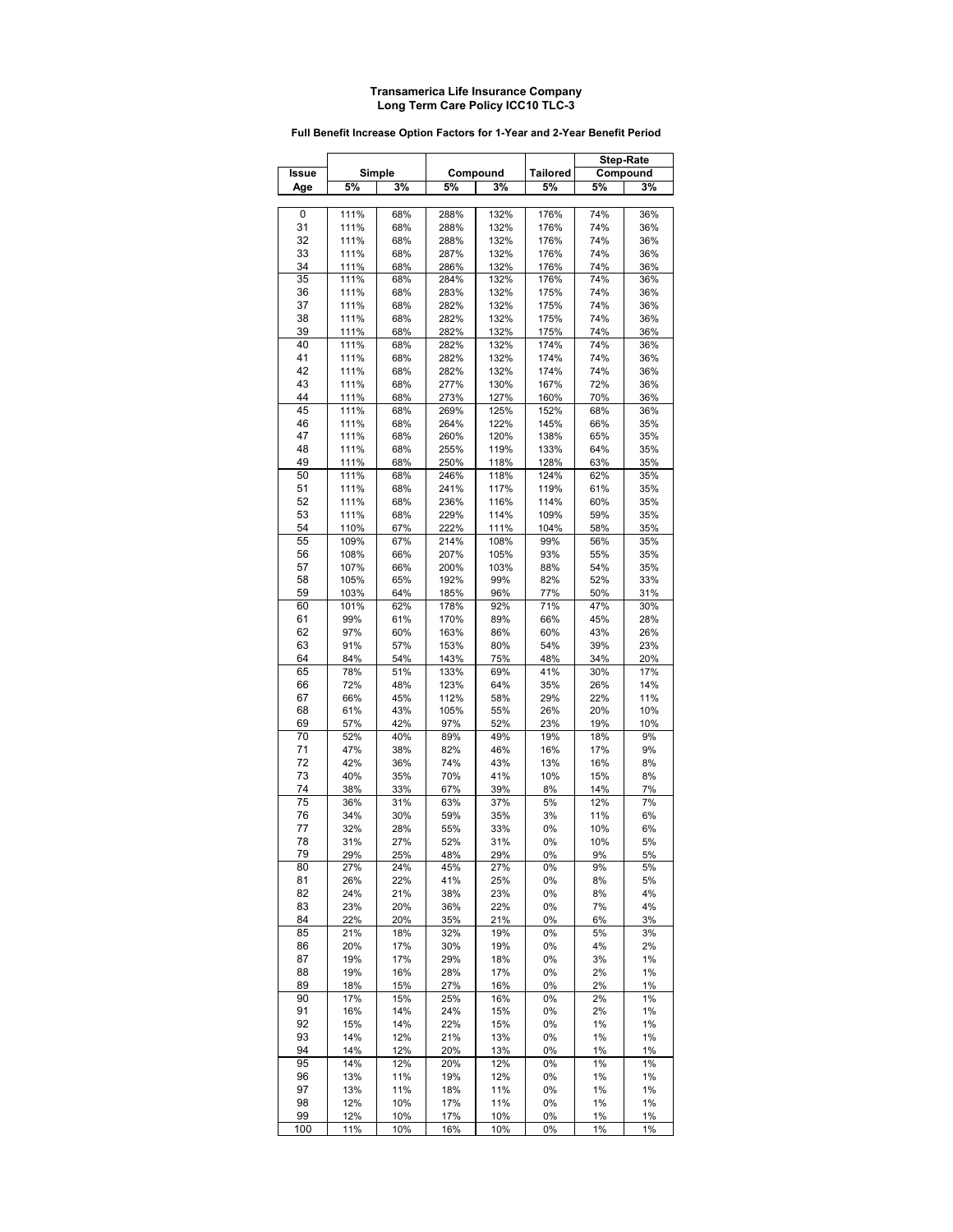**Transamerica Life Insurance Company**
**Long Term Care Policy ICC10 TLC-3**

**Full Benefit Increase Option Factors for 1-Year and 2-Year Benefit Period**

| Issue | Simple | | Compound | | Tailored | Step-Rate Compound | |
|---|---|---|---|---|---|---|---|
| Age | 5% | 3% | 5% | 3% | 5% | 5% | 3% |
| 0 | 111% | 68% | 288% | 132% | 176% | 74% | 36% |
| 31 | 111% | 68% | 288% | 132% | 176% | 74% | 36% |
| 32 | 111% | 68% | 288% | 132% | 176% | 74% | 36% |
| 33 | 111% | 68% | 287% | 132% | 176% | 74% | 36% |
| 34 | 111% | 68% | 286% | 132% | 176% | 74% | 36% |
| 35 | 111% | 68% | 284% | 132% | 176% | 74% | 36% |
| 36 | 111% | 68% | 283% | 132% | 175% | 74% | 36% |
| 37 | 111% | 68% | 282% | 132% | 175% | 74% | 36% |
| 38 | 111% | 68% | 282% | 132% | 175% | 74% | 36% |
| 39 | 111% | 68% | 282% | 132% | 175% | 74% | 36% |
| 40 | 111% | 68% | 282% | 132% | 174% | 74% | 36% |
| 41 | 111% | 68% | 282% | 132% | 174% | 74% | 36% |
| 42 | 111% | 68% | 282% | 132% | 174% | 74% | 36% |
| 43 | 111% | 68% | 277% | 130% | 167% | 72% | 36% |
| 44 | 111% | 68% | 273% | 127% | 160% | 70% | 36% |
| 45 | 111% | 68% | 269% | 125% | 152% | 68% | 36% |
| 46 | 111% | 68% | 264% | 122% | 145% | 66% | 35% |
| 47 | 111% | 68% | 260% | 120% | 138% | 65% | 35% |
| 48 | 111% | 68% | 255% | 119% | 133% | 64% | 35% |
| 49 | 111% | 68% | 250% | 118% | 128% | 63% | 35% |
| 50 | 111% | 68% | 246% | 118% | 124% | 62% | 35% |
| 51 | 111% | 68% | 241% | 117% | 119% | 61% | 35% |
| 52 | 111% | 68% | 236% | 116% | 114% | 60% | 35% |
| 53 | 111% | 68% | 229% | 114% | 109% | 59% | 35% |
| 54 | 110% | 67% | 222% | 111% | 104% | 58% | 35% |
| 55 | 109% | 67% | 214% | 108% | 99% | 56% | 35% |
| 56 | 108% | 66% | 207% | 105% | 93% | 55% | 35% |
| 57 | 107% | 66% | 200% | 103% | 88% | 54% | 35% |
| 58 | 105% | 65% | 192% | 99% | 82% | 52% | 33% |
| 59 | 103% | 64% | 185% | 96% | 77% | 50% | 31% |
| 60 | 101% | 62% | 178% | 92% | 71% | 47% | 30% |
| 61 | 99% | 61% | 170% | 89% | 66% | 45% | 28% |
| 62 | 97% | 60% | 163% | 86% | 60% | 43% | 26% |
| 63 | 91% | 57% | 153% | 80% | 54% | 39% | 23% |
| 64 | 84% | 54% | 143% | 75% | 48% | 34% | 20% |
| 65 | 78% | 51% | 133% | 69% | 41% | 30% | 17% |
| 66 | 72% | 48% | 123% | 64% | 35% | 26% | 14% |
| 67 | 66% | 45% | 112% | 58% | 29% | 22% | 11% |
| 68 | 61% | 43% | 105% | 55% | 26% | 20% | 10% |
| 69 | 57% | 42% | 97% | 52% | 23% | 19% | 10% |
| 70 | 52% | 40% | 89% | 49% | 19% | 18% | 9% |
| 71 | 47% | 38% | 82% | 46% | 16% | 17% | 9% |
| 72 | 42% | 36% | 74% | 43% | 13% | 16% | 8% |
| 73 | 40% | 35% | 70% | 41% | 10% | 15% | 8% |
| 74 | 38% | 33% | 67% | 39% | 8% | 14% | 7% |
| 75 | 36% | 31% | 63% | 37% | 5% | 12% | 7% |
| 76 | 34% | 30% | 59% | 35% | 3% | 11% | 6% |
| 77 | 32% | 28% | 55% | 33% | 0% | 10% | 6% |
| 78 | 31% | 27% | 52% | 31% | 0% | 10% | 5% |
| 79 | 29% | 25% | 48% | 29% | 0% | 9% | 5% |
| 80 | 27% | 24% | 45% | 27% | 0% | 9% | 5% |
| 81 | 26% | 22% | 41% | 25% | 0% | 8% | 5% |
| 82 | 24% | 21% | 38% | 23% | 0% | 8% | 4% |
| 83 | 23% | 20% | 36% | 22% | 0% | 7% | 4% |
| 84 | 22% | 20% | 35% | 21% | 0% | 6% | 3% |
| 85 | 21% | 18% | 32% | 19% | 0% | 5% | 3% |
| 86 | 20% | 17% | 30% | 19% | 0% | 4% | 2% |
| 87 | 19% | 17% | 29% | 18% | 0% | 3% | 1% |
| 88 | 19% | 16% | 28% | 17% | 0% | 2% | 1% |
| 89 | 18% | 15% | 27% | 16% | 0% | 2% | 1% |
| 90 | 17% | 15% | 25% | 16% | 0% | 2% | 1% |
| 91 | 16% | 14% | 24% | 15% | 0% | 2% | 1% |
| 92 | 15% | 14% | 22% | 15% | 0% | 1% | 1% |
| 93 | 14% | 12% | 21% | 13% | 0% | 1% | 1% |
| 94 | 14% | 12% | 20% | 13% | 0% | 1% | 1% |
| 95 | 14% | 12% | 20% | 12% | 0% | 1% | 1% |
| 96 | 13% | 11% | 19% | 12% | 0% | 1% | 1% |
| 97 | 13% | 11% | 18% | 11% | 0% | 1% | 1% |
| 98 | 12% | 10% | 17% | 11% | 0% | 1% | 1% |
| 99 | 12% | 10% | 17% | 10% | 0% | 1% | 1% |
| 100 | 11% | 10% | 16% | 10% | 0% | 1% | 1% |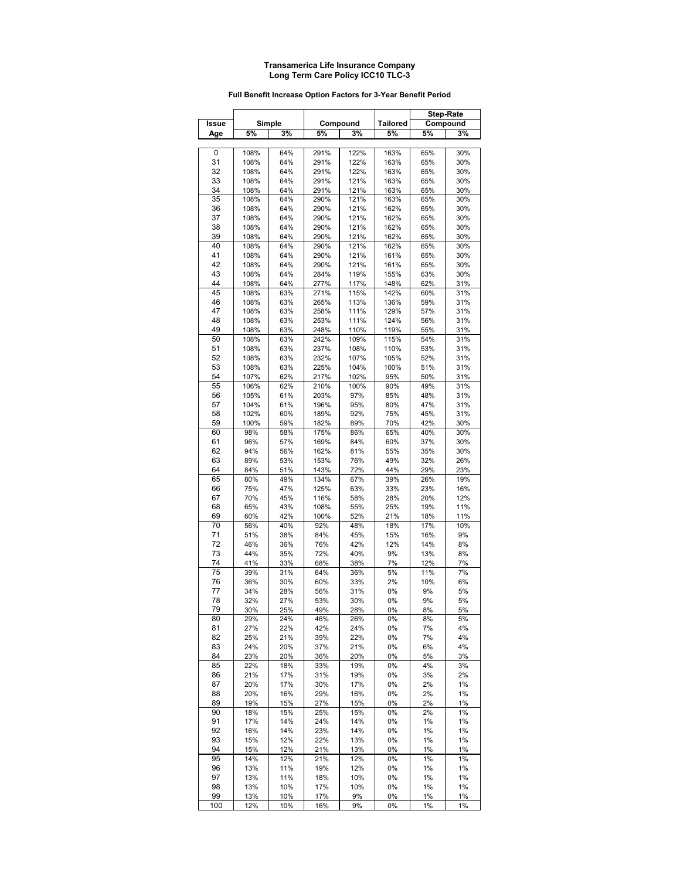**Transamerica Life Insurance Company**
**Long Term Care Policy ICC10 TLC-3**

**Full Benefit Increase Option Factors for 3-Year Benefit Period**

| Issue | Simple | | Compound | | Tailored | Step-Rate Compound | |
|---|---|---|---|---|---|---|---|
| Age | 5% | 3% | 5% | 3% | 5% | 5% | 3% |
| 0 | 108% | 64% | 291% | 122% | 163% | 65% | 30% |
| 31 | 108% | 64% | 291% | 122% | 163% | 65% | 30% |
| 32 | 108% | 64% | 291% | 122% | 163% | 65% | 30% |
| 33 | 108% | 64% | 291% | 121% | 163% | 65% | 30% |
| 34 | 108% | 64% | 291% | 121% | 163% | 65% | 30% |
| 35 | 108% | 64% | 290% | 121% | 163% | 65% | 30% |
| 36 | 108% | 64% | 290% | 121% | 162% | 65% | 30% |
| 37 | 108% | 64% | 290% | 121% | 162% | 65% | 30% |
| 38 | 108% | 64% | 290% | 121% | 162% | 65% | 30% |
| 39 | 108% | 64% | 290% | 121% | 162% | 65% | 30% |
| 40 | 108% | 64% | 290% | 121% | 162% | 65% | 30% |
| 41 | 108% | 64% | 290% | 121% | 161% | 65% | 30% |
| 42 | 108% | 64% | 290% | 121% | 161% | 65% | 30% |
| 43 | 108% | 64% | 284% | 119% | 155% | 63% | 30% |
| 44 | 108% | 64% | 277% | 117% | 148% | 62% | 31% |
| 45 | 108% | 63% | 271% | 115% | 142% | 60% | 31% |
| 46 | 108% | 63% | 265% | 113% | 136% | 59% | 31% |
| 47 | 108% | 63% | 258% | 111% | 129% | 57% | 31% |
| 48 | 108% | 63% | 253% | 111% | 124% | 56% | 31% |
| 49 | 108% | 63% | 248% | 110% | 119% | 55% | 31% |
| 50 | 108% | 63% | 242% | 109% | 115% | 54% | 31% |
| 51 | 108% | 63% | 237% | 108% | 110% | 53% | 31% |
| 52 | 108% | 63% | 232% | 107% | 105% | 52% | 31% |
| 53 | 108% | 63% | 225% | 104% | 100% | 51% | 31% |
| 54 | 107% | 62% | 217% | 102% | 95% | 50% | 31% |
| 55 | 106% | 62% | 210% | 100% | 90% | 49% | 31% |
| 56 | 105% | 61% | 203% | 97% | 85% | 48% | 31% |
| 57 | 104% | 61% | 196% | 95% | 80% | 47% | 31% |
| 58 | 102% | 60% | 189% | 92% | 75% | 45% | 31% |
| 59 | 100% | 59% | 182% | 89% | 70% | 42% | 30% |
| 60 | 98% | 58% | 175% | 86% | 65% | 40% | 30% |
| 61 | 96% | 57% | 169% | 84% | 60% | 37% | 30% |
| 62 | 94% | 56% | 162% | 81% | 55% | 35% | 30% |
| 63 | 89% | 53% | 153% | 76% | 49% | 32% | 26% |
| 64 | 84% | 51% | 143% | 72% | 44% | 29% | 23% |
| 65 | 80% | 49% | 134% | 67% | 39% | 26% | 19% |
| 66 | 75% | 47% | 125% | 63% | 33% | 23% | 16% |
| 67 | 70% | 45% | 116% | 58% | 28% | 20% | 12% |
| 68 | 65% | 43% | 108% | 55% | 25% | 19% | 11% |
| 69 | 60% | 42% | 100% | 52% | 21% | 18% | 11% |
| 70 | 56% | 40% | 92% | 48% | 18% | 17% | 10% |
| 71 | 51% | 38% | 84% | 45% | 15% | 16% | 9% |
| 72 | 46% | 36% | 76% | 42% | 12% | 14% | 8% |
| 73 | 44% | 35% | 72% | 40% | 9% | 13% | 8% |
| 74 | 41% | 33% | 68% | 38% | 7% | 12% | 7% |
| 75 | 39% | 31% | 64% | 36% | 5% | 11% | 7% |
| 76 | 36% | 30% | 60% | 33% | 2% | 10% | 6% |
| 77 | 34% | 28% | 56% | 31% | 0% | 9% | 5% |
| 78 | 32% | 27% | 53% | 30% | 0% | 9% | 5% |
| 79 | 30% | 25% | 49% | 28% | 0% | 8% | 5% |
| 80 | 29% | 24% | 46% | 26% | 0% | 8% | 5% |
| 81 | 27% | 22% | 42% | 24% | 0% | 7% | 4% |
| 82 | 25% | 21% | 39% | 22% | 0% | 7% | 4% |
| 83 | 24% | 20% | 37% | 21% | 0% | 6% | 4% |
| 84 | 23% | 20% | 36% | 20% | 0% | 5% | 3% |
| 85 | 22% | 18% | 33% | 19% | 0% | 4% | 3% |
| 86 | 21% | 17% | 31% | 19% | 0% | 3% | 2% |
| 87 | 20% | 17% | 30% | 17% | 0% | 2% | 1% |
| 88 | 20% | 16% | 29% | 16% | 0% | 2% | 1% |
| 89 | 19% | 15% | 27% | 15% | 0% | 2% | 1% |
| 90 | 18% | 15% | 25% | 15% | 0% | 2% | 1% |
| 91 | 17% | 14% | 24% | 14% | 0% | 1% | 1% |
| 92 | 16% | 14% | 23% | 14% | 0% | 1% | 1% |
| 93 | 15% | 12% | 22% | 13% | 0% | 1% | 1% |
| 94 | 15% | 12% | 21% | 13% | 0% | 1% | 1% |
| 95 | 14% | 12% | 21% | 12% | 0% | 1% | 1% |
| 96 | 13% | 11% | 19% | 12% | 0% | 1% | 1% |
| 97 | 13% | 11% | 18% | 10% | 0% | 1% | 1% |
| 98 | 13% | 10% | 17% | 10% | 0% | 1% | 1% |
| 99 | 13% | 10% | 17% | 9% | 0% | 1% | 1% |
| 100 | 12% | 10% | 16% | 9% | 0% | 1% | 1% |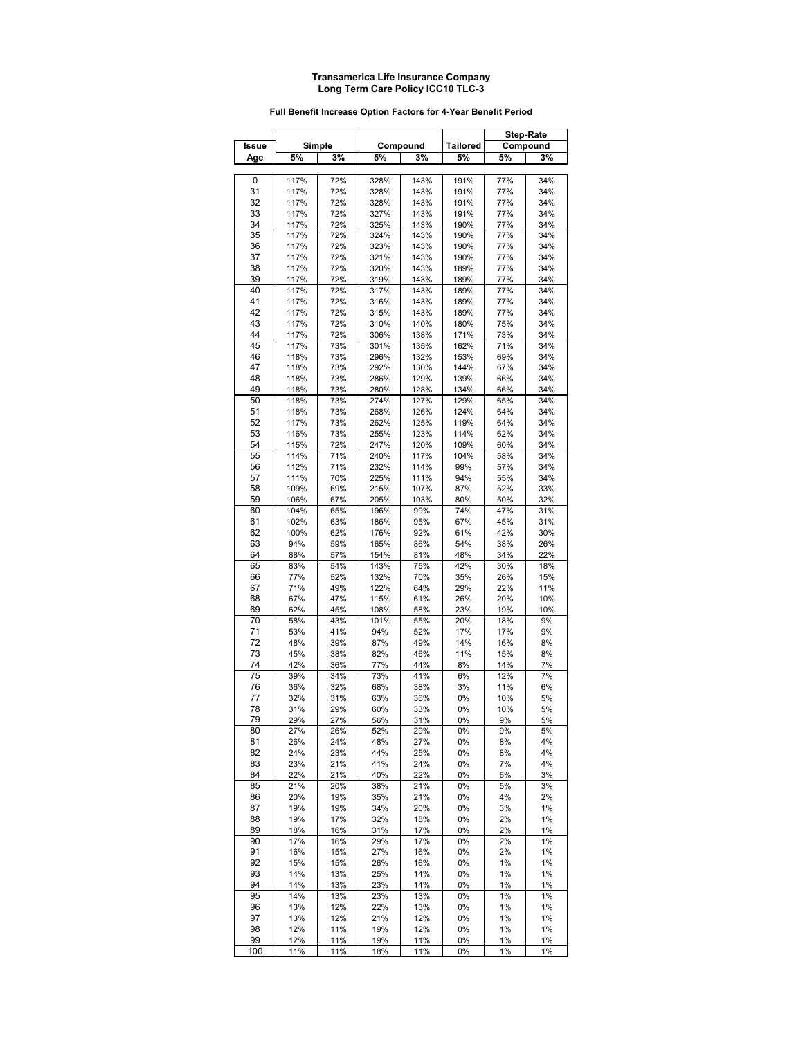**Transamerica Life Insurance Company**
**Long Term Care Policy ICC10 TLC-3**

**Full Benefit Increase Option Factors for 4-Year Benefit Period**

| Issue | Simple | | Compound | | Tailored | Step-Rate Compound | |
|---|---|---|---|---|---|---|---|
| Age | 5% | 3% | 5% | 3% | 5% | 5% | 3% |
| 0 | 117% | 72% | 328% | 143% | 191% | 77% | 34% |
| 31 | 117% | 72% | 328% | 143% | 191% | 77% | 34% |
| 32 | 117% | 72% | 328% | 143% | 191% | 77% | 34% |
| 33 | 117% | 72% | 327% | 143% | 191% | 77% | 34% |
| 34 | 117% | 72% | 325% | 143% | 190% | 77% | 34% |
| 35 | 117% | 72% | 324% | 143% | 190% | 77% | 34% |
| 36 | 117% | 72% | 323% | 143% | 190% | 77% | 34% |
| 37 | 117% | 72% | 321% | 143% | 190% | 77% | 34% |
| 38 | 117% | 72% | 320% | 143% | 189% | 77% | 34% |
| 39 | 117% | 72% | 319% | 143% | 189% | 77% | 34% |
| 40 | 117% | 72% | 317% | 143% | 189% | 77% | 34% |
| 41 | 117% | 72% | 316% | 143% | 189% | 77% | 34% |
| 42 | 117% | 72% | 315% | 143% | 189% | 77% | 34% |
| 43 | 117% | 72% | 310% | 140% | 180% | 75% | 34% |
| 44 | 117% | 72% | 306% | 138% | 171% | 73% | 34% |
| 45 | 117% | 73% | 301% | 135% | 162% | 71% | 34% |
| 46 | 118% | 73% | 296% | 132% | 153% | 69% | 34% |
| 47 | 118% | 73% | 292% | 130% | 144% | 67% | 34% |
| 48 | 118% | 73% | 286% | 129% | 139% | 66% | 34% |
| 49 | 118% | 73% | 280% | 128% | 134% | 66% | 34% |
| 50 | 118% | 73% | 274% | 127% | 129% | 65% | 34% |
| 51 | 118% | 73% | 268% | 126% | 124% | 64% | 34% |
| 52 | 117% | 73% | 262% | 125% | 119% | 64% | 34% |
| 53 | 116% | 73% | 255% | 123% | 114% | 62% | 34% |
| 54 | 115% | 72% | 247% | 120% | 109% | 60% | 34% |
| 55 | 114% | 71% | 240% | 117% | 104% | 58% | 34% |
| 56 | 112% | 71% | 232% | 114% | 99% | 57% | 34% |
| 57 | 111% | 70% | 225% | 111% | 94% | 55% | 34% |
| 58 | 109% | 69% | 215% | 107% | 87% | 52% | 33% |
| 59 | 106% | 67% | 205% | 103% | 80% | 50% | 32% |
| 60 | 104% | 65% | 196% | 99% | 74% | 47% | 31% |
| 61 | 102% | 63% | 186% | 95% | 67% | 45% | 31% |
| 62 | 100% | 62% | 176% | 92% | 61% | 42% | 30% |
| 63 | 94% | 59% | 165% | 86% | 54% | 38% | 26% |
| 64 | 88% | 57% | 154% | 81% | 48% | 34% | 22% |
| 65 | 83% | 54% | 143% | 75% | 42% | 30% | 18% |
| 66 | 77% | 52% | 132% | 70% | 35% | 26% | 15% |
| 67 | 71% | 49% | 122% | 64% | 29% | 22% | 11% |
| 68 | 67% | 47% | 115% | 61% | 26% | 20% | 10% |
| 69 | 62% | 45% | 108% | 58% | 23% | 19% | 10% |
| 70 | 58% | 43% | 101% | 55% | 20% | 18% | 9% |
| 71 | 53% | 41% | 94% | 52% | 17% | 17% | 9% |
| 72 | 48% | 39% | 87% | 49% | 14% | 16% | 8% |
| 73 | 45% | 38% | 82% | 46% | 11% | 15% | 8% |
| 74 | 42% | 36% | 77% | 44% | 8% | 14% | 7% |
| 75 | 39% | 34% | 73% | 41% | 6% | 12% | 7% |
| 76 | 36% | 32% | 68% | 38% | 3% | 11% | 6% |
| 77 | 32% | 31% | 63% | 36% | 0% | 10% | 5% |
| 78 | 31% | 29% | 60% | 33% | 0% | 10% | 5% |
| 79 | 29% | 27% | 56% | 31% | 0% | 9% | 5% |
| 80 | 27% | 26% | 52% | 29% | 0% | 9% | 5% |
| 81 | 26% | 24% | 48% | 27% | 0% | 8% | 4% |
| 82 | 24% | 23% | 44% | 25% | 0% | 8% | 4% |
| 83 | 23% | 21% | 41% | 24% | 0% | 7% | 4% |
| 84 | 22% | 21% | 40% | 22% | 0% | 6% | 3% |
| 85 | 21% | 20% | 38% | 21% | 0% | 5% | 3% |
| 86 | 20% | 19% | 35% | 21% | 0% | 4% | 2% |
| 87 | 19% | 19% | 34% | 20% | 0% | 3% | 1% |
| 88 | 19% | 17% | 32% | 18% | 0% | 2% | 1% |
| 89 | 18% | 16% | 31% | 17% | 0% | 2% | 1% |
| 90 | 17% | 16% | 29% | 17% | 0% | 2% | 1% |
| 91 | 16% | 15% | 27% | 16% | 0% | 2% | 1% |
| 92 | 15% | 15% | 26% | 16% | 0% | 1% | 1% |
| 93 | 14% | 13% | 25% | 14% | 0% | 1% | 1% |
| 94 | 14% | 13% | 23% | 14% | 0% | 1% | 1% |
| 95 | 14% | 13% | 23% | 13% | 0% | 1% | 1% |
| 96 | 13% | 12% | 22% | 13% | 0% | 1% | 1% |
| 97 | 13% | 12% | 21% | 12% | 0% | 1% | 1% |
| 98 | 12% | 11% | 19% | 12% | 0% | 1% | 1% |
| 99 | 12% | 11% | 19% | 11% | 0% | 1% | 1% |
| 100 | 11% | 11% | 18% | 11% | 0% | 1% | 1% |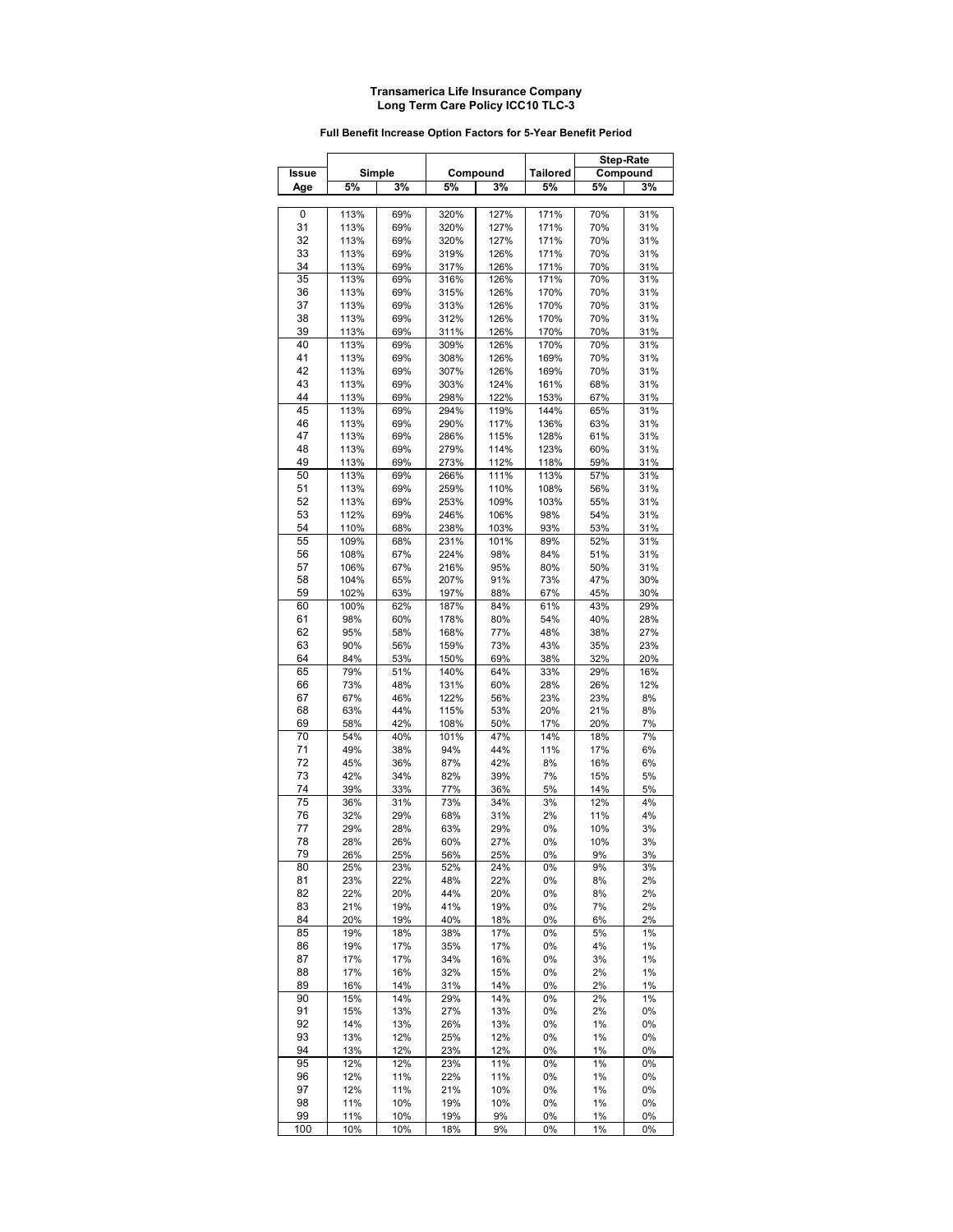**Transamerica Life Insurance Company**
**Long Term Care Policy ICC10 TLC-3**

**Full Benefit Increase Option Factors for 5-Year Benefit Period**

| Issue | Simple | | Compound | | Tailored | Step-Rate Compound | |
|---|---|---|---|---|---|---|---|
| Age | 5% | 3% | 5% | 3% | 5% | 5% | 3% |
| 0 | 113% | 69% | 320% | 127% | 171% | 70% | 31% |
| 31 | 113% | 69% | 320% | 127% | 171% | 70% | 31% |
| 32 | 113% | 69% | 320% | 127% | 171% | 70% | 31% |
| 33 | 113% | 69% | 319% | 126% | 171% | 70% | 31% |
| 34 | 113% | 69% | 317% | 126% | 171% | 70% | 31% |
| 35 | 113% | 69% | 316% | 126% | 171% | 70% | 31% |
| 36 | 113% | 69% | 315% | 126% | 170% | 70% | 31% |
| 37 | 113% | 69% | 313% | 126% | 170% | 70% | 31% |
| 38 | 113% | 69% | 312% | 126% | 170% | 70% | 31% |
| 39 | 113% | 69% | 311% | 126% | 170% | 70% | 31% |
| 40 | 113% | 69% | 309% | 126% | 170% | 70% | 31% |
| 41 | 113% | 69% | 308% | 126% | 169% | 70% | 31% |
| 42 | 113% | 69% | 307% | 126% | 169% | 70% | 31% |
| 43 | 113% | 69% | 303% | 124% | 161% | 68% | 31% |
| 44 | 113% | 69% | 298% | 122% | 153% | 67% | 31% |
| 45 | 113% | 69% | 294% | 119% | 144% | 65% | 31% |
| 46 | 113% | 69% | 290% | 117% | 136% | 63% | 31% |
| 47 | 113% | 69% | 286% | 115% | 128% | 61% | 31% |
| 48 | 113% | 69% | 279% | 114% | 123% | 60% | 31% |
| 49 | 113% | 69% | 273% | 112% | 118% | 59% | 31% |
| 50 | 113% | 69% | 266% | 111% | 113% | 57% | 31% |
| 51 | 113% | 69% | 259% | 110% | 108% | 56% | 31% |
| 52 | 113% | 69% | 253% | 109% | 103% | 55% | 31% |
| 53 | 112% | 69% | 246% | 106% | 98% | 54% | 31% |
| 54 | 110% | 68% | 238% | 103% | 93% | 53% | 31% |
| 55 | 109% | 68% | 231% | 101% | 89% | 52% | 31% |
| 56 | 108% | 67% | 224% | 98% | 84% | 51% | 31% |
| 57 | 106% | 67% | 216% | 95% | 80% | 50% | 31% |
| 58 | 104% | 65% | 207% | 91% | 73% | 47% | 30% |
| 59 | 102% | 63% | 197% | 88% | 67% | 45% | 30% |
| 60 | 100% | 62% | 187% | 84% | 61% | 43% | 29% |
| 61 | 98% | 60% | 178% | 80% | 54% | 40% | 28% |
| 62 | 95% | 58% | 168% | 77% | 48% | 38% | 27% |
| 63 | 90% | 56% | 159% | 73% | 43% | 35% | 23% |
| 64 | 84% | 53% | 150% | 69% | 38% | 32% | 20% |
| 65 | 79% | 51% | 140% | 64% | 33% | 29% | 16% |
| 66 | 73% | 48% | 131% | 60% | 28% | 26% | 12% |
| 67 | 67% | 46% | 122% | 56% | 23% | 23% | 8% |
| 68 | 63% | 44% | 115% | 53% | 20% | 21% | 8% |
| 69 | 58% | 42% | 108% | 50% | 17% | 20% | 7% |
| 70 | 54% | 40% | 101% | 47% | 14% | 18% | 7% |
| 71 | 49% | 38% | 94% | 44% | 11% | 17% | 6% |
| 72 | 45% | 36% | 87% | 42% | 8% | 16% | 6% |
| 73 | 42% | 34% | 82% | 39% | 7% | 15% | 5% |
| 74 | 39% | 33% | 77% | 36% | 5% | 14% | 5% |
| 75 | 36% | 31% | 73% | 34% | 3% | 12% | 4% |
| 76 | 32% | 29% | 68% | 31% | 2% | 11% | 4% |
| 77 | 29% | 28% | 63% | 29% | 0% | 10% | 3% |
| 78 | 28% | 26% | 60% | 27% | 0% | 10% | 3% |
| 79 | 26% | 25% | 56% | 25% | 0% | 9% | 3% |
| 80 | 25% | 23% | 52% | 24% | 0% | 9% | 3% |
| 81 | 23% | 22% | 48% | 22% | 0% | 8% | 2% |
| 82 | 22% | 20% | 44% | 20% | 0% | 8% | 2% |
| 83 | 21% | 19% | 41% | 19% | 0% | 7% | 2% |
| 84 | 20% | 19% | 40% | 18% | 0% | 6% | 2% |
| 85 | 19% | 18% | 38% | 17% | 0% | 5% | 1% |
| 86 | 19% | 17% | 35% | 17% | 0% | 4% | 1% |
| 87 | 17% | 17% | 34% | 16% | 0% | 3% | 1% |
| 88 | 17% | 16% | 32% | 15% | 0% | 2% | 1% |
| 89 | 16% | 14% | 31% | 14% | 0% | 2% | 1% |
| 90 | 15% | 14% | 29% | 14% | 0% | 2% | 1% |
| 91 | 15% | 13% | 27% | 13% | 0% | 2% | 0% |
| 92 | 14% | 13% | 26% | 13% | 0% | 1% | 0% |
| 93 | 13% | 12% | 25% | 12% | 0% | 1% | 0% |
| 94 | 13% | 12% | 23% | 12% | 0% | 1% | 0% |
| 95 | 12% | 12% | 23% | 11% | 0% | 1% | 0% |
| 96 | 12% | 11% | 22% | 11% | 0% | 1% | 0% |
| 97 | 12% | 11% | 21% | 10% | 0% | 1% | 0% |
| 98 | 11% | 10% | 19% | 10% | 0% | 1% | 0% |
| 99 | 11% | 10% | 19% | 9% | 0% | 1% | 0% |
| 100 | 10% | 10% | 18% | 9% | 0% | 1% | 0% |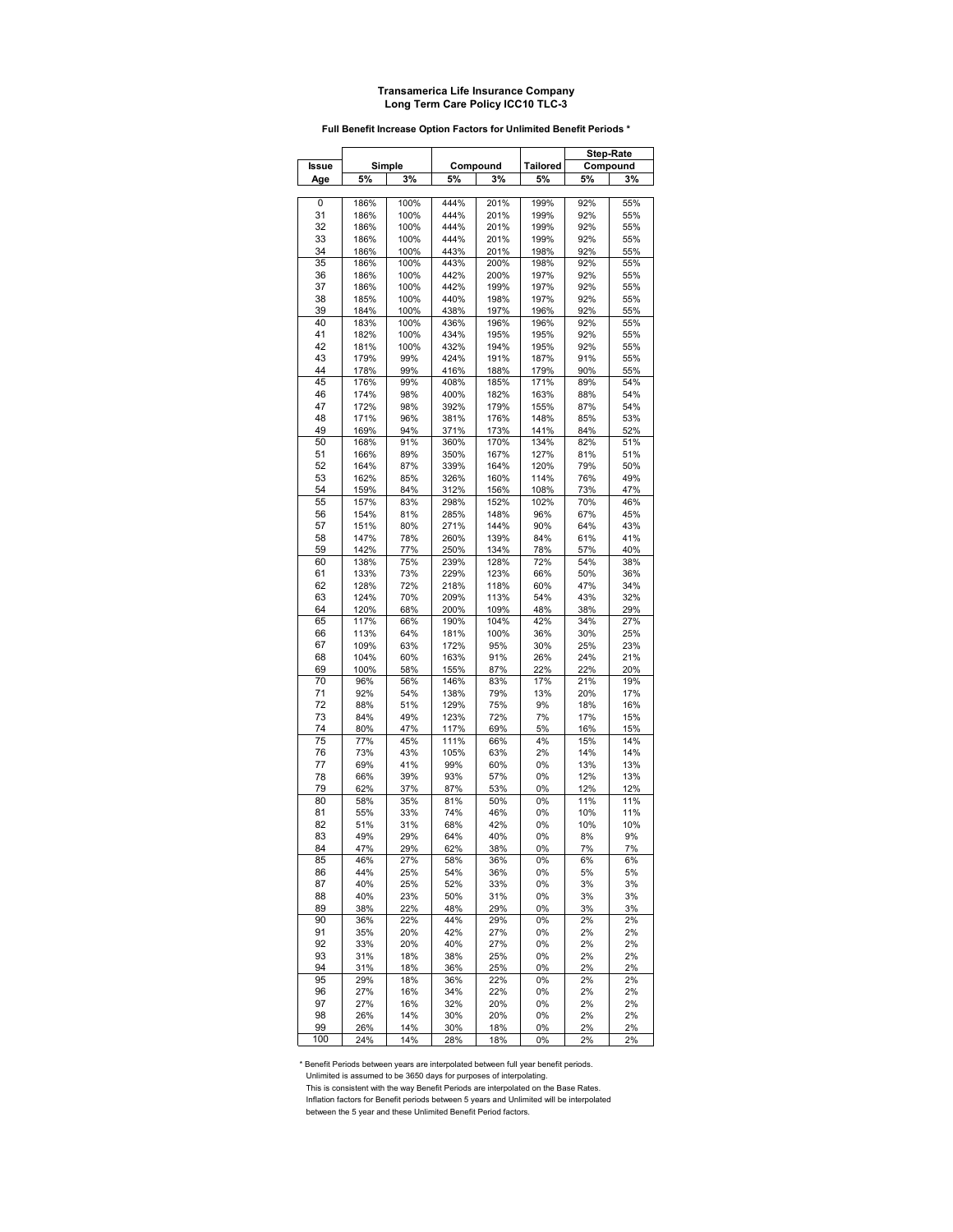**Transamerica Life Insurance Company**
**Long Term Care Policy ICC10 TLC-3**

**Full Benefit Increase Option Factors for Unlimited Benefit Periods ***

| Issue | Simple | | Compound | | Tailored | Step-Rate Compound | |
|---|---|---|---|---|---|---|---|
| Age | 5% | 3% | 5% | 3% | 5% | 5% | 3% |
| 0 | 186% | 100% | 444% | 201% | 199% | 92% | 55% |
| 31 | 186% | 100% | 444% | 201% | 199% | 92% | 55% |
| 32 | 186% | 100% | 444% | 201% | 199% | 92% | 55% |
| 33 | 186% | 100% | 444% | 201% | 199% | 92% | 55% |
| 34 | 186% | 100% | 443% | 201% | 198% | 92% | 55% |
| 35 | 186% | 100% | 443% | 200% | 198% | 92% | 55% |
| 36 | 186% | 100% | 442% | 200% | 197% | 92% | 55% |
| 37 | 186% | 100% | 442% | 199% | 197% | 92% | 55% |
| 38 | 185% | 100% | 440% | 198% | 197% | 92% | 55% |
| 39 | 184% | 100% | 438% | 197% | 196% | 92% | 55% |
| 40 | 183% | 100% | 436% | 196% | 196% | 92% | 55% |
| 41 | 182% | 100% | 434% | 195% | 195% | 92% | 55% |
| 42 | 181% | 100% | 432% | 194% | 195% | 92% | 55% |
| 43 | 179% | 99% | 424% | 191% | 187% | 91% | 55% |
| 44 | 178% | 99% | 416% | 188% | 179% | 90% | 55% |
| 45 | 176% | 99% | 408% | 185% | 171% | 89% | 54% |
| 46 | 174% | 98% | 400% | 182% | 163% | 88% | 54% |
| 47 | 172% | 98% | 392% | 179% | 155% | 87% | 54% |
| 48 | 171% | 96% | 381% | 176% | 148% | 85% | 53% |
| 49 | 169% | 94% | 371% | 173% | 141% | 84% | 52% |
| 50 | 168% | 91% | 360% | 170% | 134% | 82% | 51% |
| 51 | 166% | 89% | 350% | 167% | 127% | 81% | 51% |
| 52 | 164% | 87% | 339% | 164% | 120% | 79% | 50% |
| 53 | 162% | 85% | 326% | 160% | 114% | 76% | 49% |
| 54 | 159% | 84% | 312% | 156% | 108% | 73% | 47% |
| 55 | 157% | 83% | 298% | 152% | 102% | 70% | 46% |
| 56 | 154% | 81% | 285% | 148% | 96% | 67% | 45% |
| 57 | 151% | 80% | 271% | 144% | 90% | 64% | 43% |
| 58 | 147% | 78% | 260% | 139% | 84% | 61% | 41% |
| 59 | 142% | 77% | 250% | 134% | 78% | 57% | 40% |
| 60 | 138% | 75% | 239% | 128% | 72% | 54% | 38% |
| 61 | 133% | 73% | 229% | 123% | 66% | 50% | 36% |
| 62 | 128% | 72% | 218% | 118% | 60% | 47% | 34% |
| 63 | 124% | 70% | 209% | 113% | 54% | 43% | 32% |
| 64 | 120% | 68% | 200% | 109% | 48% | 38% | 29% |
| 65 | 117% | 66% | 190% | 104% | 42% | 34% | 27% |
| 66 | 113% | 64% | 181% | 100% | 36% | 30% | 25% |
| 67 | 109% | 63% | 172% | 95% | 30% | 25% | 23% |
| 68 | 104% | 60% | 163% | 91% | 26% | 24% | 21% |
| 69 | 100% | 58% | 155% | 87% | 22% | 22% | 20% |
| 70 | 96% | 56% | 146% | 83% | 17% | 21% | 19% |
| 71 | 92% | 54% | 138% | 79% | 13% | 20% | 17% |
| 72 | 88% | 51% | 129% | 75% | 9% | 18% | 16% |
| 73 | 84% | 49% | 123% | 72% | 7% | 17% | 15% |
| 74 | 80% | 47% | 117% | 69% | 5% | 16% | 15% |
| 75 | 77% | 45% | 111% | 66% | 4% | 15% | 14% |
| 76 | 73% | 43% | 105% | 63% | 2% | 14% | 14% |
| 77 | 69% | 41% | 99% | 60% | 0% | 13% | 13% |
| 78 | 66% | 39% | 93% | 57% | 0% | 12% | 13% |
| 79 | 62% | 37% | 87% | 53% | 0% | 12% | 12% |
| 80 | 58% | 35% | 81% | 50% | 0% | 11% | 11% |
| 81 | 55% | 33% | 74% | 46% | 0% | 10% | 11% |
| 82 | 51% | 31% | 68% | 42% | 0% | 10% | 10% |
| 83 | 49% | 29% | 64% | 40% | 0% | 8% | 9% |
| 84 | 47% | 29% | 62% | 38% | 0% | 7% | 7% |
| 85 | 46% | 27% | 58% | 36% | 0% | 6% | 6% |
| 86 | 44% | 25% | 54% | 36% | 0% | 5% | 5% |
| 87 | 40% | 25% | 52% | 33% | 0% | 3% | 3% |
| 88 | 40% | 23% | 50% | 31% | 0% | 3% | 3% |
| 89 | 38% | 22% | 48% | 29% | 0% | 3% | 3% |
| 90 | 36% | 22% | 44% | 29% | 0% | 2% | 2% |
| 91 | 35% | 20% | 42% | 27% | 0% | 2% | 2% |
| 92 | 33% | 20% | 40% | 27% | 0% | 2% | 2% |
| 93 | 31% | 18% | 38% | 25% | 0% | 2% | 2% |
| 94 | 31% | 18% | 36% | 25% | 0% | 2% | 2% |
| 95 | 29% | 18% | 36% | 22% | 0% | 2% | 2% |
| 96 | 27% | 16% | 34% | 22% | 0% | 2% | 2% |
| 97 | 27% | 16% | 32% | 20% | 0% | 2% | 2% |
| 98 | 26% | 14% | 30% | 20% | 0% | 2% | 2% |
| 99 | 26% | 14% | 30% | 18% | 0% | 2% | 2% |
| 100 | 24% | 14% | 28% | 18% | 0% | 2% | 2% |

* Benefit Periods between years are interpolated between full year benefit periods.
Unlimited is assumed to be 3650 days for purposes of interpolating.
This is consistent with the way Benefit Periods are interpolated on the Base Rates.
Inflation factors for Benefit periods between 5 years and Unlimited will be interpolated
between the 5 year and these Unlimited Benefit Period factors.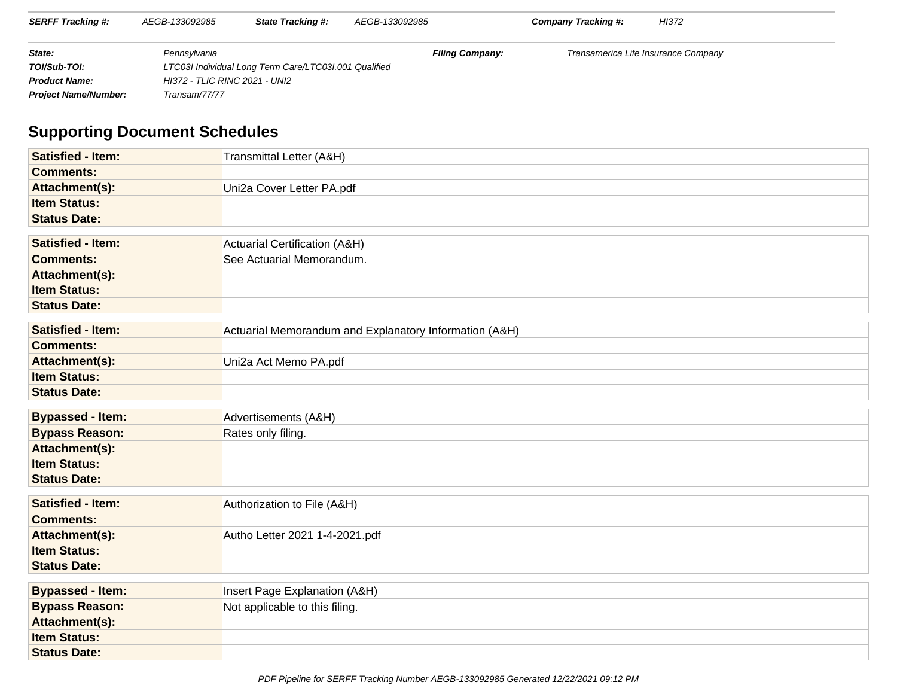| **SERFF Tracking #:** | AEGB-133092985 | **State Tracking #:** | AEGB-133092985 | **Company Tracking #:** | HI372 |
| --- | --- | --- | --- | --- | --- |

| | | | |
| --- | --- | --- | --- |
| **State:** | Pennsylvania | **Filing Company:** | Transamerica Life Insurance Company |
| **TOI/Sub-TOI:** | LTC03I Individual Long Term Care/LTC03I.001 Qualified | | |
| **Product Name:** | HI372 - TLIC RINC 2021 - UNI2 | | |
| **Project Name/Number:** | Transam/77/77 | | |

## Supporting Document Schedules

| | |
| --- | --- |
| **Satisfied - Item:** | Transmittal Letter (A&H) |
| **Comments:** | |
| **Attachment(s):** | Uni2a Cover Letter PA.pdf |
| **Item Status:** | |
| **Status Date:** | |

| | |
| --- | --- |
| **Satisfied - Item:** | Actuarial Certification (A&H) |
| **Comments:** | See Actuarial Memorandum. |
| **Attachment(s):** | |
| **Item Status:** | |
| **Status Date:** | |

| | |
| --- | --- |
| **Satisfied - Item:** | Actuarial Memorandum and Explanatory Information (A&H) |
| **Comments:** | |
| **Attachment(s):** | Uni2a Act Memo PA.pdf |
| **Item Status:** | |
| **Status Date:** | |

| | |
| --- | --- |
| **Bypassed - Item:** | Advertisements (A&H) |
| **Bypass Reason:** | Rates only filing. |
| **Attachment(s):** | |
| **Item Status:** | |
| **Status Date:** | |

| | |
| --- | --- |
| **Satisfied - Item:** | Authorization to File (A&H) |
| **Comments:** | |
| **Attachment(s):** | Autho Letter 2021 1-4-2021.pdf |
| **Item Status:** | |
| **Status Date:** | |

| | |
| --- | --- |
| **Bypassed - Item:** | Insert Page Explanation (A&H) |
| **Bypass Reason:** | Not applicable to this filing. |
| **Attachment(s):** | |
| **Item Status:** | |
| **Status Date:** | |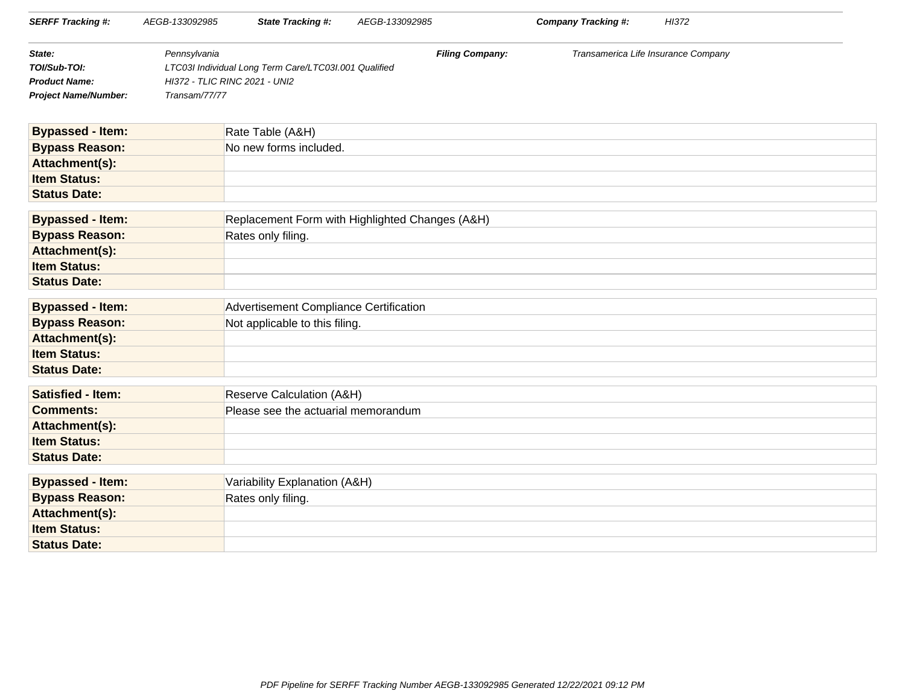| | |
|---|---|
| **SERFF Tracking #:** AEGB-133092985 | **State Tracking #:** AEGB-133092985 |
| **Company Tracking #:** HI372 | |

| | |
|---|---|
| **State:** | Pennsylvania |
| **Filing Company:** | Transamerica Life Insurance Company |
| **TOI/Sub-TOI:** | LTC03I Individual Long Term Care/LTC03I.001 Qualified |
| **Product Name:** | HI372 - TLIC RINC 2021 - UNI2 |
| **Project Name/Number:** | Transam/77/77 |

| | |
|---|---|
| **Bypassed - Item:** | Rate Table (A&H) |
| **Bypass Reason:** | No new forms included. |
| **Attachment(s):** | |
| **Item Status:** | |
| **Status Date:** | |

| | |
|---|---|
| **Bypassed - Item:** | Replacement Form with Highlighted Changes (A&H) |
| **Bypass Reason:** | Rates only filing. |
| **Attachment(s):** | |
| **Item Status:** | |
| **Status Date:** | |

| | |
|---|---|
| **Bypassed - Item:** | Advertisement Compliance Certification |
| **Bypass Reason:** | Not applicable to this filing. |
| **Attachment(s):** | |
| **Item Status:** | |
| **Status Date:** | |

| | |
|---|---|
| **Satisfied - Item:** | Reserve Calculation (A&H) |
| **Comments:** | Please see the actuarial memorandum |
| **Attachment(s):** | |
| **Item Status:** | |
| **Status Date:** | |

| | |
|---|---|
| **Bypassed - Item:** | Variability Explanation (A&H) |
| **Bypass Reason:** | Rates only filing. |
| **Attachment(s):** | |
| **Item Status:** | |
| **Status Date:** | |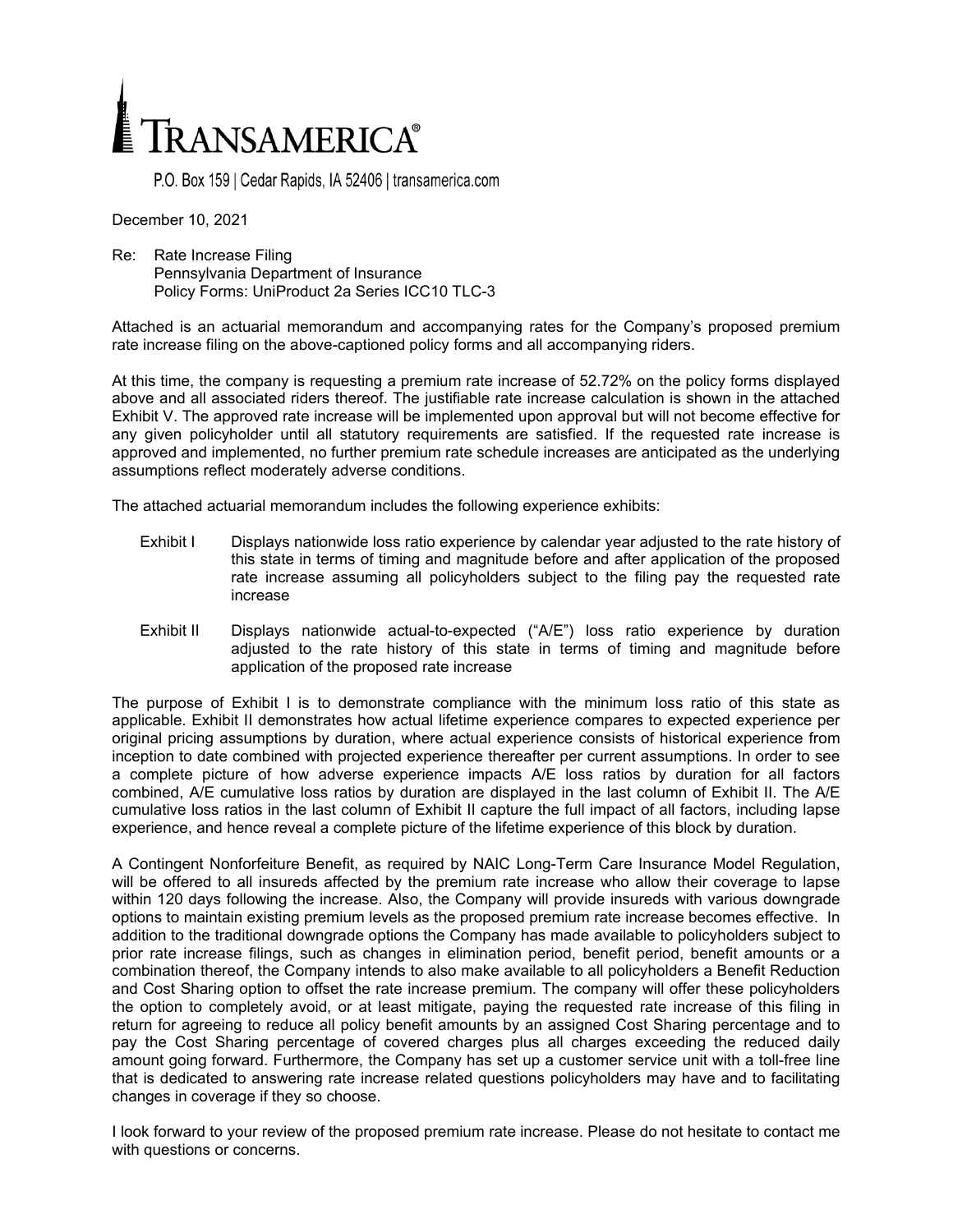# TRANSAMERICA®

P.O. Box 159 | Cedar Rapids, IA 52406 | transamerica.com

December 10, 2021

Re: Rate Increase Filing
Pennsylvania Department of Insurance
Policy Forms: UniProduct 2a Series ICC10 TLC-3

Attached is an actuarial memorandum and accompanying rates for the Company's proposed premium rate increase filing on the above-captioned policy forms and all accompanying riders.

At this time, the company is requesting a premium rate increase of 52.72% on the policy forms displayed above and all associated riders thereof. The justifiable rate increase calculation is shown in the attached Exhibit V. The approved rate increase will be implemented upon approval but will not become effective for any given policyholder until all statutory requirements are satisfied. If the requested rate increase is approved and implemented, no further premium rate schedule increases are anticipated as the underlying assumptions reflect moderately adverse conditions.

The attached actuarial memorandum includes the following experience exhibits:

- Exhibit I — Displays nationwide loss ratio experience by calendar year adjusted to the rate history of this state in terms of timing and magnitude before and after application of the proposed rate increase assuming all policyholders subject to the filing pay the requested rate increase

- Exhibit II — Displays nationwide actual-to-expected ("A/E") loss ratio experience by duration adjusted to the rate history of this state in terms of timing and magnitude before application of the proposed rate increase

The purpose of Exhibit I is to demonstrate compliance with the minimum loss ratio of this state as applicable. Exhibit II demonstrates how actual lifetime experience compares to expected experience per original pricing assumptions by duration, where actual experience consists of historical experience from inception to date combined with projected experience thereafter per current assumptions. In order to see a complete picture of how adverse experience impacts A/E loss ratios by duration for all factors combined, A/E cumulative loss ratios by duration are displayed in the last column of Exhibit II. The A/E cumulative loss ratios in the last column of Exhibit II capture the full impact of all factors, including lapse experience, and hence reveal a complete picture of the lifetime experience of this block by duration.

A Contingent Nonforfeiture Benefit, as required by NAIC Long-Term Care Insurance Model Regulation, will be offered to all insureds affected by the premium rate increase who allow their coverage to lapse within 120 days following the increase. Also, the Company will provide insureds with various downgrade options to maintain existing premium levels as the proposed premium rate increase becomes effective. In addition to the traditional downgrade options the Company has made available to policyholders subject to prior rate increase filings, such as changes in elimination period, benefit period, benefit amounts or a combination thereof, the Company intends to also make available to all policyholders a Benefit Reduction and Cost Sharing option to offset the rate increase premium. The company will offer these policyholders the option to completely avoid, or at least mitigate, paying the requested rate increase of this filing in return for agreeing to reduce all policy benefit amounts by an assigned Cost Sharing percentage and to pay the Cost Sharing percentage of covered charges plus all charges exceeding the reduced daily amount going forward. Furthermore, the Company has set up a customer service unit with a toll-free line that is dedicated to answering rate increase related questions policyholders may have and to facilitating changes in coverage if they so choose.

I look forward to your review of the proposed premium rate increase. Please do not hesitate to contact me with questions or concerns.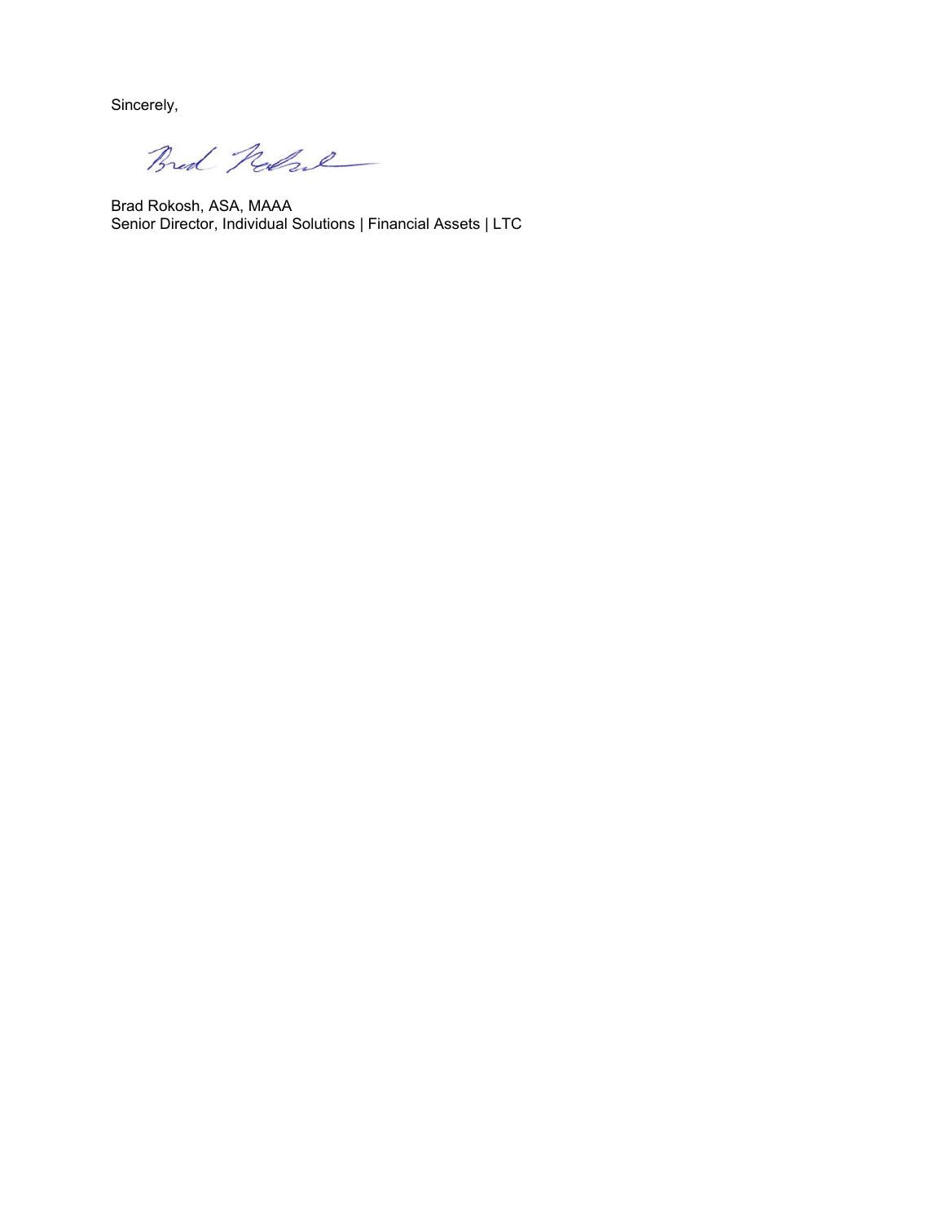Sincerely,

Brad Rokosh, ASA, MAAA
Senior Director, Individual Solutions | Financial Assets | LTC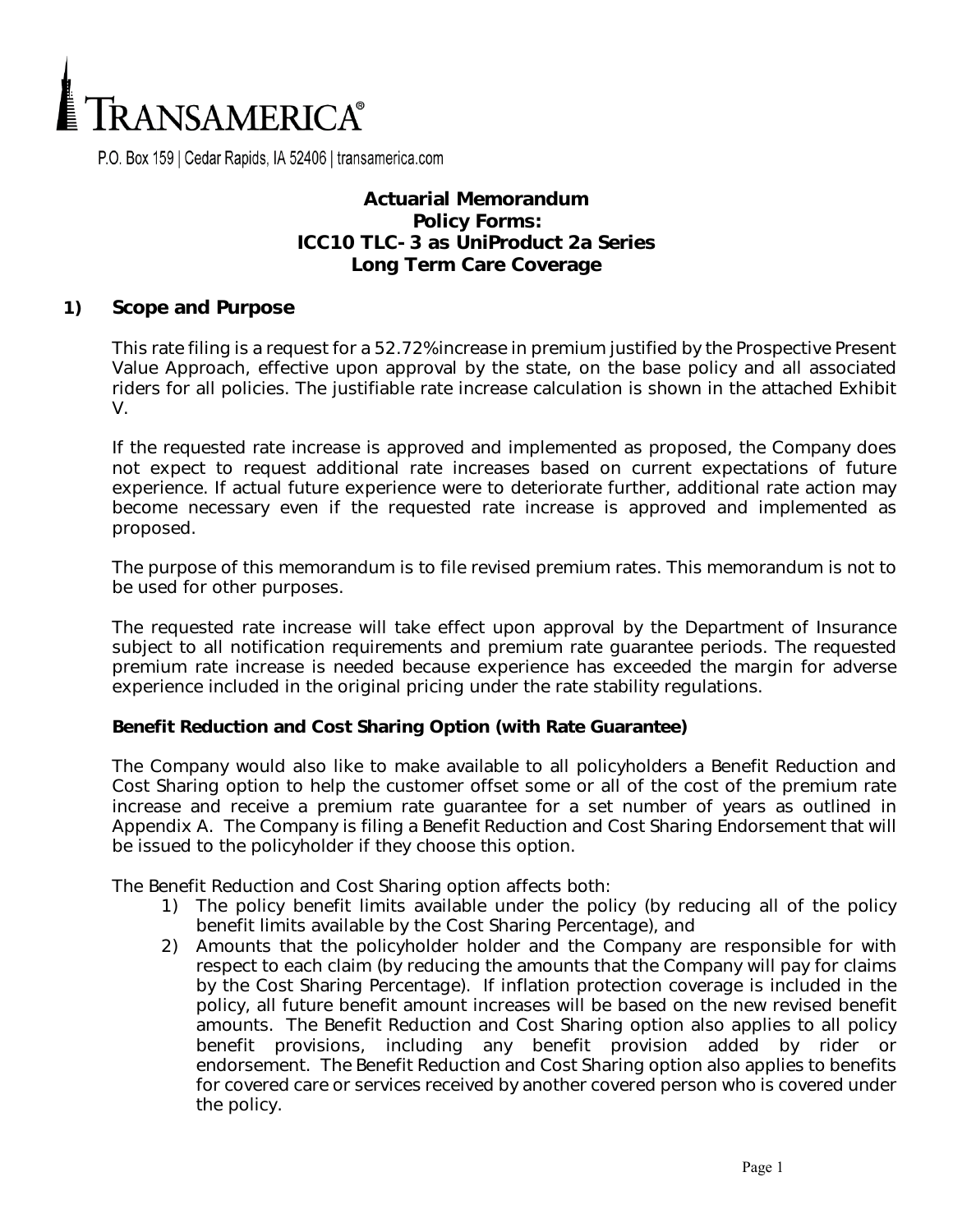TRANSAMERICA®

P.O. Box 159 | Cedar Rapids, IA 52406 | transamerica.com

# Actuarial Memorandum
# Policy Forms:
# ICC10 TLC-3 as UniProduct 2a Series
# Long Term Care Coverage

## 1) Scope and Purpose

This rate filing is a request for a 52.72% increase in premium justified by the Prospective Present Value Approach, effective upon approval by the state, on the base policy and all associated riders for all policies. The justifiable rate increase calculation is shown in the attached Exhibit V.

If the requested rate increase is approved and implemented as proposed, the Company does not expect to request additional rate increases based on current expectations of future experience. If actual future experience were to deteriorate further, additional rate action may become necessary even if the requested rate increase is approved and implemented as proposed.

The purpose of this memorandum is to file revised premium rates. This memorandum is not to be used for other purposes.

The requested rate increase will take effect upon approval by the Department of Insurance subject to all notification requirements and premium rate guarantee periods. The requested premium rate increase is needed because experience has exceeded the margin for adverse experience included in the original pricing under the rate stability regulations.

**Benefit Reduction and Cost Sharing Option (with Rate Guarantee)**

The Company would also like to make available to all policyholders a Benefit Reduction and Cost Sharing option to help the customer offset some or all of the cost of the premium rate increase and receive a premium rate guarantee for a set number of years as outlined in Appendix A. The Company is filing a Benefit Reduction and Cost Sharing Endorsement that will be issued to the policyholder if they choose this option.

The Benefit Reduction and Cost Sharing option affects both:

1) The policy benefit limits available under the policy (by reducing all of the policy benefit limits available by the Cost Sharing Percentage), and
2) Amounts that the policyholder holder and the Company are responsible for with respect to each claim (by reducing the amounts that the Company will pay for claims by the Cost Sharing Percentage). If inflation protection coverage is included in the policy, all future benefit amount increases will be based on the new revised benefit amounts. The Benefit Reduction and Cost Sharing option also applies to all policy benefit provisions, including any benefit provision added by rider or endorsement. The Benefit Reduction and Cost Sharing option also applies to benefits for covered care or services received by another covered person who is covered under the policy.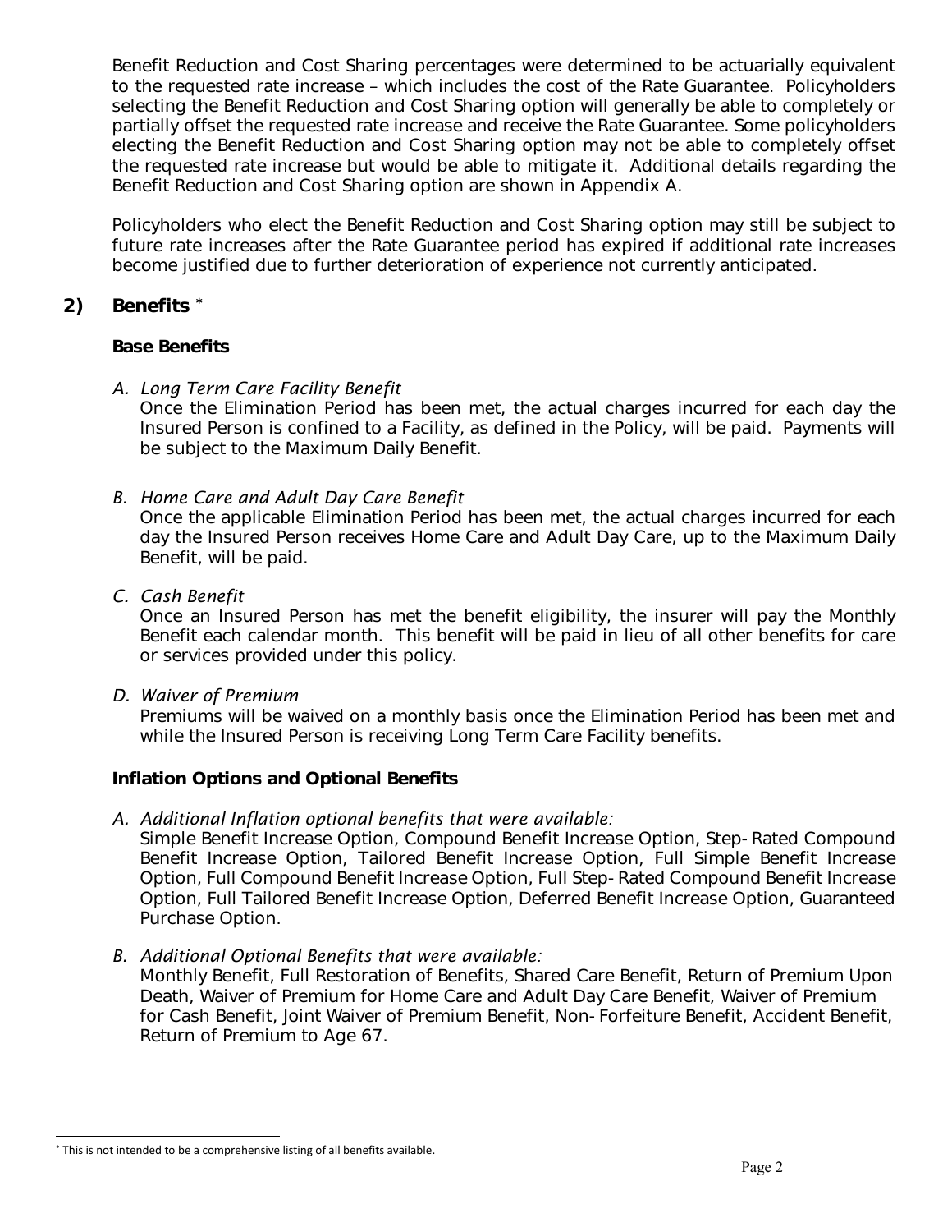Benefit Reduction and Cost Sharing percentages were determined to be actuarially equivalent to the requested rate increase – which includes the cost of the Rate Guarantee. Policyholders selecting the Benefit Reduction and Cost Sharing option will generally be able to completely or partially offset the requested rate increase and receive the Rate Guarantee. Some policyholders electing the Benefit Reduction and Cost Sharing option may not be able to completely offset the requested rate increase but would be able to mitigate it. Additional details regarding the Benefit Reduction and Cost Sharing option are shown in Appendix A.

Policyholders who elect the Benefit Reduction and Cost Sharing option may still be subject to future rate increases after the Rate Guarantee period has expired if additional rate increases become justified due to further deterioration of experience not currently anticipated.

## 2) Benefits *

### Base Benefits

*A. Long Term Care Facility Benefit*

Once the Elimination Period has been met, the actual charges incurred for each day the Insured Person is confined to a Facility, as defined in the Policy, will be paid. Payments will be subject to the Maximum Daily Benefit.

*B. Home Care and Adult Day Care Benefit*

Once the applicable Elimination Period has been met, the actual charges incurred for each day the Insured Person receives Home Care and Adult Day Care, up to the Maximum Daily Benefit, will be paid.

*C. Cash Benefit*

Once an Insured Person has met the benefit eligibility, the insurer will pay the Monthly Benefit each calendar month. This benefit will be paid in lieu of all other benefits for care or services provided under this policy.

*D. Waiver of Premium*

Premiums will be waived on a monthly basis once the Elimination Period has been met and while the Insured Person is receiving Long Term Care Facility benefits.

### Inflation Options and Optional Benefits

*A. Additional Inflation optional benefits that were available:*

Simple Benefit Increase Option, Compound Benefit Increase Option, Step-Rated Compound Benefit Increase Option, Tailored Benefit Increase Option, Full Simple Benefit Increase Option, Full Compound Benefit Increase Option, Full Step-Rated Compound Benefit Increase Option, Full Tailored Benefit Increase Option, Deferred Benefit Increase Option, Guaranteed Purchase Option.

*B. Additional Optional Benefits that were available:*

Monthly Benefit, Full Restoration of Benefits, Shared Care Benefit, Return of Premium Upon Death, Waiver of Premium for Home Care and Adult Day Care Benefit, Waiver of Premium for Cash Benefit, Joint Waiver of Premium Benefit, Non-Forfeiture Benefit, Accident Benefit, Return of Premium to Age 67.

* This is not intended to be a comprehensive listing of all benefits available.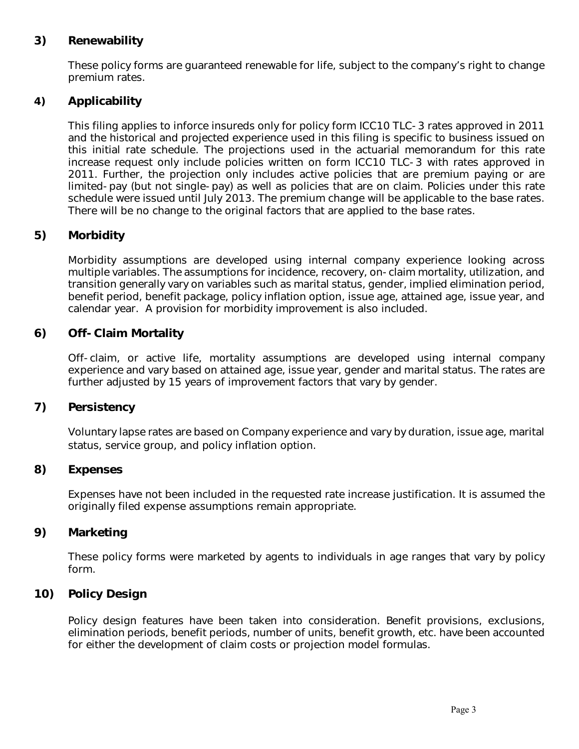## 3) Renewability

These policy forms are guaranteed renewable for life, subject to the company's right to change premium rates.

## 4) Applicability

This filing applies to inforce insureds only for policy form ICC10 TLC-3 rates approved in 2011 and the historical and projected experience used in this filing is specific to business issued on this initial rate schedule. The projections used in the actuarial memorandum for this rate increase request only include policies written on form ICC10 TLC-3 with rates approved in 2011. Further, the projection only includes active policies that are premium paying or are limited-pay (but not single-pay) as well as policies that are on claim. Policies under this rate schedule were issued until July 2013. The premium change will be applicable to the base rates. There will be no change to the original factors that are applied to the base rates.

## 5) Morbidity

Morbidity assumptions are developed using internal company experience looking across multiple variables. The assumptions for incidence, recovery, on-claim mortality, utilization, and transition generally vary on variables such as marital status, gender, implied elimination period, benefit period, benefit package, policy inflation option, issue age, attained age, issue year, and calendar year. A provision for morbidity improvement is also included.

## 6) Off-Claim Mortality

Off-claim, or active life, mortality assumptions are developed using internal company experience and vary based on attained age, issue year, gender and marital status. The rates are further adjusted by 15 years of improvement factors that vary by gender.

## 7) Persistency

Voluntary lapse rates are based on Company experience and vary by duration, issue age, marital status, service group, and policy inflation option.

## 8) Expenses

Expenses have not been included in the requested rate increase justification. It is assumed the originally filed expense assumptions remain appropriate.

## 9) Marketing

These policy forms were marketed by agents to individuals in age ranges that vary by policy form.

## 10) Policy Design

Policy design features have been taken into consideration. Benefit provisions, exclusions, elimination periods, benefit periods, number of units, benefit growth, etc. have been accounted for either the development of claim costs or projection model formulas.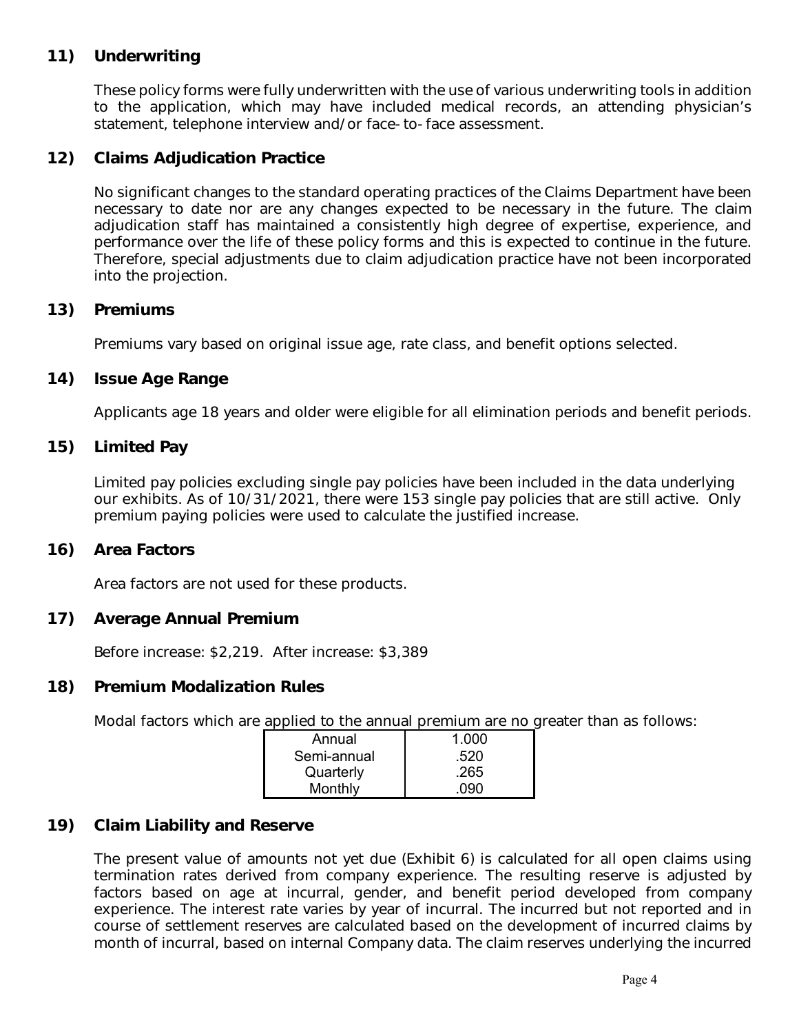## 11) Underwriting

These policy forms were fully underwritten with the use of various underwriting tools in addition to the application, which may have included medical records, an attending physician's statement, telephone interview and/or face-to-face assessment.

## 12) Claims Adjudication Practice

No significant changes to the standard operating practices of the Claims Department have been necessary to date nor are any changes expected to be necessary in the future. The claim adjudication staff has maintained a consistently high degree of expertise, experience, and performance over the life of these policy forms and this is expected to continue in the future. Therefore, special adjustments due to claim adjudication practice have not been incorporated into the projection.

## 13) Premiums

Premiums vary based on original issue age, rate class, and benefit options selected.

## 14) Issue Age Range

Applicants age 18 years and older were eligible for all elimination periods and benefit periods.

## 15) Limited Pay

Limited pay policies excluding single pay policies have been included in the data underlying our exhibits. As of 10/31/2021, there were 153 single pay policies that are still active. Only premium paying policies were used to calculate the justified increase.

## 16) Area Factors

Area factors are not used for these products.

## 17) Average Annual Premium

Before increase: $2,219. After increase: $3,389

## 18) Premium Modalization Rules

Modal factors which are applied to the annual premium are no greater than as follows:

| Mode | Factor |
|---|---|
| Annual | 1.000 |
| Semi-annual | .520 |
| Quarterly | .265 |
| Monthly | .090 |

## 19) Claim Liability and Reserve

The present value of amounts not yet due (Exhibit 6) is calculated for all open claims using termination rates derived from company experience. The resulting reserve is adjusted by factors based on age at incurral, gender, and benefit period developed from company experience. The interest rate varies by year of incurral. The incurred but not reported and in course of settlement reserves are calculated based on the development of incurred claims by month of incurral, based on internal Company data. The claim reserves underlying the incurred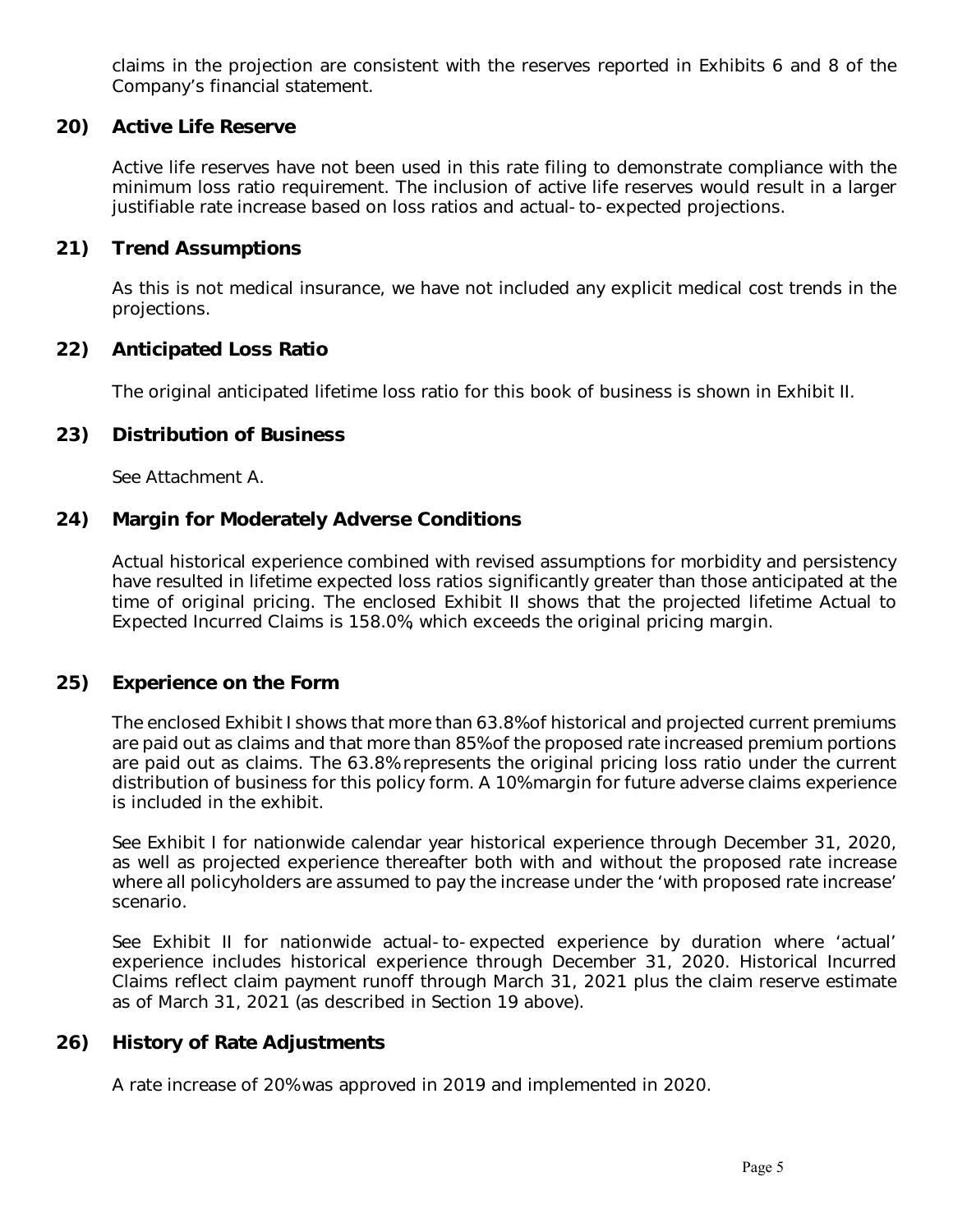claims in the projection are consistent with the reserves reported in Exhibits 6 and 8 of the Company's financial statement.

## 20) Active Life Reserve

Active life reserves have not been used in this rate filing to demonstrate compliance with the minimum loss ratio requirement. The inclusion of active life reserves would result in a larger justifiable rate increase based on loss ratios and actual-to-expected projections.

## 21) Trend Assumptions

As this is not medical insurance, we have not included any explicit medical cost trends in the projections.

## 22) Anticipated Loss Ratio

The original anticipated lifetime loss ratio for this book of business is shown in Exhibit II.

## 23) Distribution of Business

See Attachment A.

## 24) Margin for Moderately Adverse Conditions

Actual historical experience combined with revised assumptions for morbidity and persistency have resulted in lifetime expected loss ratios significantly greater than those anticipated at the time of original pricing. The enclosed Exhibit II shows that the projected lifetime Actual to Expected Incurred Claims is 158.0%, which exceeds the original pricing margin.

## 25) Experience on the Form

The enclosed Exhibit I shows that more than 63.8% of historical and projected current premiums are paid out as claims and that more than 85% of the proposed rate increased premium portions are paid out as claims. The 63.8% represents the original pricing loss ratio under the current distribution of business for this policy form. A 10% margin for future adverse claims experience is included in the exhibit.

See Exhibit I for nationwide calendar year historical experience through December 31, 2020, as well as projected experience thereafter both with and without the proposed rate increase where all policyholders are assumed to pay the increase under the 'with proposed rate increase' scenario.

See Exhibit II for nationwide actual-to-expected experience by duration where 'actual' experience includes historical experience through December 31, 2020. Historical Incurred Claims reflect claim payment runoff through March 31, 2021 plus the claim reserve estimate as of March 31, 2021 (as described in Section 19 above).

## 26) History of Rate Adjustments

A rate increase of 20% was approved in 2019 and implemented in 2020.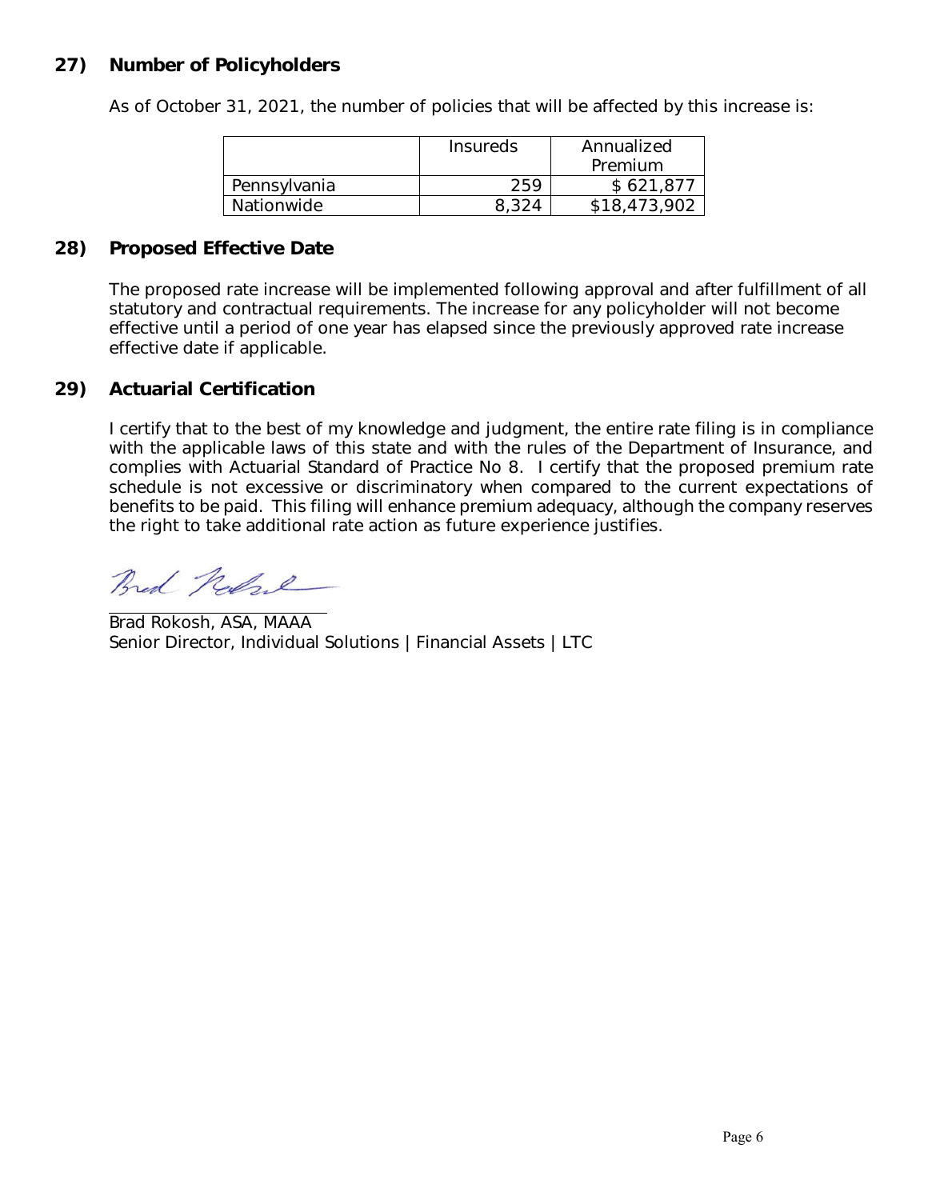## 27) Number of Policyholders

As of October 31, 2021, the number of policies that will be affected by this increase is:

| | Insureds | Annualized Premium |
|---|---|---|
| Pennsylvania | 259 | $ 621,877 |
| Nationwide | 8,324 | $18,473,902 |

## 28) Proposed Effective Date

The proposed rate increase will be implemented following approval and after fulfillment of all statutory and contractual requirements. The increase for any policyholder will not become effective until a period of one year has elapsed since the previously approved rate increase effective date if applicable.

## 29) Actuarial Certification

I certify that to the best of my knowledge and judgment, the entire rate filing is in compliance with the applicable laws of this state and with the rules of the Department of Insurance, and complies with Actuarial Standard of Practice No 8. I certify that the proposed premium rate schedule is not excessive or discriminatory when compared to the current expectations of benefits to be paid. This filing will enhance premium adequacy, although the company reserves the right to take additional rate action as future experience justifies.

Brad Rokosh, ASA, MAAA
Senior Director, Individual Solutions | Financial Assets | LTC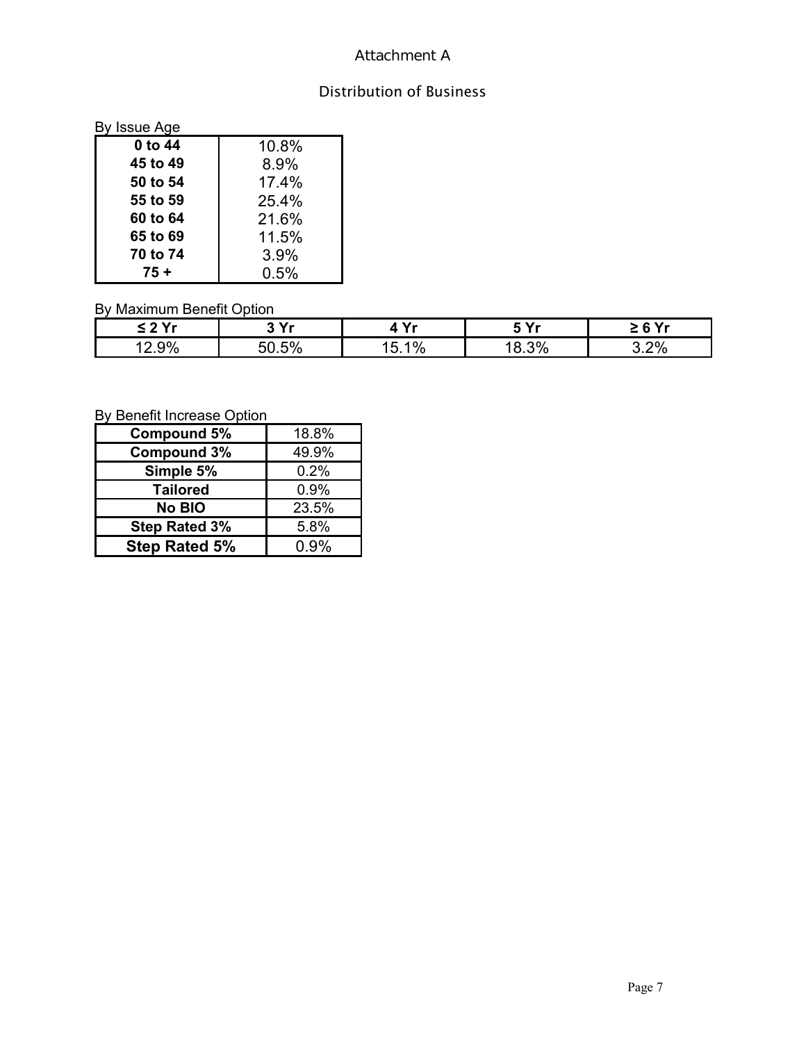Attachment A

Distribution of Business

By Issue Age

| Issue Age | % |
|---|---|
| **0 to 44** | 10.8% |
| **45 to 49** | 8.9% |
| **50 to 54** | 17.4% |
| **55 to 59** | 25.4% |
| **60 to 64** | 21.6% |
| **65 to 69** | 11.5% |
| **70 to 74** | 3.9% |
| **75 +** | 0.5% |

By Maximum Benefit Option

| **≤ 2 Yr** | **3 Yr** | **4 Yr** | **5 Yr** | **≥ 6 Yr** |
|---|---|---|---|---|
| 12.9% | 50.5% | 15.1% | 18.3% | 3.2% |

By Benefit Increase Option

| Benefit Increase Option | % |
|---|---|
| **Compound 5%** | 18.8% |
| **Compound 3%** | 49.9% |
| **Simple 5%** | 0.2% |
| **Tailored** | 0.9% |
| **No BIO** | 23.5% |
| **Step Rated 3%** | 5.8% |
| **Step Rated 5%** | 0.9% |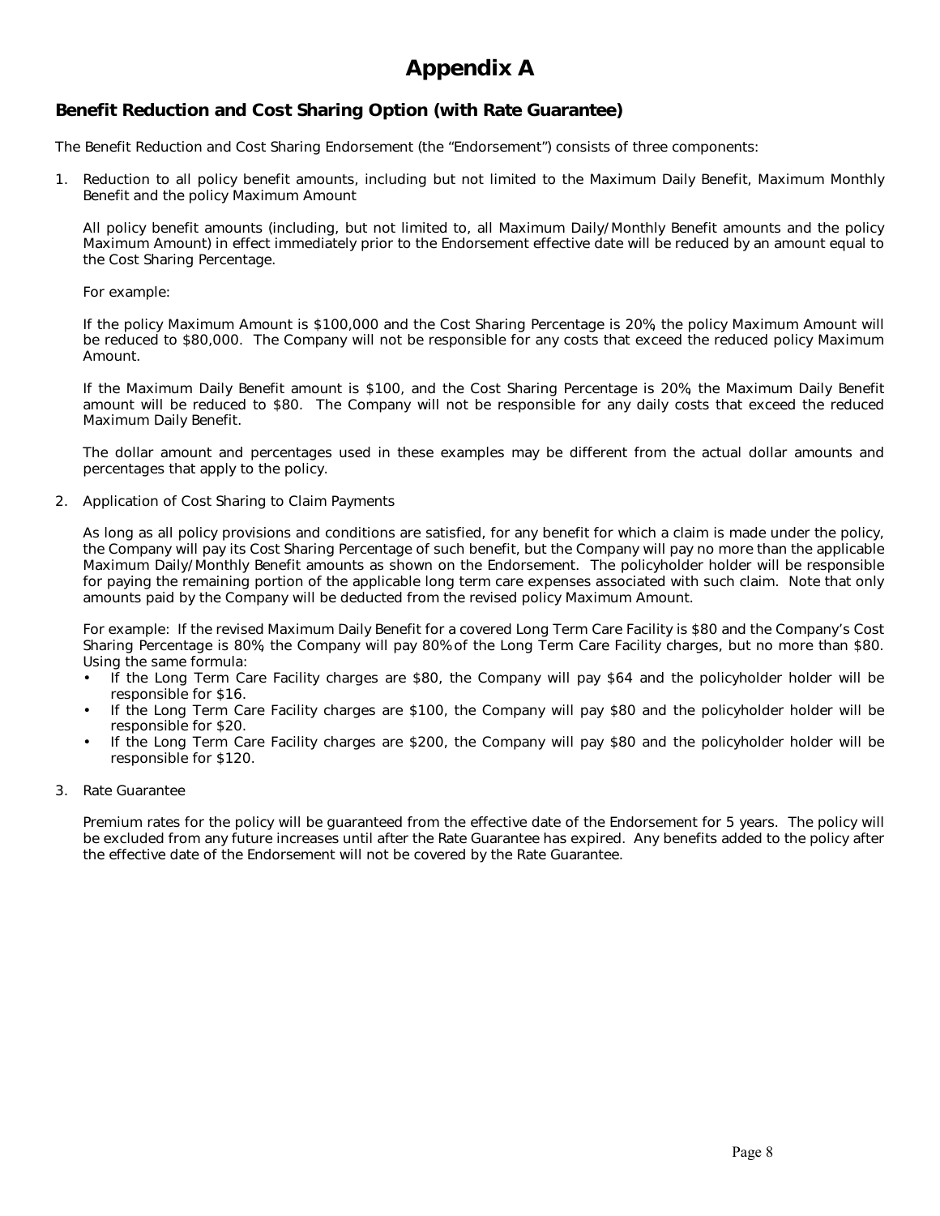# Appendix A

## Benefit Reduction and Cost Sharing Option (with Rate Guarantee)

The Benefit Reduction and Cost Sharing Endorsement (the "Endorsement") consists of three components:

1. Reduction to all policy benefit amounts, including but not limited to the Maximum Daily Benefit, Maximum Monthly Benefit and the policy Maximum Amount

   All policy benefit amounts (including, but not limited to, all Maximum Daily/Monthly Benefit amounts and the policy Maximum Amount) in effect immediately prior to the Endorsement effective date will be reduced by an amount equal to the Cost Sharing Percentage.

   For example:

   If the policy Maximum Amount is $100,000 and the Cost Sharing Percentage is 20%, the policy Maximum Amount will be reduced to $80,000. The Company will not be responsible for any costs that exceed the reduced policy Maximum Amount.

   If the Maximum Daily Benefit amount is $100, and the Cost Sharing Percentage is 20%, the Maximum Daily Benefit amount will be reduced to $80. The Company will not be responsible for any daily costs that exceed the reduced Maximum Daily Benefit.

   The dollar amount and percentages used in these examples may be different from the actual dollar amounts and percentages that apply to the policy.

2. Application of Cost Sharing to Claim Payments

   As long as all policy provisions and conditions are satisfied, for any benefit for which a claim is made under the policy, the Company will pay its Cost Sharing Percentage of such benefit, but the Company will pay no more than the applicable Maximum Daily/Monthly Benefit amounts as shown on the Endorsement. The policyholder holder will be responsible for paying the remaining portion of the applicable long term care expenses associated with such claim. Note that only amounts paid by the Company will be deducted from the revised policy Maximum Amount.

   For example: If the revised Maximum Daily Benefit for a covered Long Term Care Facility is $80 and the Company's Cost Sharing Percentage is 80%, the Company will pay 80% of the Long Term Care Facility charges, but no more than $80. Using the same formula:
   - If the Long Term Care Facility charges are $80, the Company will pay $64 and the policyholder holder will be responsible for $16.
   - If the Long Term Care Facility charges are $100, the Company will pay $80 and the policyholder holder will be responsible for $20.
   - If the Long Term Care Facility charges are $200, the Company will pay $80 and the policyholder holder will be responsible for $120.

3. Rate Guarantee

   Premium rates for the policy will be guaranteed from the effective date of the Endorsement for 5 years. The policy will be excluded from any future increases until after the Rate Guarantee has expired. Any benefits added to the policy after the effective date of the Endorsement will not be covered by the Rate Guarantee.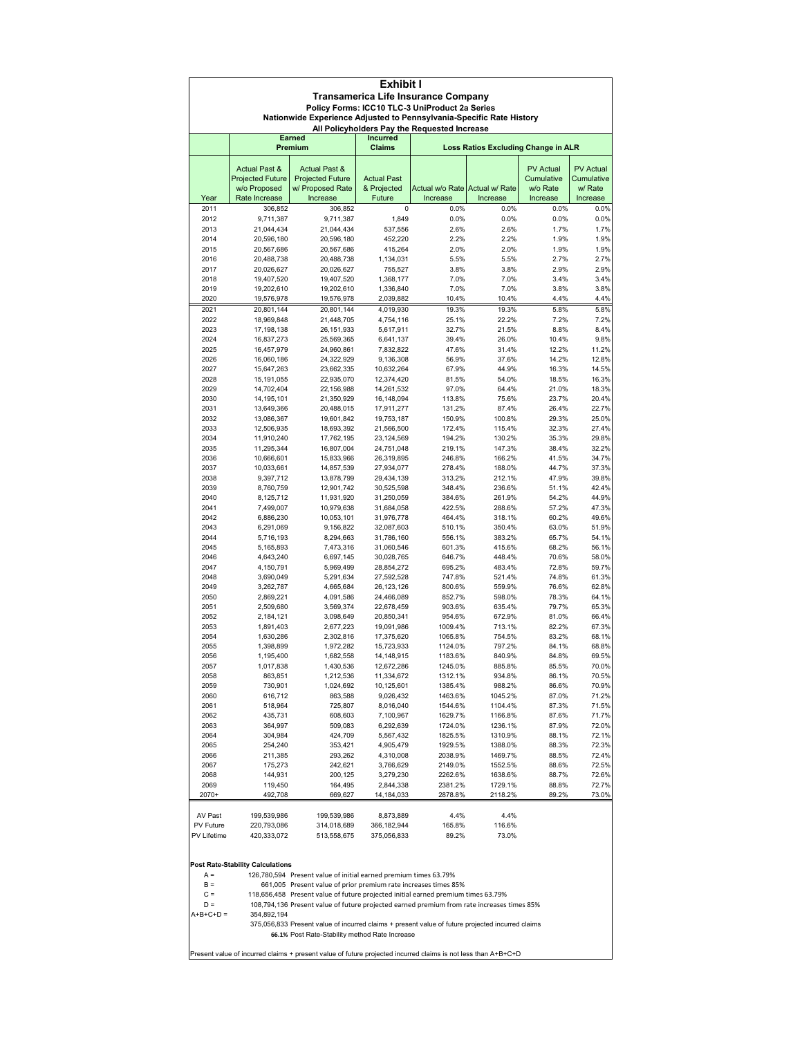# Exhibit I

## Transamerica Life Insurance Company

### Policy Forms: ICC10 TLC-3 UniProduct 2a Series

### Nationwide Experience Adjusted to Pennsylvania-Specific Rate History

### All Policyholders Pay the Requested Increase

| | Earned Premium | | Incurred Claims | Loss Ratios Excluding Change in ALR | | | |
|---|---|---|---|---|---|---|---|
| Year | Actual Past & Projected Future w/o Proposed Rate Increase | Actual Past & Projected Future w/ Proposed Rate Increase | Actual Past & Projected Future | Actual w/o Rate Increase | Actual w/ Rate Increase | PV Actual Cumulative w/o Rate Increase | PV Actual Cumulative w/ Rate Increase |
| 2011 | 306,852 | 306,852 | 0 | 0.0% | 0.0% | 0.0% | 0.0% |
| 2012 | 9,711,387 | 9,711,387 | 1,849 | 0.0% | 0.0% | 0.0% | 0.0% |
| 2013 | 21,044,434 | 21,044,434 | 537,556 | 2.6% | 2.6% | 1.7% | 1.7% |
| 2014 | 20,596,180 | 20,596,180 | 452,220 | 2.2% | 2.2% | 1.9% | 1.9% |
| 2015 | 20,567,686 | 20,567,686 | 415,264 | 2.0% | 2.0% | 1.9% | 1.9% |
| 2016 | 20,488,738 | 20,488,738 | 1,134,031 | 5.5% | 5.5% | 2.7% | 2.7% |
| 2017 | 20,026,627 | 20,026,627 | 755,527 | 3.8% | 3.8% | 2.9% | 2.9% |
| 2018 | 19,407,520 | 19,407,520 | 1,368,177 | 7.0% | 7.0% | 3.4% | 3.4% |
| 2019 | 19,202,610 | 19,202,610 | 1,336,840 | 7.0% | 7.0% | 3.8% | 3.8% |
| 2020 | 19,576,978 | 19,576,978 | 2,039,882 | 10.4% | 10.4% | 4.4% | 4.4% |
| 2021 | 20,801,144 | 20,801,144 | 4,019,930 | 19.3% | 19.3% | 5.8% | 5.8% |
| 2022 | 18,969,848 | 21,448,705 | 4,754,116 | 25.1% | 22.2% | 7.2% | 7.2% |
| 2023 | 17,198,138 | 26,151,933 | 5,617,911 | 32.7% | 21.5% | 8.8% | 8.4% |
| 2024 | 16,837,273 | 25,569,365 | 6,641,137 | 39.4% | 26.0% | 10.4% | 9.8% |
| 2025 | 16,457,979 | 24,960,861 | 7,832,822 | 47.6% | 31.4% | 12.2% | 11.2% |
| 2026 | 16,060,186 | 24,322,929 | 9,136,308 | 56.9% | 37.6% | 14.2% | 12.8% |
| 2027 | 15,647,263 | 23,662,335 | 10,632,264 | 67.9% | 44.9% | 16.3% | 14.5% |
| 2028 | 15,191,055 | 22,935,070 | 12,374,420 | 81.5% | 54.0% | 18.5% | 16.3% |
| 2029 | 14,702,404 | 22,156,988 | 14,261,532 | 97.0% | 64.4% | 21.0% | 18.3% |
| 2030 | 14,195,101 | 21,350,929 | 16,148,094 | 113.8% | 75.6% | 23.7% | 20.4% |
| 2031 | 13,649,366 | 20,488,015 | 17,911,277 | 131.2% | 87.4% | 26.4% | 22.7% |
| 2032 | 13,086,367 | 19,601,842 | 19,753,187 | 150.9% | 100.8% | 29.3% | 25.0% |
| 2033 | 12,506,935 | 18,693,392 | 21,566,500 | 172.4% | 115.4% | 32.3% | 27.4% |
| 2034 | 11,910,240 | 17,762,195 | 23,124,569 | 194.2% | 130.2% | 35.3% | 29.8% |
| 2035 | 11,295,344 | 16,807,004 | 24,751,048 | 219.1% | 147.3% | 38.4% | 32.2% |
| 2036 | 10,666,601 | 15,833,966 | 26,319,895 | 246.8% | 166.2% | 41.5% | 34.7% |
| 2037 | 10,033,661 | 14,857,539 | 27,934,077 | 278.4% | 188.0% | 44.7% | 37.3% |
| 2038 | 9,397,712 | 13,878,799 | 29,434,139 | 313.2% | 212.1% | 47.9% | 39.8% |
| 2039 | 8,760,759 | 12,901,742 | 30,525,598 | 348.4% | 236.6% | 51.1% | 42.4% |
| 2040 | 8,125,712 | 11,931,920 | 31,250,059 | 384.6% | 261.9% | 54.2% | 44.9% |
| 2041 | 7,499,007 | 10,979,638 | 31,684,058 | 422.5% | 288.6% | 57.2% | 47.3% |
| 2042 | 6,886,230 | 10,053,101 | 31,976,778 | 464.4% | 318.1% | 60.2% | 49.6% |
| 2043 | 6,291,069 | 9,156,822 | 32,087,603 | 510.1% | 350.4% | 63.0% | 51.9% |
| 2044 | 5,716,193 | 8,294,663 | 31,786,160 | 556.1% | 383.2% | 65.7% | 54.1% |
| 2045 | 5,165,893 | 7,473,316 | 31,060,546 | 601.3% | 415.6% | 68.2% | 56.1% |
| 2046 | 4,643,240 | 6,697,145 | 30,028,765 | 646.7% | 448.4% | 70.6% | 58.0% |
| 2047 | 4,150,791 | 5,969,499 | 28,854,272 | 695.2% | 483.4% | 72.8% | 59.7% |
| 2048 | 3,690,049 | 5,291,634 | 27,592,528 | 747.8% | 521.4% | 74.8% | 61.3% |
| 2049 | 3,262,787 | 4,665,684 | 26,123,126 | 800.6% | 559.9% | 76.6% | 62.8% |
| 2050 | 2,869,221 | 4,091,586 | 24,466,089 | 852.7% | 598.0% | 78.3% | 64.1% |
| 2051 | 2,509,680 | 3,569,374 | 22,678,459 | 903.6% | 635.4% | 79.7% | 65.3% |
| 2052 | 2,184,121 | 3,098,649 | 20,850,341 | 954.6% | 672.9% | 81.0% | 66.4% |
| 2053 | 1,891,403 | 2,677,223 | 19,091,986 | 1009.4% | 713.1% | 82.2% | 67.3% |
| 2054 | 1,630,286 | 2,302,816 | 17,375,620 | 1065.8% | 754.5% | 83.2% | 68.1% |
| 2055 | 1,398,899 | 1,972,282 | 15,723,933 | 1124.0% | 797.2% | 84.1% | 68.8% |
| 2056 | 1,195,400 | 1,682,558 | 14,148,915 | 1183.6% | 840.9% | 84.8% | 69.5% |
| 2057 | 1,017,838 | 1,430,536 | 12,672,286 | 1245.0% | 885.8% | 85.5% | 70.0% |
| 2058 | 863,851 | 1,212,536 | 11,334,672 | 1312.1% | 934.8% | 86.1% | 70.5% |
| 2059 | 730,901 | 1,024,692 | 10,125,601 | 1385.4% | 988.2% | 86.6% | 70.9% |
| 2060 | 616,712 | 863,588 | 9,026,432 | 1463.6% | 1045.2% | 87.0% | 71.2% |
| 2061 | 518,964 | 725,807 | 8,016,040 | 1544.6% | 1104.4% | 87.3% | 71.5% |
| 2062 | 435,731 | 608,603 | 7,100,967 | 1629.7% | 1166.8% | 87.6% | 71.7% |
| 2063 | 364,997 | 509,083 | 6,292,639 | 1724.0% | 1236.1% | 87.9% | 72.0% |
| 2064 | 304,984 | 424,709 | 5,567,432 | 1825.5% | 1310.9% | 88.1% | 72.1% |
| 2065 | 254,240 | 353,421 | 4,905,479 | 1929.5% | 1388.0% | 88.3% | 72.3% |
| 2066 | 211,385 | 293,262 | 4,310,008 | 2038.9% | 1469.7% | 88.5% | 72.4% |
| 2067 | 175,273 | 242,621 | 3,766,629 | 2149.0% | 1552.5% | 88.6% | 72.5% |
| 2068 | 144,931 | 200,125 | 3,279,230 | 2262.6% | 1638.6% | 88.7% | 72.6% |
| 2069 | 119,450 | 164,495 | 2,844,338 | 2381.2% | 1729.1% | 88.8% | 72.7% |
| 2070+ | 492,708 | 669,627 | 14,184,033 | 2878.8% | 2118.2% | 89.2% | 73.0% |
| | | | | | | | |
| AV Past | 199,539,986 | 199,539,986 | 8,873,889 | 4.4% | 4.4% | | |
| PV Future | 220,793,086 | 314,018,689 | 366,182,944 | 165.8% | 116.6% | | |
| PV Lifetime | 420,333,072 | 513,558,675 | 375,056,833 | 89.2% | 73.0% | | |

**Post Rate-Stability Calculations**

| | | |
|---|---|---|
| A = | 126,780,594 | Present value of initial earned premium times 63.79% |
| B = | 661,005 | Present value of prior premium rate increases times 85% |
| C = | 118,656,458 | Present value of future projected initial earned premium times 63.79% |
| D = | 108,794,136 | Present value of future projected earned premium from rate increases times 85% |
| A+B+C+D = | 354,892,194 | |
| | 375,056,833 | Present value of incurred claims + present value of future projected incurred claims |
| | **66.1%** | Post Rate-Stability method Rate Increase |

Present value of incurred claims + present value of future projected incurred claims is not less than A+B+C+D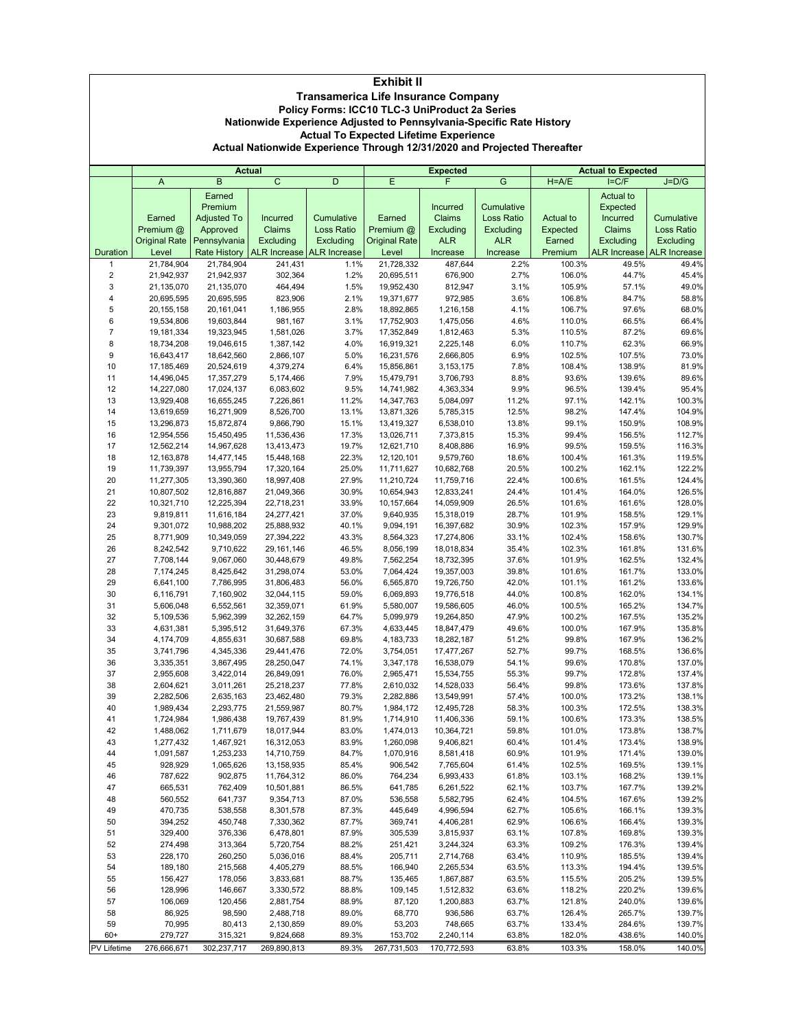# Exhibit II

## Transamerica Life Insurance Company

### Policy Forms: ICC10 TLC-3 UniProduct 2a Series

### Nationwide Experience Adjusted to Pennsylvania-Specific Rate History

### Actual To Expected Lifetime Experience

### Actual Nationwide Experience Through 12/31/2020 and Projected Thereafter

| | Actual | | | | Expected | | | Actual to Expected | | |
|---|---|---|---|---|---|---|---|---|---|---|
| | A | B | C | D | E | F | G | H=A/E | I=C/F | J=D/G |
| Duration | Earned Premium @ Original Rate Level | Earned Premium Adjusted To Approved Pennsylvania Rate History | Incurred Claims Excluding ALR Increase | Cumulative Loss Ratio Excluding ALR Increase | Earned Premium @ Original Rate Level | Incurred Claims Excluding ALR Increase | Cumulative Loss Ratio Excluding ALR Increase | Actual to Expected Earned Premium | Actual to Expected Incurred Claims Excluding ALR Increase | Cumulative Loss Ratio Excluding ALR Increase |
| 1 | 21,784,904 | 21,784,904 | 241,431 | 1.1% | 21,728,332 | 487,644 | 2.2% | 100.3% | 49.5% | 49.4% |
| 2 | 21,942,937 | 21,942,937 | 302,364 | 1.2% | 20,695,511 | 676,900 | 2.7% | 106.0% | 44.7% | 45.4% |
| 3 | 21,135,070 | 21,135,070 | 464,494 | 1.5% | 19,952,430 | 812,947 | 3.1% | 105.9% | 57.1% | 49.0% |
| 4 | 20,695,595 | 20,695,595 | 823,906 | 2.1% | 19,371,677 | 972,985 | 3.6% | 106.8% | 84.7% | 58.8% |
| 5 | 20,155,158 | 20,161,041 | 1,186,955 | 2.8% | 18,892,865 | 1,216,158 | 4.1% | 106.7% | 97.6% | 68.0% |
| 6 | 19,534,806 | 19,603,844 | 981,167 | 3.1% | 17,752,903 | 1,475,056 | 4.6% | 110.0% | 66.5% | 66.4% |
| 7 | 19,181,334 | 19,323,945 | 1,581,026 | 3.7% | 17,352,849 | 1,812,463 | 5.3% | 110.5% | 87.2% | 69.6% |
| 8 | 18,734,208 | 19,046,615 | 1,387,142 | 4.0% | 16,919,321 | 2,225,148 | 6.0% | 110.7% | 62.3% | 66.9% |
| 9 | 16,643,417 | 18,642,560 | 2,866,107 | 5.0% | 16,231,576 | 2,666,805 | 6.9% | 102.5% | 107.5% | 73.0% |
| 10 | 17,185,469 | 20,524,619 | 4,379,274 | 6.4% | 15,856,861 | 3,153,175 | 7.8% | 108.4% | 138.9% | 81.9% |
| 11 | 14,496,045 | 17,357,279 | 5,174,466 | 7.9% | 15,479,791 | 3,706,793 | 8.8% | 93.6% | 139.6% | 89.6% |
| 12 | 14,227,080 | 17,024,137 | 6,083,602 | 9.5% | 14,741,982 | 4,363,334 | 9.9% | 96.5% | 139.4% | 95.4% |
| 13 | 13,929,408 | 16,655,245 | 7,226,861 | 11.2% | 14,347,763 | 5,084,097 | 11.2% | 97.1% | 142.1% | 100.3% |
| 14 | 13,619,659 | 16,271,909 | 8,526,700 | 13.1% | 13,871,326 | 5,785,315 | 12.5% | 98.2% | 147.4% | 104.9% |
| 15 | 13,296,873 | 15,872,874 | 9,866,790 | 15.1% | 13,419,327 | 6,538,010 | 13.8% | 99.1% | 150.9% | 108.9% |
| 16 | 12,954,556 | 15,450,495 | 11,536,436 | 17.3% | 13,026,711 | 7,373,815 | 15.3% | 99.4% | 156.5% | 112.7% |
| 17 | 12,562,214 | 14,967,628 | 13,413,473 | 19.7% | 12,621,710 | 8,408,886 | 16.9% | 99.5% | 159.5% | 116.3% |
| 18 | 12,163,878 | 14,477,145 | 15,448,168 | 22.3% | 12,120,101 | 9,579,760 | 18.6% | 100.4% | 161.3% | 119.5% |
| 19 | 11,739,397 | 13,955,794 | 17,320,164 | 25.0% | 11,711,627 | 10,682,768 | 20.5% | 100.2% | 162.1% | 122.2% |
| 20 | 11,277,305 | 13,390,360 | 18,997,408 | 27.9% | 11,210,724 | 11,759,716 | 22.4% | 100.6% | 161.5% | 124.4% |
| 21 | 10,807,502 | 12,816,887 | 21,049,366 | 30.9% | 10,654,943 | 12,833,241 | 24.4% | 101.4% | 164.0% | 126.5% |
| 22 | 10,321,710 | 12,225,394 | 22,718,231 | 33.9% | 10,157,664 | 14,059,909 | 26.5% | 101.6% | 161.6% | 128.0% |
| 23 | 9,819,811 | 11,616,184 | 24,277,421 | 37.0% | 9,640,935 | 15,318,019 | 28.7% | 101.9% | 158.5% | 129.1% |
| 24 | 9,301,072 | 10,988,202 | 25,888,932 | 40.1% | 9,094,191 | 16,397,682 | 30.9% | 102.3% | 157.9% | 129.9% |
| 25 | 8,771,909 | 10,349,059 | 27,394,222 | 43.3% | 8,564,323 | 17,274,806 | 33.1% | 102.4% | 158.6% | 130.7% |
| 26 | 8,242,542 | 9,710,622 | 29,161,146 | 46.5% | 8,056,199 | 18,018,834 | 35.4% | 102.3% | 161.8% | 131.6% |
| 27 | 7,708,144 | 9,067,060 | 30,448,679 | 49.8% | 7,562,254 | 18,732,395 | 37.6% | 101.9% | 162.5% | 132.4% |
| 28 | 7,174,245 | 8,425,642 | 31,298,074 | 53.0% | 7,064,424 | 19,357,003 | 39.8% | 101.6% | 161.7% | 133.0% |
| 29 | 6,641,100 | 7,786,995 | 31,806,483 | 56.0% | 6,565,870 | 19,726,750 | 42.0% | 101.1% | 161.2% | 133.6% |
| 30 | 6,116,791 | 7,160,902 | 32,044,115 | 59.0% | 6,069,893 | 19,776,518 | 44.0% | 100.8% | 162.0% | 134.1% |
| 31 | 5,606,048 | 6,552,561 | 32,359,071 | 61.9% | 5,580,007 | 19,586,605 | 46.0% | 100.5% | 165.2% | 134.7% |
| 32 | 5,109,536 | 5,962,399 | 32,262,159 | 64.7% | 5,099,979 | 19,264,850 | 47.9% | 100.2% | 167.5% | 135.2% |
| 33 | 4,631,381 | 5,395,512 | 31,649,376 | 67.3% | 4,633,445 | 18,847,479 | 49.6% | 100.0% | 167.9% | 135.8% |
| 34 | 4,174,709 | 4,855,631 | 30,687,588 | 69.8% | 4,183,733 | 18,282,187 | 51.2% | 99.8% | 167.9% | 136.2% |
| 35 | 3,741,796 | 4,345,336 | 29,441,476 | 72.0% | 3,754,051 | 17,477,267 | 52.7% | 99.7% | 168.5% | 136.6% |
| 36 | 3,335,351 | 3,867,495 | 28,250,047 | 74.1% | 3,347,178 | 16,538,079 | 54.1% | 99.6% | 170.8% | 137.0% |
| 37 | 2,955,608 | 3,422,014 | 26,849,091 | 76.0% | 2,965,471 | 15,534,755 | 55.3% | 99.7% | 172.8% | 137.4% |
| 38 | 2,604,621 | 3,011,261 | 25,218,237 | 77.8% | 2,610,032 | 14,528,033 | 56.4% | 99.8% | 173.6% | 137.8% |
| 39 | 2,282,506 | 2,635,163 | 23,462,480 | 79.3% | 2,282,886 | 13,549,991 | 57.4% | 100.0% | 173.2% | 138.1% |
| 40 | 1,989,434 | 2,293,775 | 21,559,987 | 80.7% | 1,984,172 | 12,495,728 | 58.3% | 100.3% | 172.5% | 138.3% |
| 41 | 1,724,984 | 1,986,438 | 19,767,439 | 81.9% | 1,714,910 | 11,406,336 | 59.1% | 100.6% | 173.3% | 138.5% |
| 42 | 1,488,062 | 1,711,679 | 18,017,944 | 83.0% | 1,474,013 | 10,364,721 | 59.8% | 101.0% | 173.8% | 138.7% |
| 43 | 1,277,432 | 1,467,921 | 16,312,053 | 83.9% | 1,260,098 | 9,406,821 | 60.4% | 101.4% | 173.4% | 138.9% |
| 44 | 1,091,587 | 1,253,233 | 14,710,759 | 84.7% | 1,070,916 | 8,581,418 | 60.9% | 101.9% | 171.4% | 139.0% |
| 45 | 928,929 | 1,065,626 | 13,158,935 | 85.4% | 906,542 | 7,765,604 | 61.4% | 102.5% | 169.5% | 139.1% |
| 46 | 787,622 | 902,875 | 11,764,312 | 86.0% | 764,234 | 6,993,433 | 61.8% | 103.1% | 168.2% | 139.1% |
| 47 | 665,531 | 762,409 | 10,501,881 | 86.5% | 641,785 | 6,261,522 | 62.1% | 103.7% | 167.7% | 139.2% |
| 48 | 560,552 | 641,737 | 9,354,713 | 87.0% | 536,558 | 5,582,795 | 62.4% | 104.5% | 167.6% | 139.2% |
| 49 | 470,735 | 538,558 | 8,301,578 | 87.3% | 445,649 | 4,996,594 | 62.7% | 105.6% | 166.1% | 139.3% |
| 50 | 394,252 | 450,748 | 7,330,362 | 87.7% | 369,741 | 4,406,281 | 62.9% | 106.6% | 166.4% | 139.3% |
| 51 | 329,400 | 376,336 | 6,478,801 | 87.9% | 305,539 | 3,815,937 | 63.1% | 107.8% | 169.8% | 139.3% |
| 52 | 274,498 | 313,364 | 5,720,754 | 88.2% | 251,421 | 3,244,324 | 63.3% | 109.2% | 176.3% | 139.4% |
| 53 | 228,170 | 260,250 | 5,036,016 | 88.4% | 205,711 | 2,714,768 | 63.4% | 110.9% | 185.5% | 139.4% |
| 54 | 189,180 | 215,568 | 4,405,279 | 88.5% | 166,940 | 2,265,534 | 63.5% | 113.3% | 194.4% | 139.5% |
| 55 | 156,427 | 178,056 | 3,833,681 | 88.7% | 135,465 | 1,867,887 | 63.5% | 115.5% | 205.2% | 139.5% |
| 56 | 128,996 | 146,667 | 3,330,572 | 88.8% | 109,145 | 1,512,832 | 63.6% | 118.2% | 220.2% | 139.6% |
| 57 | 106,069 | 120,456 | 2,881,754 | 88.9% | 87,120 | 1,200,883 | 63.7% | 121.8% | 240.0% | 139.6% |
| 58 | 86,925 | 98,590 | 2,488,718 | 89.0% | 68,770 | 936,586 | 63.7% | 126.4% | 265.7% | 139.7% |
| 59 | 70,995 | 80,413 | 2,130,859 | 89.0% | 53,203 | 748,665 | 63.7% | 133.4% | 284.6% | 139.7% |
| 60+ | 279,727 | 315,321 | 9,824,668 | 89.3% | 153,702 | 2,240,114 | 63.8% | 182.0% | 438.6% | 140.0% |
| PV Lifetime | 276,666,671 | 302,237,717 | 269,890,813 | 89.3% | 267,731,503 | 170,772,593 | 63.8% | 103.3% | 158.0% | 140.0% |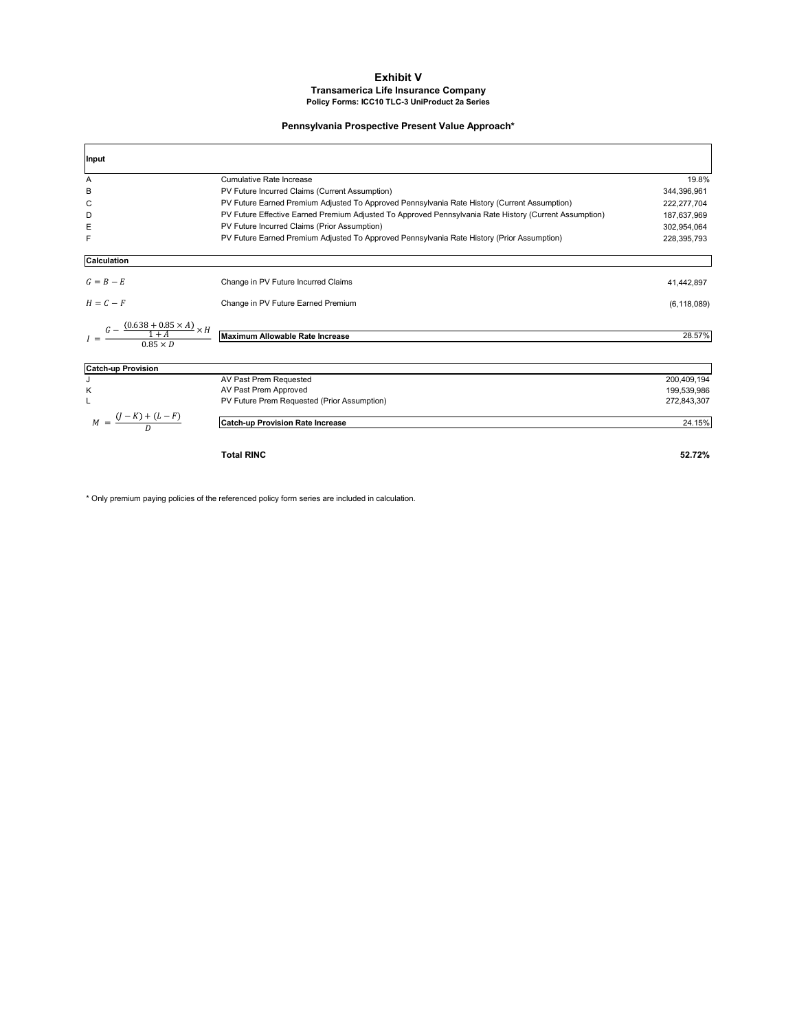# Exhibit V

**Transamerica Life Insurance Company**

**Policy Forms: ICC10 TLC-3 UniProduct 2a Series**

**Pennsylvania Prospective Present Value Approach***

| **Input** | | |
|---|---|---|
| A | Cumulative Rate Increase | 19.8% |
| B | PV Future Incurred Claims (Current Assumption) | 344,396,961 |
| C | PV Future Earned Premium Adjusted To Approved Pennsylvania Rate History (Current Assumption) | 222,277,704 |
| D | PV Future Effective Earned Premium Adjusted To Approved Pennsylvania Rate History (Current Assumption) | 187,637,969 |
| E | PV Future Incurred Claims (Prior Assumption) | 302,954,064 |
| F | PV Future Earned Premium Adjusted To Approved Pennsylvania Rate History (Prior Assumption) | 228,395,793 |
| **Calculation** | | |
| $G = B - E$ | Change in PV Future Incurred Claims | 41,442,897 |
| $H = C - F$ | Change in PV Future Earned Premium | (6,118,089) |
| $I = \dfrac{G - \dfrac{(0.638 + 0.85 \times A)}{1 + A} \times H}{0.85 \times D}$ | **Maximum Allowable Rate Increase** | 28.57% |
| **Catch-up Provision** | | |
| J | AV Past Prem Requested | 200,409,194 |
| K | AV Past Prem Approved | 199,539,986 |
| L | PV Future Prem Requested (Prior Assumption) | 272,843,307 |
| $M = \dfrac{(J - K) + (L - F)}{D}$ | **Catch-up Provision Rate Increase** | 24.15% |
| | **Total RINC** | **52.72%** |

\* Only premium paying policies of the referenced policy form series are included in calculation.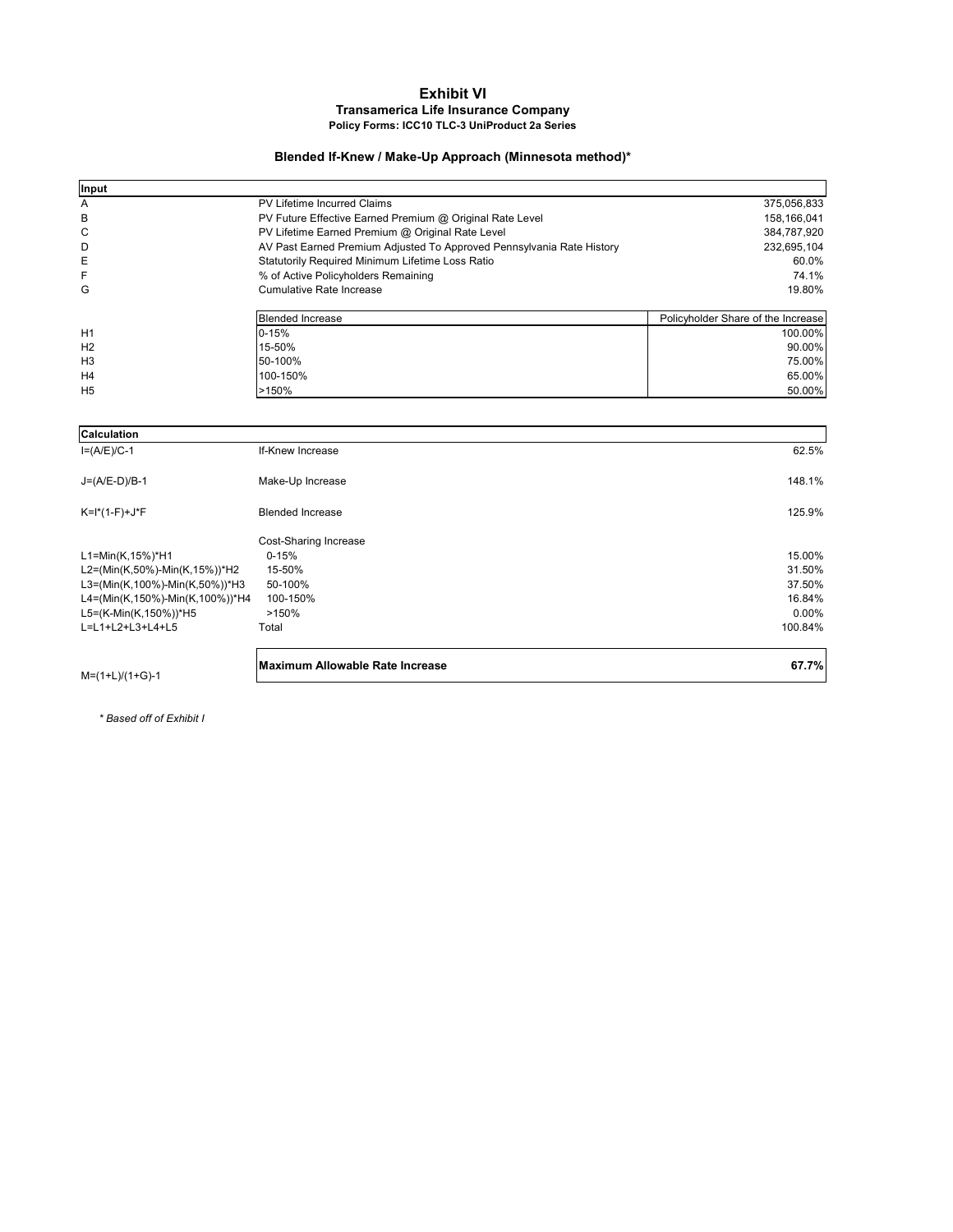# Exhibit VI

**Transamerica Life Insurance Company**

**Policy Forms: ICC10 TLC-3 UniProduct 2a Series**

**Blended If-Knew / Make-Up Approach (Minnesota method)***

| Input | | |
|---|---|---|
| A | PV Lifetime Incurred Claims | 375,056,833 |
| B | PV Future Effective Earned Premium @ Original Rate Level | 158,166,041 |
| C | PV Lifetime Earned Premium @ Original Rate Level | 384,787,920 |
| D | AV Past Earned Premium Adjusted To Approved Pennsylvania Rate History | 232,695,104 |
| E | Statutorily Required Minimum Lifetime Loss Ratio | 60.0% |
| F | % of Active Policyholders Remaining | 74.1% |
| G | Cumulative Rate Increase | 19.80% |

| | Blended Increase | Policyholder Share of the Increase |
|---|---|---|
| H1 | 0-15% | 100.00% |
| H2 | 15-50% | 90.00% |
| H3 | 50-100% | 75.00% |
| H4 | 100-150% | 65.00% |
| H5 | >150% | 50.00% |

| Calculation | | |
|---|---|---|
| I=(A/E)/C-1 | If-Knew Increase | 62.5% |
| J=(A/E-D)/B-1 | Make-Up Increase | 148.1% |
| K=I*(1-F)+J*F | Blended Increase | 125.9% |
| | Cost-Sharing Increase | |
| L1=Min(K,15%)*H1 | 0-15% | 15.00% |
| L2=(Min(K,50%)-Min(K,15%))*H2 | 15-50% | 31.50% |
| L3=(Min(K,100%)-Min(K,50%))*H3 | 50-100% | 37.50% |
| L4=(Min(K,150%)-Min(K,100%))*H4 | 100-150% | 16.84% |
| L5=(K-Min(K,150%))*H5 | >150% | 0.00% |
| L=L1+L2+L3+L4+L5 | Total | 100.84% |
| M=(1+L)/(1+G)-1 | **Maximum Allowable Rate Increase** | **67.7%** |

*\* Based off of Exhibit I*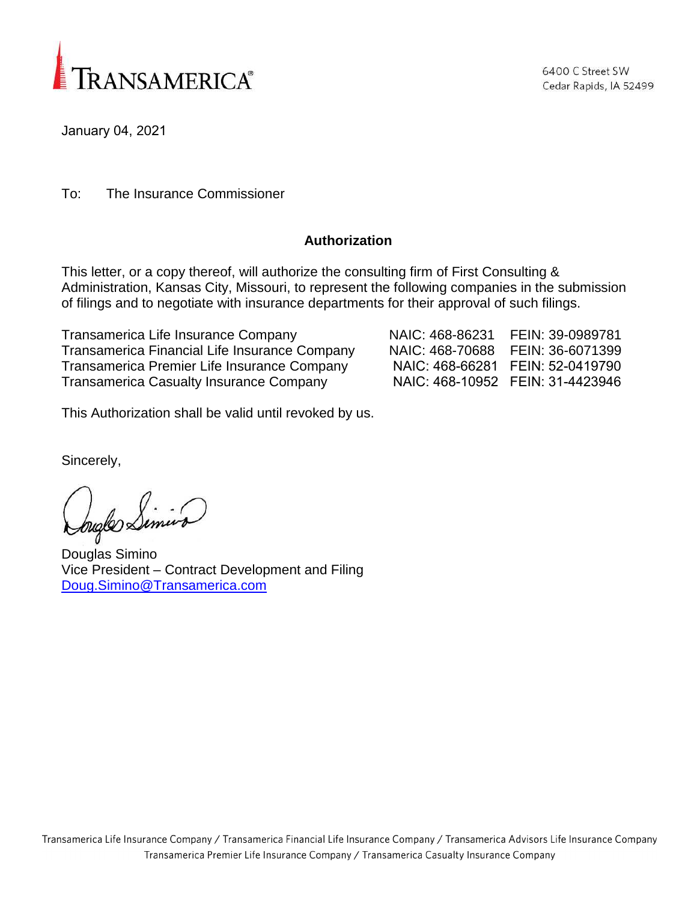TRANSAMERICA®

6400 C Street SW
Cedar Rapids, IA 52499

January 04, 2021

To: The Insurance Commissioner

**Authorization**

This letter, or a copy thereof, will authorize the consulting firm of First Consulting & Administration, Kansas City, Missouri, to represent the following companies in the submission of filings and to negotiate with insurance departments for their approval of such filings.

| | | |
|---|---|---|
| Transamerica Life Insurance Company | NAIC: 468-86231 | FEIN: 39-0989781 |
| Transamerica Financial Life Insurance Company | NAIC: 468-70688 | FEIN: 36-6071399 |
| Transamerica Premier Life Insurance Company | NAIC: 468-66281 | FEIN: 52-0419790 |
| Transamerica Casualty Insurance Company | NAIC: 468-10952 | FEIN: 31-4423946 |

This Authorization shall be valid until revoked by us.

Sincerely,

Douglas Simino
Vice President – Contract Development and Filing
Doug.Simino@Transamerica.com

Transamerica Life Insurance Company / Transamerica Financial Life Insurance Company / Transamerica Advisors Life Insurance Company
Transamerica Premier Life Insurance Company / Transamerica Casualty Insurance Company